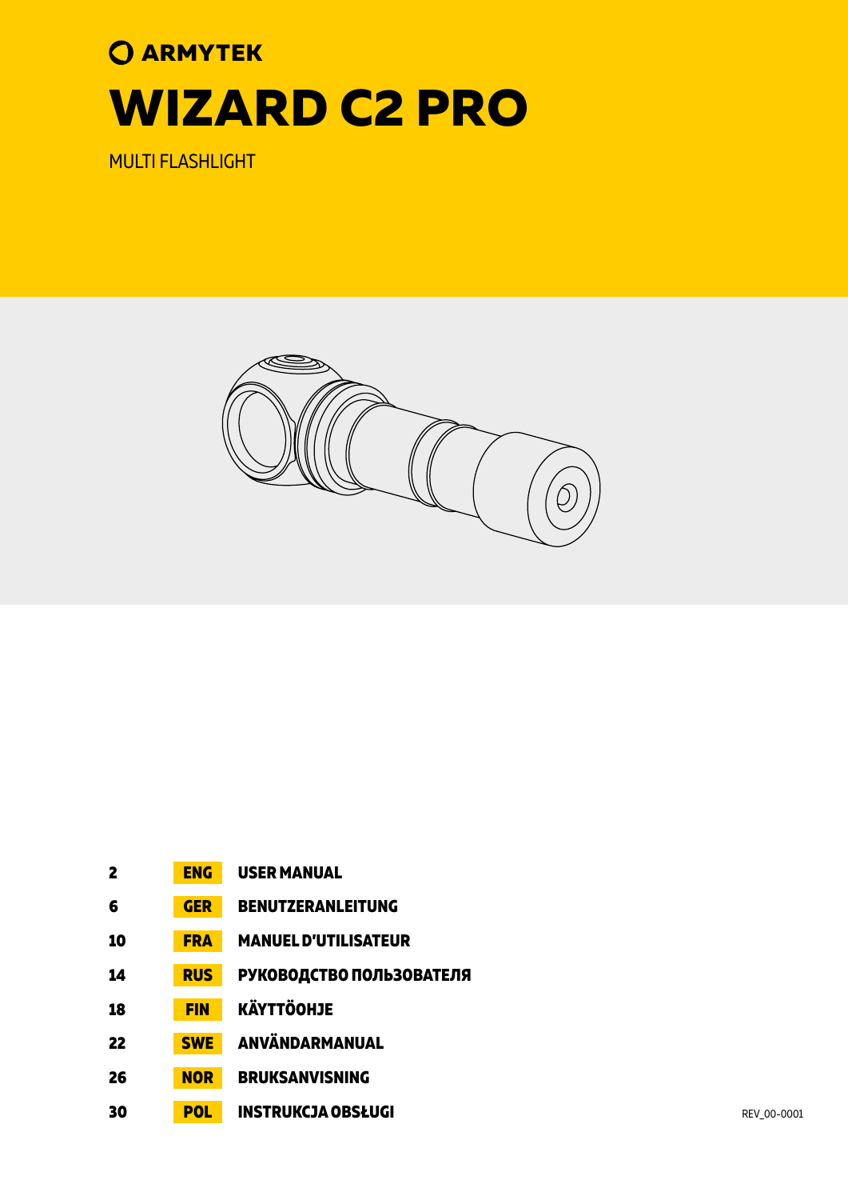ARMYTEK

# WIZARD C2 PRO

MULTI FLASHLIGHT

| | | |
|---|---|---|
| 2 | ENG | USER MANUAL |
| 6 | GER | BENUTZERANLEITUNG |
| 10 | FRA | MANUEL D'UTILISATEUR |
| 14 | RUS | РУКОВОДСТВО ПОЛЬЗОВАТЕЛЯ |
| 18 | FIN | KÄYTTÖOHJE |
| 22 | SWE | ANVÄNDARMANUAL |
| 26 | NOR | BRUKSANVISNING |
| 30 | POL | INSTRUKCJA OBSŁUGI |

REV_00-0001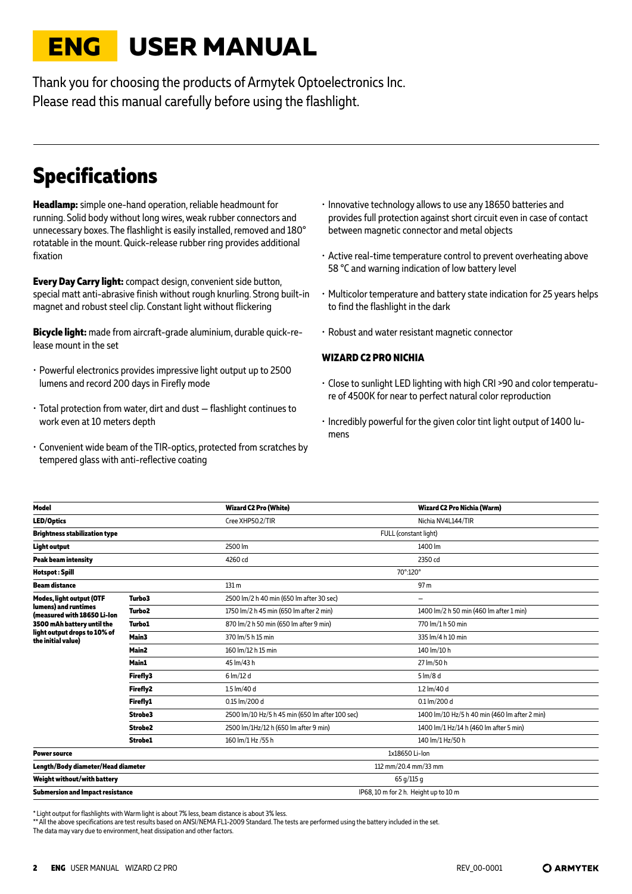# ENG USER MANUAL

Thank you for choosing the products of Armytek Optoelectronics Inc.
Please read this manual carefully before using the flashlight.

## Specifications

**Headlamp:** simple one-hand operation, reliable headmount for running. Solid body without long wires, weak rubber connectors and unnecessary boxes. The flashlight is easily installed, removed and 180° rotatable in the mount. Quick-release rubber ring provides additional fixation

**Every Day Carry light:** compact design, convenient side button, special matt anti-abrasive finish without rough knurling. Strong built-in magnet and robust steel clip. Constant light without flickering

**Bicycle light:** made from aircraft-grade aluminium, durable quick-release mount in the set

- Powerful electronics provides impressive light output up to 2500 lumens and record 200 days in Firefly mode
- Total protection from water, dirt and dust — flashlight continues to work even at 10 meters depth
- Convenient wide beam of the TIR-optics, protected from scratches by tempered glass with anti-reflective coating
- Innovative technology allows to use any 18650 batteries and provides full protection against short circuit even in case of contact between magnetic connector and metal objects
- Active real-time temperature control to prevent overheating above 58 °C and warning indication of low battery level
- Multicolor temperature and battery state indication for 25 years helps to find the flashlight in the dark
- Robust and water resistant magnetic connector

**WIZARD C2 PRO NICHIA**

- Close to sunlight LED lighting with high CRI >90 and color temperature of 4500K for near to perfect natural color reproduction
- Incredibly powerful for the given color tint light output of 1400 lumens

| Model | | Wizard C2 Pro (White) | Wizard C2 Pro Nichia (Warm) |
|---|---|---|---|
| LED/Optics | | Cree XHP50.2/TIR | Nichia NV4L144/TIR |
| Brightness stabilization type | | FULL (constant light) | |
| Light output | | 2500 lm | 1400 lm |
| Peak beam intensity | | 4260 cd | 2350 cd |
| Hotspot : Spill | | 70°:120° | |
| Beam distance | | 131 m | 97 m |
| Modes, light output (OTF lumens) and runtimes (measured with 18650 Li-Ion 3500 mAh battery until the light output drops to 10% of the initial value) | Turbo3 | 2500 lm/2 h 40 min (650 lm after 30 sec) | – |
| | Turbo2 | 1750 lm/2 h 45 min (650 lm after 2 min) | 1400 lm/2 h 50 min (460 lm after 1 min) |
| | Turbo1 | 870 lm/2 h 50 min (650 lm after 9 min) | 770 lm/1 h 50 min |
| | Main3 | 370 lm/5 h 15 min | 335 lm/4 h 10 min |
| | Main2 | 160 lm/12 h 15 min | 140 lm/10 h |
| | Main1 | 45 lm/43 h | 27 lm/50 h |
| | Firefly3 | 6 lm/12 d | 5 lm/8 d |
| | Firefly2 | 1.5 lm/40 d | 1.2 lm/40 d |
| | Firefly1 | 0.15 lm/200 d | 0.1 lm/200 d |
| | Strobe3 | 2500 lm/10 Hz/5 h 45 min (650 lm after 100 sec) | 1400 lm/10 Hz/5 h 40 min (460 lm after 2 min) |
| | Strobe2 | 2500 lm/1Hz/12 h (650 lm after 9 min) | 1400 lm/1 Hz/14 h (460 lm after 5 min) |
| | Strobe1 | 160 lm/1 Hz /55 h | 140 lm/1 Hz/50 h |
| Power source | | 1x18650 Li-Ion | |
| Length/Body diameter/Head diameter | | 112 mm/20.4 mm/33 mm | |
| Weight without/with battery | | 65 g/115 g | |
| Submersion and Impact resistance | | IP68, 10 m for 2 h. Height up to 10 m | |

\* Light output for flashlights with Warm light is about 7% less, beam distance is about 3% less.
\*\* All the above specifications are test results based on ANSI/NEMA FL1-2009 Standard. The tests are performed using the battery included in the set.
The data may vary due to environment, heat dissipation and other factors.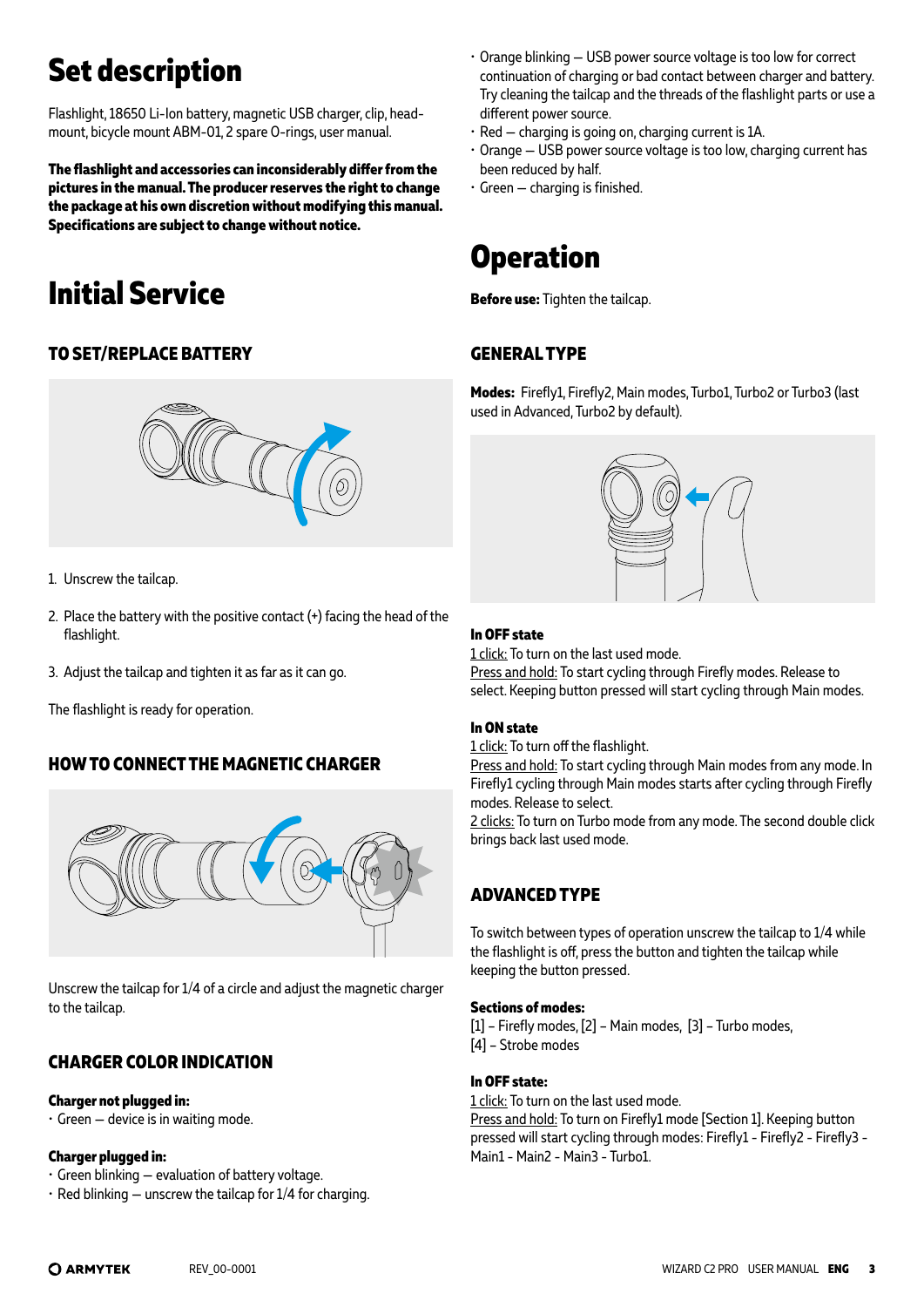# Set description

Flashlight, 18650 Li-Ion battery, magnetic USB charger, clip, head-mount, bicycle mount ABM-01, 2 spare O-rings, user manual.

**The flashlight and accessories can inconsiderably differ from the pictures in the manual. The producer reserves the right to change the package at his own discretion without modifying this manual. Specifications are subject to change without notice.**

# Initial Service

## TO SET/REPLACE BATTERY

1. Unscrew the tailcap.
2. Place the battery with the positive contact (+) facing the head of the flashlight.
3. Adjust the tailcap and tighten it as far as it can go.

The flashlight is ready for operation.

## HOW TO CONNECT THE MAGNETIC CHARGER

Unscrew the tailcap for 1/4 of a circle and adjust the magnetic charger to the tailcap.

## CHARGER COLOR INDICATION

**Charger not plugged in:**
- Green – device is in waiting mode.

**Charger plugged in:**
- Green blinking – evaluation of battery voltage.
- Red blinking – unscrew the tailcap for 1/4 for charging.
- Orange blinking – USB power source voltage is too low for correct continuation of charging or bad contact between charger and battery. Try cleaning the tailcap and the threads of the flashlight parts or use a different power source.
- Red – charging is going on, charging current is 1A.
- Orange – USB power source voltage is too low, charging current has been reduced by half.
- Green – charging is finished.

# Operation

**Before use:** Tighten the tailcap.

## GENERAL TYPE

**Modes:** Firefly1, Firefly2, Main modes, Turbo1, Turbo2 or Turbo3 (last used in Advanced, Turbo2 by default).

**In OFF state**
1 click: To turn on the last used mode.
Press and hold: To start cycling through Firefly modes. Release to select. Keeping button pressed will start cycling through Main modes.

**In ON state**
1 click: To turn off the flashlight.
Press and hold: To start cycling through Main modes from any mode. In Firefly1 cycling through Main modes starts after cycling through Firefly modes. Release to select.
2 clicks: To turn on Turbo mode from any mode. The second double click brings back last used mode.

## ADVANCED TYPE

To switch between types of operation unscrew the tailcap to 1/4 while the flashlight is off, press the button and tighten the tailcap while keeping the button pressed.

**Sections of modes:**
[1] – Firefly modes, [2] – Main modes, [3] – Turbo modes,
[4] – Strobe modes

**In OFF state:**
1 click: To turn on the last used mode.
Press and hold: To turn on Firefly1 mode [Section 1]. Keeping button pressed will start cycling through modes: Firefly1 - Firefly2 - Firefly3 - Main1 - Main2 - Main3 - Turbo1.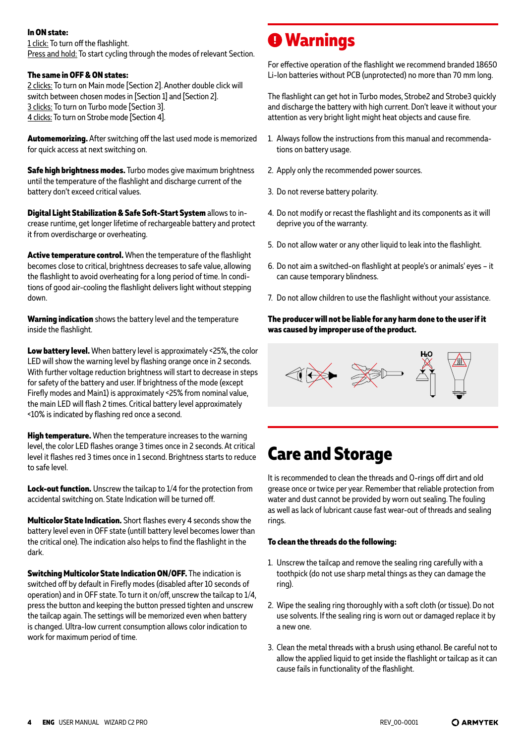**In ON state:**
1 click: To turn off the flashlight.
Press and hold: To start cycling through the modes of relevant Section.

**The same in OFF & ON states:**
2 clicks: To turn on Main mode [Section 2]. Another double click will switch between chosen modes in [Section 1] and [Section 2].
3 clicks: To turn on Turbo mode [Section 3].
4 clicks: To turn on Strobe mode [Section 4].

**Automemorizing.** After switching off the last used mode is memorized for quick access at next switching on.

**Safe high brightness modes.** Turbo modes give maximum brightness until the temperature of the flashlight and discharge current of the battery don't exceed critical values.

**Digital Light Stabilization & Safe Soft-Start System** allows to increase runtime, get longer lifetime of rechargeable battery and protect it from overdischarge or overheating.

**Active temperature control.** When the temperature of the flashlight becomes close to critical, brightness decreases to safe value, allowing the flashlight to avoid overheating for a long period of time. In conditions of good air-cooling the flashlight delivers light without stepping down.

**Warning indication** shows the battery level and the temperature inside the flashlight.

**Low battery level.** When battery level is approximately <25%, the color LED will show the warning level by flashing orange once in 2 seconds. With further voltage reduction brightness will start to decrease in steps for safety of the battery and user. If brightness of the mode (except Firefly modes and Main1) is approximately <25% from nominal value, the main LED will flash 2 times. Critical battery level approximately <10% is indicated by flashing red once a second.

**High temperature.** When the temperature increases to the warning level, the color LED flashes orange 3 times once in 2 seconds. At critical level it flashes red 3 times once in 1 second. Brightness starts to reduce to safe level.

**Lock-out function.** Unscrew the tailcap to 1/4 for the protection from accidental switching on. State Indication will be turned off.

**Multicolor State Indication.** Short flashes every 4 seconds show the battery level even in OFF state (untill battery level becomes lower than the critical one). The indication also helps to find the flashlight in the dark.

**Switching Multicolor State Indication ON/OFF.** The indication is switched off by default in Firefly modes (disabled after 10 seconds of operation) and in OFF state. To turn it on/off, unscrew the tailcap to 1/4, press the button and keeping the button pressed tighten and unscrew the tailcap again. The settings will be memorized even when battery is changed. Ultra-low current consumption allows color indication to work for maximum period of time.

# Warnings

For effective operation of the flashlight we recommend branded 18650 Li-Ion batteries without PCB (unprotected) no more than 70 mm long.

The flashlight can get hot in Turbo modes, Strobe2 and Strobe3 quickly and discharge the battery with high current. Don't leave it without your attention as very bright light might heat objects and cause fire.

1. Always follow the instructions from this manual and recommendations on battery usage.
2. Apply only the recommended power sources.
3. Do not reverse battery polarity.
4. Do not modify or recast the flashlight and its components as it will deprive you of the warranty.
5. Do not allow water or any other liquid to leak into the flashlight.
6. Do not aim a switched-on flashlight at people's or animals' eyes – it can cause temporary blindness.
7. Do not allow children to use the flashlight without your assistance.

**The producer will not be liable for any harm done to the user if it was caused by improper use of the product.**

# Care and Storage

It is recommended to clean the threads and O-rings off dirt and old grease once or twice per year. Remember that reliable protection from water and dust cannot be provided by worn out sealing. The fouling as well as lack of lubricant cause fast wear-out of threads and sealing rings.

**To clean the threads do the following:**

1. Unscrew the tailcap and remove the sealing ring carefully with a toothpick (do not use sharp metal things as they can damage the ring).
2. Wipe the sealing ring thoroughly with a soft cloth (or tissue). Do not use solvents. If the sealing ring is worn out or damaged replace it by a new one.
3. Clean the metal threads with a brush using ethanol. Be careful not to allow the applied liquid to get inside the flashlight or tailcap as it can cause fails in functionality of the flashlight.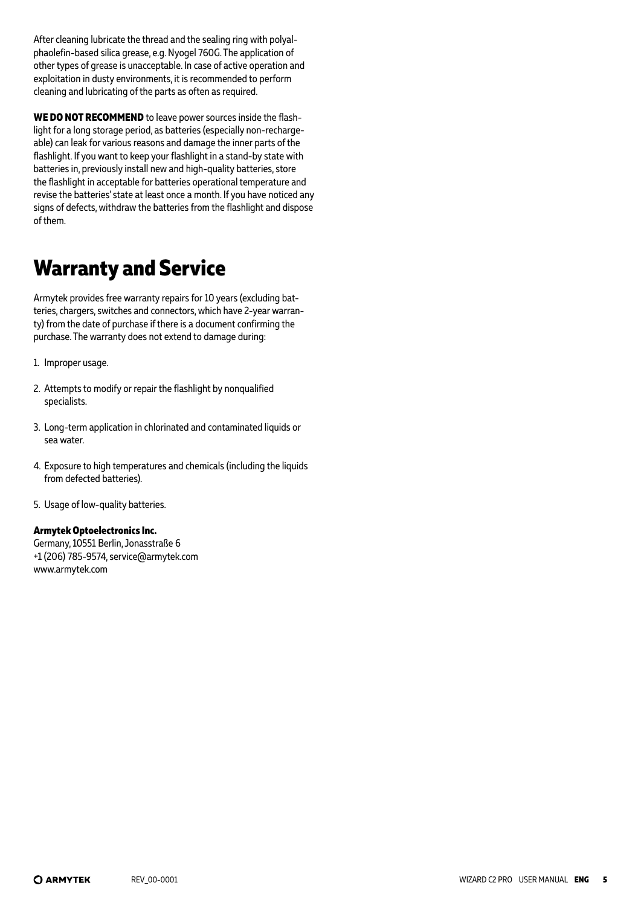After cleaning lubricate the thread and the sealing ring with polyalphaolefin-based silica grease, e.g. Nyogel 760G. The application of other types of grease is unacceptable. In case of active operation and exploitation in dusty environments, it is recommended to perform cleaning and lubricating of the parts as often as required.

**WE DO NOT RECOMMEND** to leave power sources inside the flashlight for a long storage period, as batteries (especially non-rechargeable) can leak for various reasons and damage the inner parts of the flashlight. If you want to keep your flashlight in a stand-by state with batteries in, previously install new and high-quality batteries, store the flashlight in acceptable for batteries operational temperature and revise the batteries' state at least once a month. If you have noticed any signs of defects, withdraw the batteries from the flashlight and dispose of them.

# Warranty and Service

Armytek provides free warranty repairs for 10 years (excluding batteries, chargers, switches and connectors, which have 2-year warranty) from the date of purchase if there is a document confirming the purchase. The warranty does not extend to damage during:

1. Improper usage.
2. Attempts to modify or repair the flashlight by nonqualified specialists.
3. Long-term application in chlorinated and contaminated liquids or sea water.
4. Exposure to high temperatures and chemicals (including the liquids from defected batteries).
5. Usage of low-quality batteries.

**Armytek Optoelectronics Inc.**
Germany, 10551 Berlin, Jonasstraße 6
+1 (206) 785-9574, service@armytek.com
www.armytek.com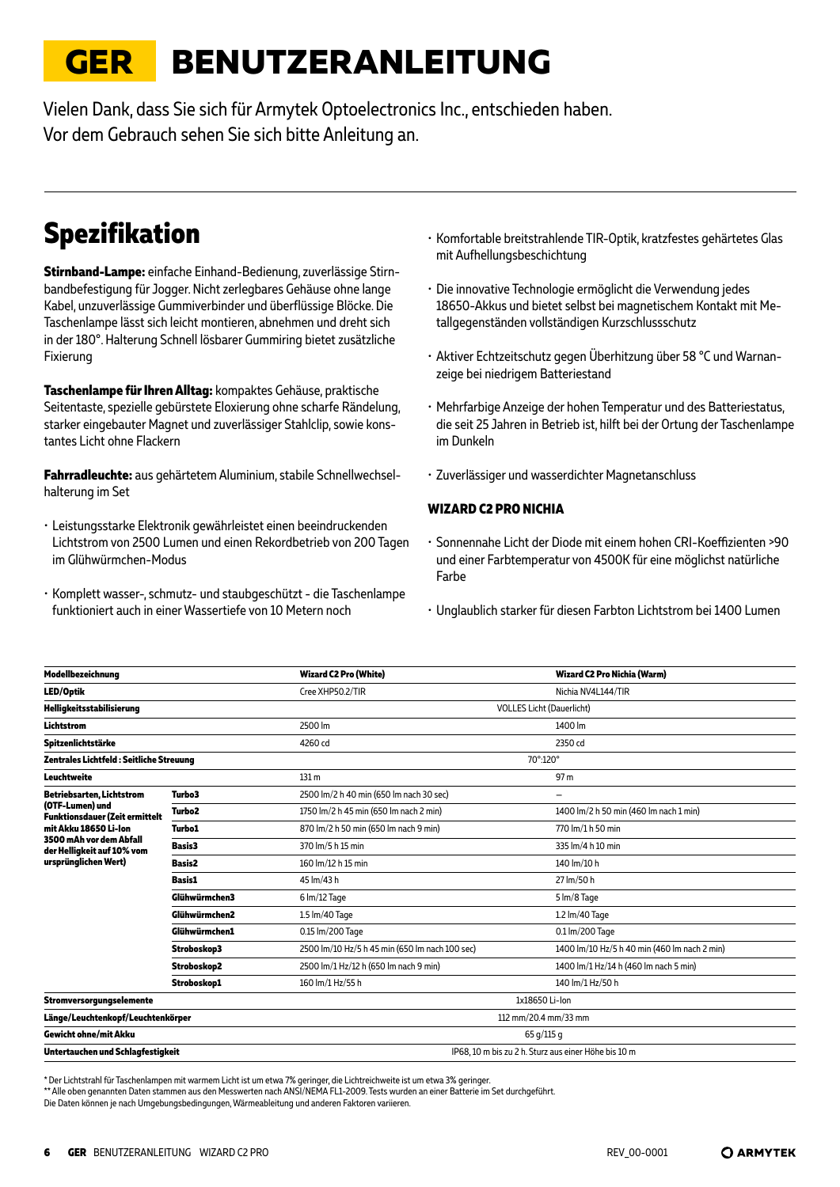# GER BENUTZERANLEITUNG

Vielen Dank, dass Sie sich für Armytek Optoelectronics Inc., entschieden haben.
Vor dem Gebrauch sehen Sie sich bitte Anleitung an.

## Spezifikation

**Stirnband-Lampe:** einfache Einhand-Bedienung, zuverlässige Stirnbandbefestigung für Jogger. Nicht zerlegbares Gehäuse ohne lange Kabel, unzuverlässige Gummiverbinder und überflüssige Blöcke. Die Taschenlampe lässt sich leicht montieren, abnehmen und dreht sich in der 180°. Halterung Schnell lösbarer Gummiring bietet zusätzliche Fixierung

**Taschenlampe für Ihren Alltag:** kompaktes Gehäuse, praktische Seitentaste, spezielle gebürstete Eloxierung ohne scharfe Rändelung, starker eingebauter Magnet und zuverlässiger Stahlclip, sowie konstantes Licht ohne Flackern

**Fahrradleuchte:** aus gehärtetem Aluminium, stabile Schnellwechselhalterung im Set

- Leistungsstarke Elektronik gewährleistet einen beeindruckenden Lichtstrom von 2500 Lumen und einen Rekordbetrieb von 200 Tagen im Glühwürmchen-Modus
- Komplett wasser-, schmutz- und staubgeschützt - die Taschenlampe funktioniert auch in einer Wassertiefe von 10 Metern noch
- Komfortable breitstrahlende TIR-Optik, kratzfestes gehärtetes Glas mit Aufhellungsbeschichtung
- Die innovative Technologie ermöglicht die Verwendung jedes 18650-Akkus und bietet selbst bei magnetischem Kontakt mit Metallgegenständen vollständigen Kurzschlussschutz
- Aktiver Echtzeitschutz gegen Überhitzung über 58 °C und Warnanzeige bei niedrigem Batteriestand
- Mehrfarbige Anzeige der hohen Temperatur und des Batteriestatus, die seit 25 Jahren in Betrieb ist, hilft bei der Ortung der Taschenlampe im Dunkeln
- Zuverlässiger und wasserdichter Magnetanschluss

**WIZARD C2 PRO NICHIA**

- Sonnennahe Licht der Diode mit einem hohen CRI-Koeffizienten >90 und einer Farbtemperatur von 4500K für eine möglichst natürliche Farbe
- Unglaublich starker für diesen Farbton Lichtstrom bei 1400 Lumen

| **Modellbezeichnung** | | **Wizard C2 Pro (White)** | **Wizard C2 Pro Nichia (Warm)** |
|---|---|---|---|
| **LED/Optik** | | Cree XHP50.2/TIR | Nichia NV4L144/TIR |
| **Helligkeitsstabilisierung** | | VOLLES Licht (Dauerlicht) | |
| **Lichtstrom** | | 2500 lm | 1400 lm |
| **Spitzenlichtstärke** | | 4260 cd | 2350 cd |
| **Zentrales Lichtfeld : Seitliche Streuung** | | 70°:120° | |
| **Leuchtweite** | | 131 m | 97 m |
| **Betriebsarten, Lichtstrom (OTF-Lumen) und Funktionsdauer (Zeit ermittelt mit Akku 18650 Li-Ion 3500 mAh vor dem Abfall der Helligkeit auf 10% vom ursprünglichen Wert)** | **Turbo3** | 2500 lm/2 h 40 min (650 lm nach 30 sec) | – |
| | **Turbo2** | 1750 lm/2 h 45 min (650 lm nach 2 min) | 1400 lm/2 h 50 min (650 lm nach 1 min) |
| | **Turbo1** | 870 lm/2 h 50 min (650 lm nach 9 min) | 770 lm/1 h 50 min |
| | **Basis3** | 370 lm/5 h 15 min | 335 lm/4 h 10 min |
| | **Basis2** | 160 lm/12 h 15 min | 140 lm/10 h |
| | **Basis1** | 45 lm/43 h | 27 lm/50 h |
| | **Glühwürmchen3** | 6 lm/12 Tage | 5 lm/8 Tage |
| | **Glühwürmchen2** | 1.5 lm/40 Tage | 1.2 lm/40 Tage |
| | **Glühwürmchen1** | 0.15 lm/200 Tage | 0.1 lm/200 Tage |
| | **Stroboskop3** | 2500 lm/10 Hz/5 h 45 min (650 lm nach 100 sec) | 1400 lm/10 Hz/5 h 40 min (460 lm nach 2 min) |
| | **Stroboskop2** | 2500 lm/1 Hz/12 h (650 lm nach 9 min) | 1400 lm/1 Hz/14 h (460 lm nach 5 min) |
| | **Stroboskop1** | 160 lm/1 Hz/55 h | 140 lm/1 Hz/50 h |
| **Stromversorgungselemente** | | 1x18650 Li-Ion | |
| **Länge/Leuchtenkopf/Leuchtenkörper** | | 112 mm/20.4 mm/33 mm | |
| **Gewicht ohne/mit Akku** | | 65 g/115 g | |
| **Untertauchen und Schlagfestigkeit** | | IP68, 10 m bis zu 2 h. Sturz aus einer Höhe bis 10 m | |

\* Der Lichtstrahl für Taschenlampen mit warmem Licht ist um etwa 7% geringer, die Lichtreichweite ist um etwa 3% geringer.
\*\* Alle oben genannten Daten stammen aus den Messwerten nach ANSI/NEMA FL1-2009. Tests wurden an einer Batterie im Set durchgeführt.
Die Daten können je nach Umgebungsbedingungen, Wärmeableitung und anderen Faktoren variieren.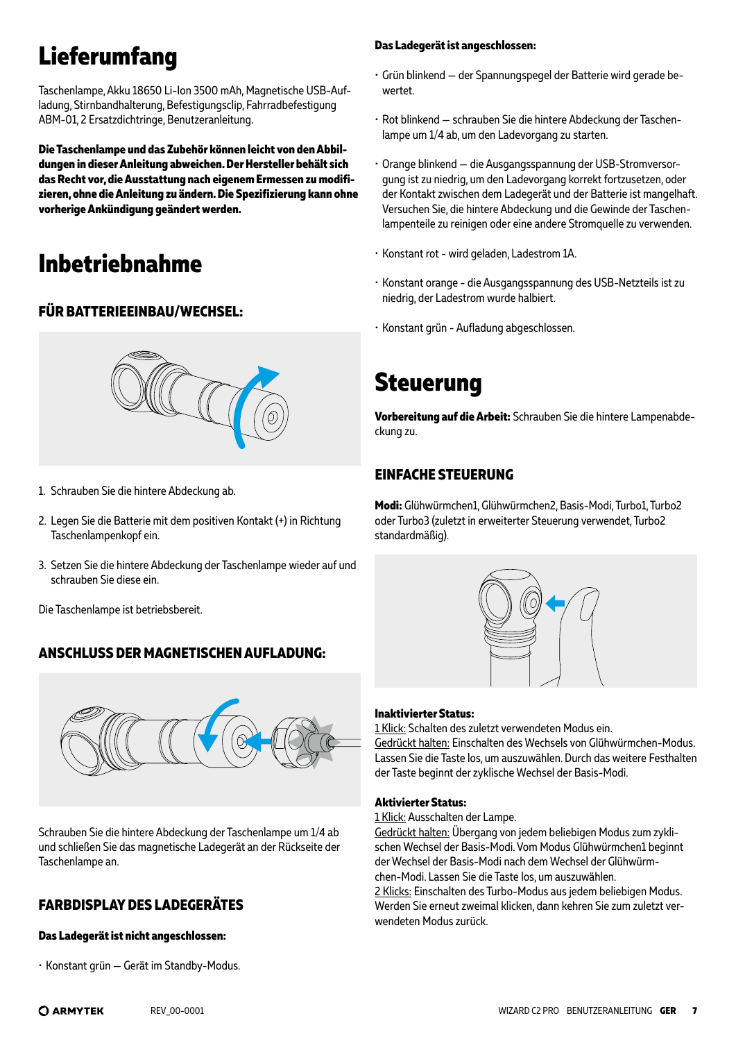# Lieferumfang

Taschenlampe, Akku 18650 Li-Ion 3500 mAh, Magnetische USB-Aufladung, Stirnbandhalterung, Befestigungsclip, Fahrradbefestigung ABM-01, 2 Ersatzdichtringe, Benutzeranleitung.

**Die Taschenlampe und das Zubehör können leicht von den Abbildungen in dieser Anleitung abweichen. Der Hersteller behält sich das Recht vor, die Ausstattung nach eigenem Ermessen zu modifizieren, ohne die Anleitung zu ändern. Die Spezifizierung kann ohne vorherige Ankündigung geändert werden.**

# Inbetriebnahme

### FÜR BATTERIEEINBAU/WECHSEL:

1. Schrauben Sie die hintere Abdeckung ab.
2. Legen Sie die Batterie mit dem positiven Kontakt (+) in Richtung Taschenlampenkopf ein.
3. Setzen Sie die hintere Abdeckung der Taschenlampe wieder auf und schrauben Sie diese ein.

Die Taschenlampe ist betriebsbereit.

### ANSCHLUSS DER MAGNETISCHEN AUFLADUNG:

Schrauben Sie die hintere Abdeckung der Taschenlampe um 1/4 ab und schließen Sie das magnetische Ladegerät an der Rückseite der Taschenlampe an.

### FARBDISPLAY DES LADEGERÄTES

**Das Ladegerät ist nicht angeschlossen:**

- Konstant grün – Gerät im Standby-Modus.

**Das Ladegerät ist angeschlossen:**

- Grün blinkend – der Spannungspegel der Batterie wird gerade bewertet.
- Rot blinkend – schrauben Sie die hintere Abdeckung der Taschenlampe um 1/4 ab, um den Ladevorgang zu starten.
- Orange blinkend – die Ausgangsspannung der USB-Stromversorgung ist zu niedrig, um den Ladevorgang korrekt fortzusetzen, oder der Kontakt zwischen dem Ladegerät und der Batterie ist mangelhaft. Versuchen Sie, die hintere Abdeckung und die Gewinde der Taschenlampenteile zu reinigen oder eine andere Stromquelle zu verwenden.
- Konstant rot - wird geladen, Ladestrom 1A.
- Konstant orange - die Ausgangsspannung des USB-Netzteils ist zu niedrig, der Ladestrom wurde halbiert.
- Konstant grün - Aufladung abgeschlossen.

# Steuerung

**Vorbereitung auf die Arbeit:** Schrauben Sie die hintere Lampenabdeckung zu.

### EINFACHE STEUERUNG

**Modi:** Glühwürmchen1, Glühwürmchen2, Basis-Modi, Turbo1, Turbo2 oder Turbo3 (zuletzt in erweiterter Steuerung verwendet, Turbo2 standardmäßig).

**Inaktivierter Status:**
1 Klick: Schalten des zuletzt verwendeten Modus ein.
Gedrückt halten: Einschalten des Wechsels von Glühwürmchen-Modus. Lassen Sie die Taste los, um auszuwählen. Durch das weitere Festhalten der Taste beginnt der zyklische Wechsel der Basis-Modi.

**Aktivierter Status:**
1 Klick: Ausschalten der Lampe.
Gedrückt halten: Übergang von jedem beliebigen Modus zum zyklischen Wechsel der Basis-Modi. Vom Modus Glühwürmchen1 beginnt der Wechsel der Basis-Modi nach dem Wechsel der Glühwürmchen-Modi. Lassen Sie die Taste los, um auszuwählen.
2 Klicks: Einschalten des Turbo-Modus aus jedem beliebigen Modus. Werden Sie erneut zweimal klicken, dann kehren Sie zum zuletzt verwendeten Modus zurück.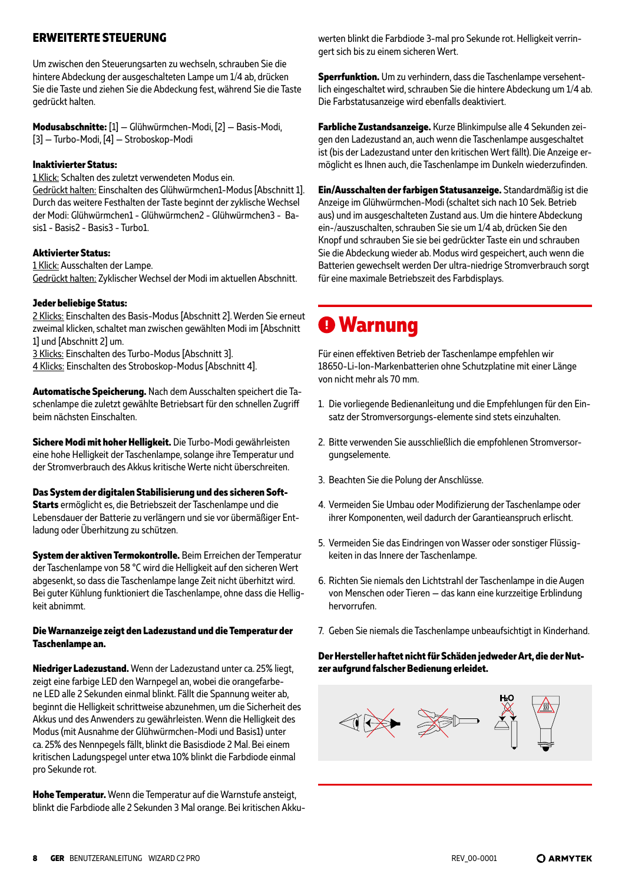## ERWEITERTE STEUERUNG

Um zwischen den Steuerungsarten zu wechseln, schrauben Sie die hintere Abdeckung der ausgeschalteten Lampe um 1/4 ab, drücken Sie die Taste und ziehen Sie die Abdeckung fest, während Sie die Taste gedrückt halten.

**Modusabschnitte:** [1] — Glühwürmchen-Modi, [2] — Basis-Modi, [3] — Turbo-Modi, [4] — Stroboskop-Modi

**Inaktivierter Status:**
1 Klick: Schalten des zuletzt verwendeten Modus ein.
Gedrückt halten: Einschalten des Glühwürmchen1-Modus [Abschnitt 1]. Durch das weitere Festhalten der Taste beginnt der zyklische Wechsel der Modi: Glühwürmchen1 - Glühwürmchen2 - Glühwürmchen3 - Basis1 - Basis2 - Basis3 - Turbo1.

**Aktivierter Status:**
1 Klick: Ausschalten der Lampe.
Gedrückt halten: Zyklischer Wechsel der Modi im aktuellen Abschnitt.

**Jeder beliebige Status:**
2 Klicks: Einschalten des Basis-Modus [Abschnitt 2]. Werden Sie erneut zweimal klicken, schaltet man zwischen gewählten Modi im [Abschnitt 1] und [Abschnitt 2] um.
3 Klicks: Einschalten des Turbo-Modus [Abschnitt 3].
4 Klicks: Einschalten des Stroboskop-Modus [Abschnitt 4].

**Automatische Speicherung.** Nach dem Ausschalten speichert die Taschenlampe die zuletzt gewählte Betriebsart für den schnellen Zugriff beim nächsten Einschalten.

**Sichere Modi mit hoher Helligkeit.** Die Turbo-Modi gewährleisten eine hohe Helligkeit der Taschenlampe, solange ihre Temperatur und der Stromverbrauch des Akkus kritische Werte nicht überschreiten.

**Das System der digitalen Stabilisierung und des sicheren Soft-Starts** ermöglicht es, die Betriebszeit der Taschenlampe und die Lebensdauer der Batterie zu verlängern und sie vor übermäßiger Entladung oder Überhitzung zu schützen.

**System der aktiven Termokontrolle.** Beim Erreichen der Temperatur der Taschenlampe von 58 °C wird die Helligkeit auf den sicheren Wert abgesenkt, so dass die Taschenlampe lange Zeit nicht überhitzt wird. Bei guter Kühlung funktioniert die Taschenlampe, ohne dass die Helligkeit abnimmt.

**Die Warnanzeige zeigt den Ladezustand und die Temperatur der Taschenlampe an.**

**Niedriger Ladezustand.** Wenn der Ladezustand unter ca. 25% liegt, zeigt eine farbige LED den Warnpegel an, wobei die orangefarbene LED alle 2 Sekunden einmal blinkt. Fällt die Spannung weiter ab, beginnt die Helligkeit schrittweise abzunehmen, um die Sicherheit des Akkus und des Anwenders zu gewährleisten. Wenn die Helligkeit des Modus (mit Ausnahme der Glühwürmchen-Modi und Basis1) unter ca. 25% des Nennpegels fällt, blinkt die Basisdiode 2 Mal. Bei einem kritischen Ladungspegel unter etwa 10% blinkt die Farbdiode einmal pro Sekunde rot.

**Hohe Temperatur.** Wenn die Temperatur auf die Warnstufe ansteigt, blinkt die Farbdiode alle 2 Sekunden 3 Mal orange. Bei kritischen Akkuwerten blinkt die Farbdiode 3-mal pro Sekunde rot. Helligkeit verringert sich bis zu einem sicheren Wert.

**Sperrfunktion.** Um zu verhindern, dass die Taschenlampe versehentlich eingeschaltet wird, schrauben Sie die hintere Abdeckung um 1/4 ab. Die Farbstatusanzeige wird ebenfalls deaktiviert.

**Farbliche Zustandsanzeige.** Kurze Blinkimpulse alle 4 Sekunden zeigen den Ladezustand an, auch wenn die Taschenlampe ausgeschaltet ist (bis der Ladezustand unter den kritischen Wert fällt). Die Anzeige ermöglicht es Ihnen auch, die Taschenlampe im Dunkeln wiederzufinden.

**Ein/Ausschalten der farbigen Statusanzeige.** Standardmäßig ist die Anzeige im Glühwürmchen-Modi (schaltet sich nach 10 Sek. Betrieb aus) und im ausgeschalteten Zustand aus. Um die hintere Abdeckung ein-/auszuschalten, schrauben Sie sie um 1/4 ab, drücken Sie den Knopf und schrauben Sie sie bei gedrückter Taste ein und schrauben Sie die Abdeckung wieder ab. Modus wird gespeichert, auch wenn die Batterien gewechselt werden Der ultra-niedrige Stromverbrauch sorgt für eine maximale Betriebszeit des Farbdisplays.

## Warnung

Für einen effektiven Betrieb der Taschenlampe empfehlen wir 18650-Li-Ion-Markenbatterien ohne Schutzplatine mit einer Länge von nicht mehr als 70 mm.

1. Die vorliegende Bedienanleitung und die Empfehlungen für den Einsatz der Stromversorgungs-elemente sind stets einzuhalten.
2. Bitte verwenden Sie ausschließlich die empfohlenen Stromversorgungselemente.
3. Beachten Sie die Polung der Anschlüsse.
4. Vermeiden Sie Umbau oder Modifizierung der Taschenlampe oder ihrer Komponenten, weil dadurch der Garantieanspruch erlischt.
5. Vermeiden Sie das Eindringen von Wasser oder sonstiger Flüssigkeiten in das Innere der Taschenlampe.
6. Richten Sie niemals den Lichtstrahl der Taschenlampe in die Augen von Menschen oder Tieren — das kann eine kurzzeitige Erblindung hervorrufen.
7. Geben Sie niemals die Taschenlampe unbeaufsichtigt in Kinderhand.

**Der Hersteller haftet nicht für Schäden jedweder Art, die der Nutzer aufgrund falscher Bedienung erleidet.**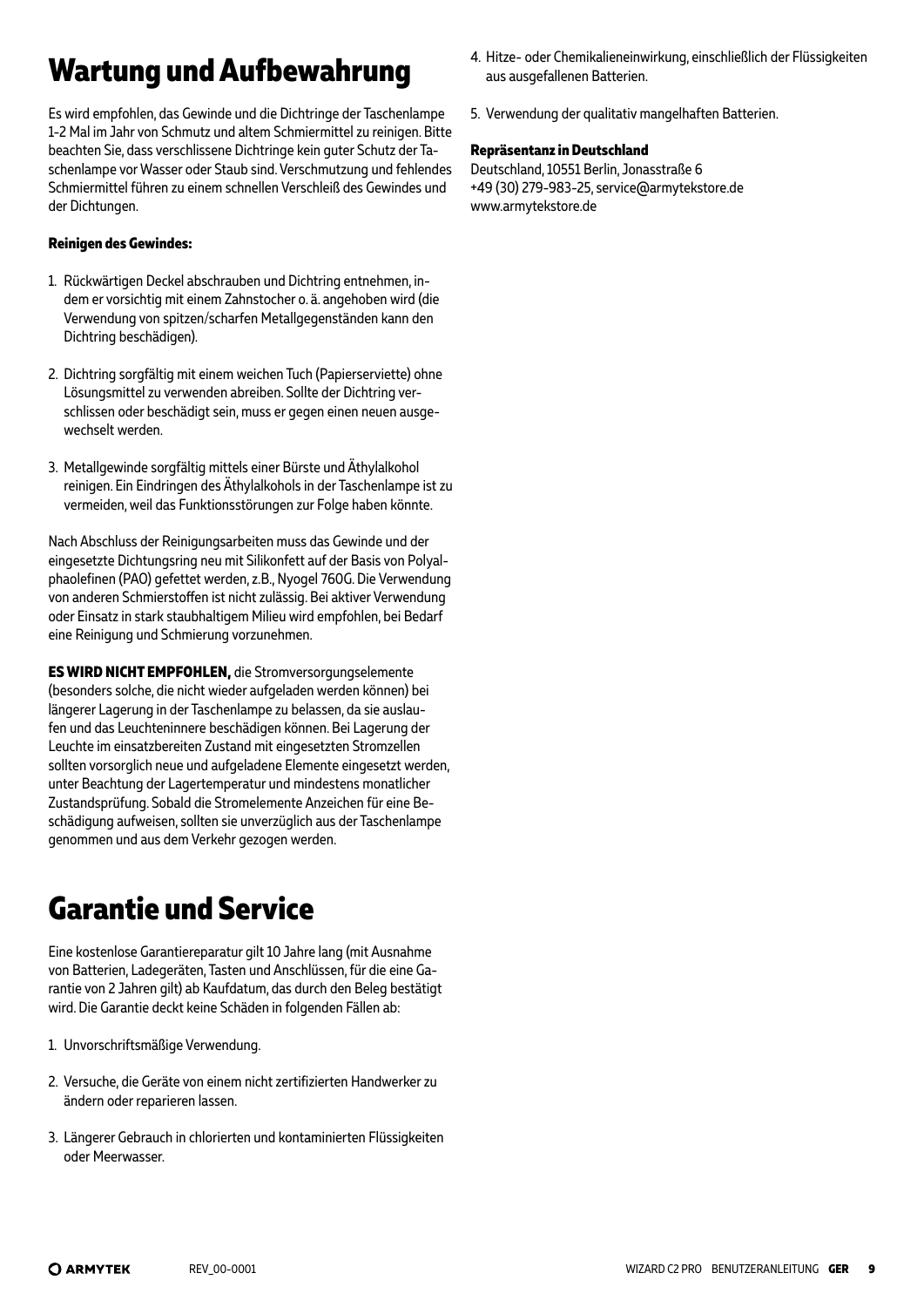# Wartung und Aufbewahrung

Es wird empfohlen, das Gewinde und die Dichtringe der Taschenlampe 1-2 Mal im Jahr von Schmutz und altem Schmiermittel zu reinigen. Bitte beachten Sie, dass verschlissene Dichtringe kein guter Schutz der Taschenlampe vor Wasser oder Staub sind. Verschmutzung und fehlendes Schmiermittel führen zu einem schnellen Verschleiß des Gewindes und der Dichtungen.

**Reinigen des Gewindes:**

1. Rückwärtigen Deckel abschrauben und Dichtring entnehmen, indem er vorsichtig mit einem Zahnstocher o. ä. angehoben wird (die Verwendung von spitzen/scharfen Metallgegenständen kann den Dichtring beschädigen).

2. Dichtring sorgfältig mit einem weichen Tuch (Papierserviette) ohne Lösungsmittel zu verwenden abreiben. Sollte der Dichtring verschlissen oder beschädigt sein, muss er gegen einen neuen ausgewechselt werden.

3. Metallgewinde sorgfältig mittels einer Bürste und Äthylalkohol reinigen. Ein Eindringen des Äthylalkohols in der Taschenlampe ist zu vermeiden, weil das Funktionsstörungen zur Folge haben könnte.

Nach Abschluss der Reinigungsarbeiten muss das Gewinde und der eingesetzte Dichtungsring neu mit Silikonfett auf der Basis von Polyalphaolefinen (PAO) gefettet werden, z.B., Nyogel 760G. Die Verwendung von anderen Schmierstoffen ist nicht zulässig. Bei aktiver Verwendung oder Einsatz in stark staubhaltigem Milieu wird empfohlen, bei Bedarf eine Reinigung und Schmierung vorzunehmen.

**ES WIRD NICHT EMPFOHLEN,** die Stromversorgungselemente (besonders solche, die nicht wieder aufgeladen werden können) bei längerer Lagerung in der Taschenlampe zu belassen, da sie auslaufen und das Leuchteninnere beschädigen können. Bei Lagerung der Leuchte im einsatzbereiten Zustand mit eingesetzten Stromzellen sollten vorsorglich neue und aufgeladene Elemente eingesetzt werden, unter Beachtung der Lagertemperatur und mindestens monatlicher Zustandsprüfung. Sobald die Stromelemente Anzeichen für eine Beschädigung aufweisen, sollten sie unverzüglich aus der Taschenlampe genommen und aus dem Verkehr gezogen werden.

# Garantie und Service

Eine kostenlose Garantiereparatur gilt 10 Jahre lang (mit Ausnahme von Batterien, Ladegeräten, Tasten und Anschlüssen, für die eine Garantie von 2 Jahren gilt) ab Kaufdatum, das durch den Beleg bestätigt wird. Die Garantie deckt keine Schäden in folgenden Fällen ab:

1. Unvorschriftsmäßige Verwendung.

2. Versuche, die Geräte von einem nicht zertifizierten Handwerker zu ändern oder reparieren lassen.

3. Längerer Gebrauch in chlorierten und kontaminierten Flüssigkeiten oder Meerwasser.

4. Hitze- oder Chemikalieneinwirkung, einschließlich der Flüssigkeiten aus ausgefallenen Batterien.

5. Verwendung der qualitativ mangelhaften Batterien.

**Repräsentanz in Deutschland**
Deutschland, 10551 Berlin, Jonasstraße 6
+49 (30) 279-983-25, service@armytekstore.de
www.armytekstore.de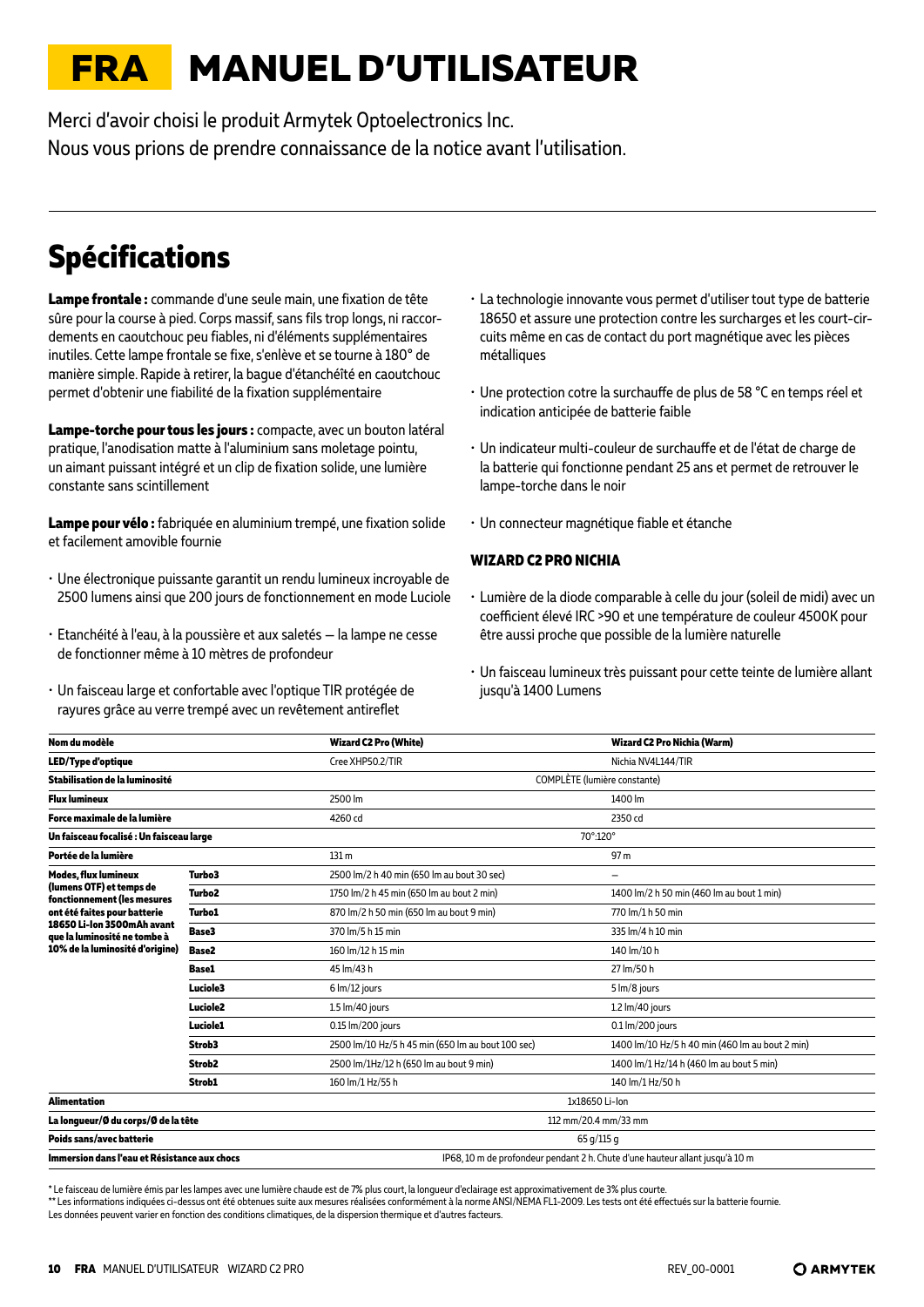# FRA MANUEL D'UTILISATEUR

Merci d'avoir choisi le produit Armytek Optoelectronics Inc.
Nous vous prions de prendre connaissance de la notice avant l'utilisation.

## Spécifications

**Lampe frontale :** commande d'une seule main, une fixation de tête sûre pour la course à pied. Corps massif, sans fils trop longs, ni raccordements en caoutchouc peu fiables, ni d'éléments supplémentaires inutiles. Cette lampe frontale se fixe, s'enlève et se tourne à 180° de manière simple. Rapide à retirer, la bague d'étanchéité en caoutchouc permet d'obtenir une fiabilité de la fixation supplémentaire

**Lampe-torche pour tous les jours :** compacte, avec un bouton latéral pratique, l'anodisation matte à l'aluminium sans moletage pointu, un aimant puissant intégré et un clip de fixation solide, une lumière constante sans scintillement

**Lampe pour vélo :** fabriquée en aluminium trempé, une fixation solide et facilement amovible fournie

- Une électronique puissante garantit un rendu lumineux incroyable de 2500 lumens ainsi que 200 jours de fonctionnement en mode Luciole
- Etanchéité à l'eau, à la poussière et aux saletés — la lampe ne cesse de fonctionner même à 10 mètres de profondeur
- Un faisceau large et confortable avec l'optique TIR protégée de rayures grâce au verre trempé avec un revêtement antireflet
- La technologie innovante vous permet d'utiliser tout type de batterie 18650 et assure une protection contre les surcharges et les court-circuits même en cas de contact du port magnétique avec les pièces métalliques
- Une protection cotre la surchauffe de plus de 58 °C en temps réel et indication anticipée de batterie faible
- Un indicateur multi-couleur de surchauffe et de l'état de charge de la batterie qui fonctionne pendant 25 ans et permet de retrouver le lampe-torche dans le noir
- Un connecteur magnétique fiable et étanche

**WIZARD C2 PRO NICHIA**

- Lumière de la diode comparable à celle du jour (soleil de midi) avec un coefficient élevé IRC >90 et une température de couleur 4500K pour être aussi proche que possible de la lumière naturelle
- Un faisceau lumineux très puissant pour cette teinte de lumière allant jusqu'à 1400 Lumens

| Nom du modèle | | Wizard C2 Pro (White) | Wizard C2 Pro Nichia (Warm) |
|---|---|---|---|
| LED/Type d'optique | | Cree XHP50.2/TIR | Nichia NV4L144/TIR |
| Stabilisation de la luminosité | | COMPLÈTE (lumière constante) | |
| Flux lumineux | | 2500 lm | 1400 lm |
| Force maximale de la lumière | | 4260 cd | 2350 cd |
| Un faisceau focalisé : Un faisceau large | | 70°:120° | |
| Portée de la lumière | | 131 m | 97 m |
| Modes, flux lumineux (lumens OTF) et temps de fonctionnement (les mesures ont été faites pour batterie 18650 Li-Ion 3500mAh avant que la luminosité ne tombe à 10% de la luminosité d'origine) | Turbo3 | 2500 lm/2 h 40 min (650 lm au bout 30 sec) | – |
| | Turbo2 | 1750 lm/2 h 45 min (650 lm au bout 2 min) | 1400 lm/2 h 50 min (460 lm au bout 1 min) |
| | Turbo1 | 870 lm/2 h 50 min (650 lm au bout 9 min) | 770 lm/1 h 50 min |
| | Base3 | 370 lm/5 h 15 min | 335 lm/4 h 10 min |
| | Base2 | 160 lm/12 h 15 min | 140 lm/10 h |
| | Base1 | 45 lm/43 h | 27 lm/50 h |
| | Luciole3 | 6 lm/12 jours | 5 lm/8 jours |
| | Luciole2 | 1.5 lm/40 jours | 1.2 lm/40 jours |
| | Luciole1 | 0.15 lm/200 jours | 0.1 lm/200 jours |
| | Strob3 | 2500 lm/10 Hz/5 h 45 min (650 lm au bout 100 sec) | 1400 lm/10 Hz/5 h 40 min (460 lm au bout 2 min) |
| | Strob2 | 2500 lm/1Hz/12 h (650 lm au bout 9 min) | 1400 lm/1 Hz/14 h (460 lm au bout 5 min) |
| | Strob1 | 160 lm/1 Hz/55 h | 140 lm/1 Hz/50 h |
| Alimentation | | 1x18650 Li-Ion | |
| La longueur/Ø du corps/Ø de la tête | | 112 mm/20.4 mm/33 mm | |
| Poids sans/avec batterie | | 65 g/115 g | |
| Immersion dans l'eau et Résistance aux chocs | | IP68, 10 m de profondeur pendant 2 h. Chute d'une hauteur allant jusqu'à 10 m | |

\* Le faisceau de lumière émis par les lampes avec une lumière chaude est de 7% plus court, la longueur d'eclairage est approximativement de 3% plus courte.
\*\* Les informations indiquées ci-dessus ont été obtenues suite aux mesures réalisées conformément à la norme ANSI/NEMA FL1-2009. Les tests ont été effectués sur la batterie fournie.
Les données peuvent varier en fonction des conditions climatiques, de la dispersion thermique et d'autres facteurs.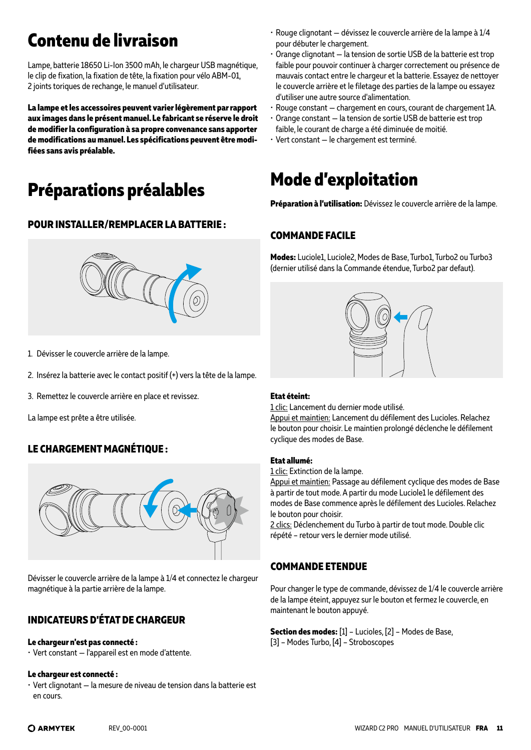# Contenu de livraison

Lampe, batterie 18650 Li-Ion 3500 mAh, le chargeur USB magnétique, le clip de fixation, la fixation de tête, la fixation pour vélo ABM-01, 2 joints toriques de rechange, le manuel d'utilisateur.

**La lampe et les accessoires peuvent varier légèrement par rapport aux images dans le présent manuel. Le fabricant se réserve le droit de modifier la configuration à sa propre convenance sans apporter de modifications au manuel. Les spécifications peuvent être modifiées sans avis préalable.**

# Préparations préalables

### POUR INSTALLER/REMPLACER LA BATTERIE :

1. Dévisser le couvercle arrière de la lampe.
2. Insérez la batterie avec le contact positif (+) vers la tête de la lampe.
3. Remettez le couvercle arrière en place et revissez.

La lampe est prête a être utilisée.

### LE CHARGEMENT MAGNÉTIQUE :

Dévisser le couvercle arrière de la lampe à 1/4 et connectez le chargeur magnétique à la partie arrière de la lampe.

### INDICATEURS D'ÉTAT DE CHARGEUR

**Le chargeur n'est pas connecté :**
- Vert constant — l'appareil est en mode d'attente.

**Le chargeur est connecté :**
- Vert clignotant — la mesure de niveau de tension dans la batterie est en cours.
- Rouge clignotant — dévissez le couvercle arrière de la lampe à 1/4 pour débuter le chargement.
- Orange clignotant — la tension de sortie USB de la batterie est trop faible pour pouvoir continuer à charger correctement ou présence de mauvais contact entre le chargeur et la batterie. Essayez de nettoyer le couvercle arrière et le filetage des parties de la lampe ou essayez d'utiliser une autre source d'alimentation.
- Rouge constant — chargement en cours, courant de chargement 1A.
- Orange constant — la tension de sortie USB de batterie est trop faible, le courant de charge a été diminuée de moitié.
- Vert constant — le chargement est terminé.

# Mode d'exploitation

**Préparation à l'utilisation:** Dévissez le couvercle arrière de la lampe.

### COMMANDE FACILE

**Modes:** Luciole1, Luciole2, Modes de Base, Turbo1, Turbo2 ou Turbo3 (dernier utilisé dans la Commande étendue, Turbo2 par defaut).

**Etat éteint:**
1 clic: Lancement du dernier mode utilisé.
Appui et maintien: Lancement du défilement des Lucioles. Relachez le bouton pour choisir. Le maintien prolongé déclenche le défilement cyclique des modes de Base.

**Etat allumé:**
1 clic: Extinction de la lampe.
Appui et maintien: Passage au défilement cyclique des modes de Base à partir de tout mode. A partir du mode Luciole1 le défilement des modes de Base commence après le défilement des Lucioles. Relachez le bouton pour choisir.
2 clics: Déclenchement du Turbo à partir de tout mode. Double clic répété – retour vers le dernier mode utilisé.

### COMMANDE ETENDUE

Pour changer le type de commande, dévissez de 1/4 le couvercle arrière de la lampe éteint, appuyez sur le bouton et fermez le couvercle, en maintenant le bouton appuyé.

**Section des modes:** [1] – Lucioles, [2] – Modes de Base, [3] – Modes Turbo, [4] – Stroboscopes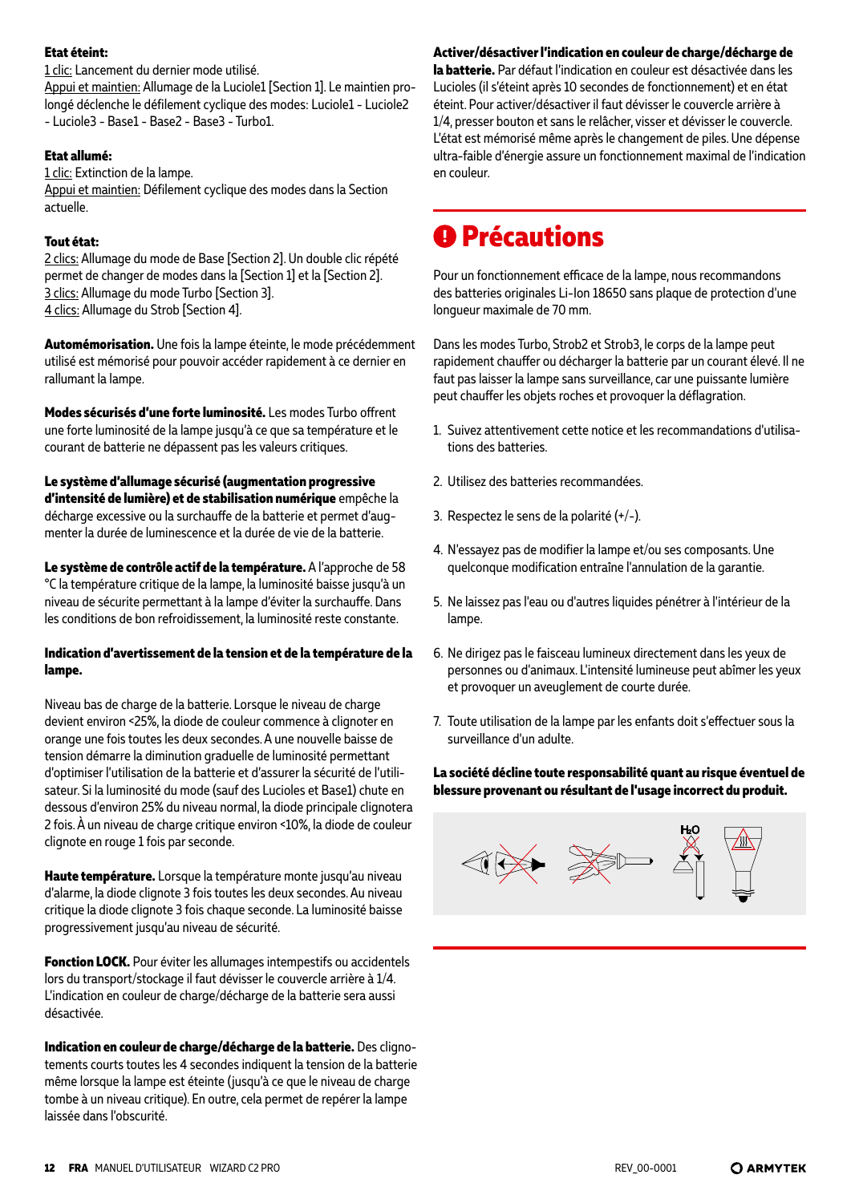**Etat éteint:**
1 clic: Lancement du dernier mode utilisé.
Appui et maintien: Allumage de la Luciole1 [Section 1]. Le maintien prolongé déclenche le défilement cyclique des modes: Luciole1 - Luciole2 - Luciole3 - Base1 - Base2 - Base3 - Turbo1.

**Etat allumé:**
1 clic: Extinction de la lampe.
Appui et maintien: Défilement cyclique des modes dans la Section actuelle.

**Tout état:**
2 clics: Allumage du mode de Base [Section 2]. Un double clic répété permet de changer de modes dans la [Section 1] et la [Section 2].
3 clics: Allumage du mode Turbo [Section 3].
4 clics: Allumage du Strob [Section 4].

**Automémorisation.** Une fois la lampe éteinte, le mode précédemment utilisé est mémorisé pour pouvoir accéder rapidement à ce dernier en rallumant la lampe.

**Modes sécurisés d'une forte luminosité.** Les modes Turbo offrent une forte luminosité de la lampe jusqu'à ce que sa température et le courant de batterie ne dépassent pas les valeurs critiques.

**Le système d'allumage sécurisé (augmentation progressive d'intensité de lumière) et de stabilisation numérique** empêche la décharge excessive ou la surchauffe de la batterie et permet d'augmenter la durée de luminescence et la durée de vie de la batterie.

**Le système de contrôle actif de la température.** A l'approche de 58 °C la température critique de la lampe, la luminosité baisse jusqu'à un niveau de sécurite permettant à la lampe d'éviter la surchauffe. Dans les conditions de bon refroidissement, la luminosité reste constante.

**Indication d'avertissement de la tension et de la température de la lampe.**

Niveau bas de charge de la batterie. Lorsque le niveau de charge devient environ <25%, la diode de couleur commence à clignoter en orange une fois toutes les deux secondes. A une nouvelle baisse de tension démarre la diminution graduelle de luminosité permettant d'optimiser l'utilisation de la batterie et d'assurer la sécurité de l'utilisateur. Si la luminosité du mode (sauf des Lucioles et Base1) chute en dessous d'environ 25% du niveau normal, la diode principale clignotera 2 fois. À un niveau de charge critique environ <10%, la diode de couleur clignote en rouge 1 fois par seconde.

**Haute température.** Lorsque la température monte jusqu'au niveau d'alarme, la diode clignote 3 fois toutes les deux secondes. Au niveau critique la diode clignote 3 fois chaque seconde. La luminosité baisse progressivement jusqu'au niveau de sécurité.

**Fonction LOCK.** Pour éviter les allumages intempestifs ou accidentels lors du transport/stockage il faut dévisser le couvercle arrière à 1/4. L'indication en couleur de charge/décharge de la batterie sera aussi désactivée.

**Indication en couleur de charge/décharge de la batterie.** Des clignotements courts toutes les 4 secondes indiquent la tension de la batterie même lorsque la lampe est éteinte (jusqu'à ce que le niveau de charge tombe à un niveau critique). En outre, cela permet de repérer la lampe laissée dans l'obscurité.

**Activer/désactiver l'indication en couleur de charge/décharge de la batterie.** Par défaut l'indication en couleur est désactivée dans les Lucioles (il s'éteint après 10 secondes de fonctionnement) et en état éteint. Pour activer/désactiver il faut dévisser le couvercle arrière à 1/4, presser bouton et sans le relâcher, visser et dévisser le couvercle. L'état est mémorisé même après le changement de piles. Une dépense ultra-faible d'énergie assure un fonctionnement maximal de l'indication en couleur.

## Précautions

Pour un fonctionnement efficace de la lampe, nous recommandons des batteries originales Li-Ion 18650 sans plaque de protection d'une longueur maximale de 70 mm.

Dans les modes Turbo, Strob2 et Strob3, le corps de la lampe peut rapidement chauffer ou décharger la batterie par un courant élevé. Il ne faut pas laisser la lampe sans surveillance, car une puissante lumière peut chauffer les objets roches et provoquer la déflagration.

1. Suivez attentivement cette notice et les recommandations d'utilisations des batteries.
2. Utilisez des batteries recommandées.
3. Respectez le sens de la polarité (+/-).
4. N'essayez pas de modifier la lampe et/ou ses composants. Une quelconque modification entraîne l'annulation de la garantie.
5. Ne laissez pas l'eau ou d'autres liquides pénétrer à l'intérieur de la lampe.
6. Ne dirigez pas le faisceau lumineux directement dans les yeux de personnes ou d'animaux. L'intensité lumineuse peut abîmer les yeux et provoquer un aveuglement de courte durée.
7. Toute utilisation de la lampe par les enfants doit s'effectuer sous la surveillance d'un adulte.

**La société décline toute responsabilité quant au risque éventuel de blessure provenant ou résultant de l'usage incorrect du produit.**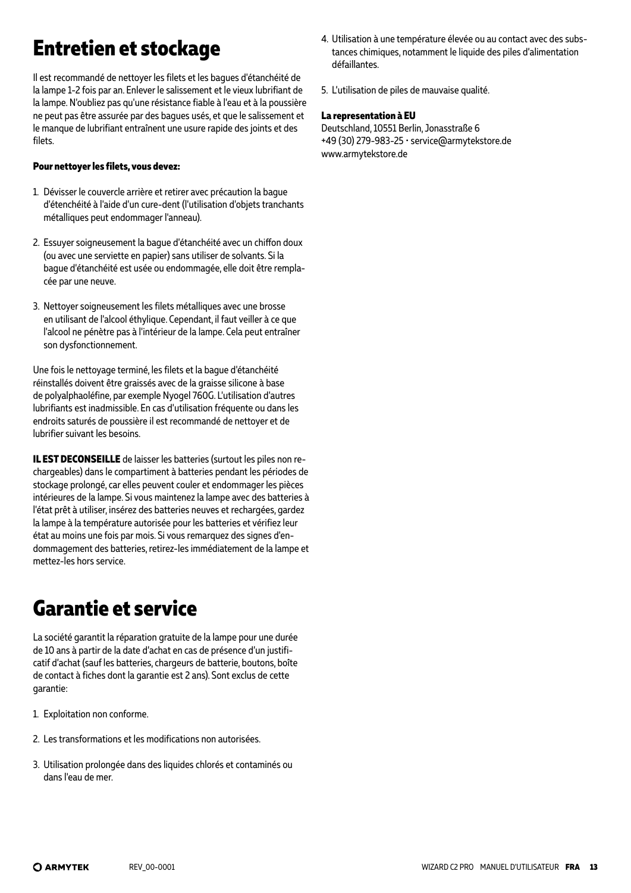# Entretien et stockage

Il est recommandé de nettoyer les filets et les bagues d'étanchéité de la lampe 1-2 fois par an. Enlever le salissement et le vieux lubrifiant de la lampe. N'oubliez pas qu'une résistance fiable à l'eau et à la poussière ne peut pas être assurée par des bagues usés, et que le salissement et le manque de lubrifiant entraînent une usure rapide des joints et des filets.

**Pour nettoyer les filets, vous devez:**

1. Dévisser le couvercle arrière et retirer avec précaution la bague d'étenchéité à l'aide d'un cure-dent (l'utilisation d'objets tranchants métalliques peut endommager l'anneau).

2. Essuyer soigneusement la bague d'étanchéité avec un chiffon doux (ou avec une serviette en papier) sans utiliser de solvants. Si la bague d'étanchéité est usée ou endommagée, elle doit être remplacée par une neuve.

3. Nettoyer soigneusement les filets métalliques avec une brosse en utilisant de l'alcool éthylique. Cependant, il faut veiller à ce que l'alcool ne pénètre pas à l'intérieur de la lampe. Cela peut entraîner son dysfonctionnement.

Une fois le nettoyage terminé, les filets et la bague d'étanchéité réinstallés doivent être graissés avec de la graisse silicone à base de polyalphaoléfine, par exemple Nyogel 760G. L'utilisation d'autres lubrifiants est inadmissible. En cas d'utilisation fréquente ou dans les endroits saturés de poussière il est recommandé de nettoyer et de lubrifier suivant les besoins.

**IL EST DECONSEILLE** de laisser les batteries (surtout les piles non rechargeables) dans le compartiment à batteries pendant les périodes de stockage prolongé, car elles peuvent couler et endommager les pièces intérieures de la lampe. Si vous maintenez la lampe avec des batteries à l'état prêt à utiliser, insérez des batteries neuves et rechargées, gardez la lampe à la température autorisée pour les batteries et vérifiez leur état au moins une fois par mois. Si vous remarquez des signes d'endommagement des batteries, retirez-les immédiatement de la lampe et mettez-les hors service.

# Garantie et service

La société garantit la réparation gratuite de la lampe pour une durée de 10 ans à partir de la date d'achat en cas de présence d'un justificatif d'achat (sauf les batteries, chargeurs de batterie, boutons, boîte de contact à fiches dont la garantie est 2 ans). Sont exclus de cette garantie:

1. Exploitation non conforme.

2. Les transformations et les modifications non autorisées.

3. Utilisation prolongée dans des liquides chlorés et contaminés ou dans l'eau de mer.

4. Utilisation à une température élevée ou au contact avec des substances chimiques, notamment le liquide des piles d'alimentation défaillantes.

5. L'utilisation de piles de mauvaise qualité.

**La representation à EU**

Deutschland, 10551 Berlin, Jonasstraße 6
+49 (30) 279-983-25 • service@armytekstore.de
www.armytekstore.de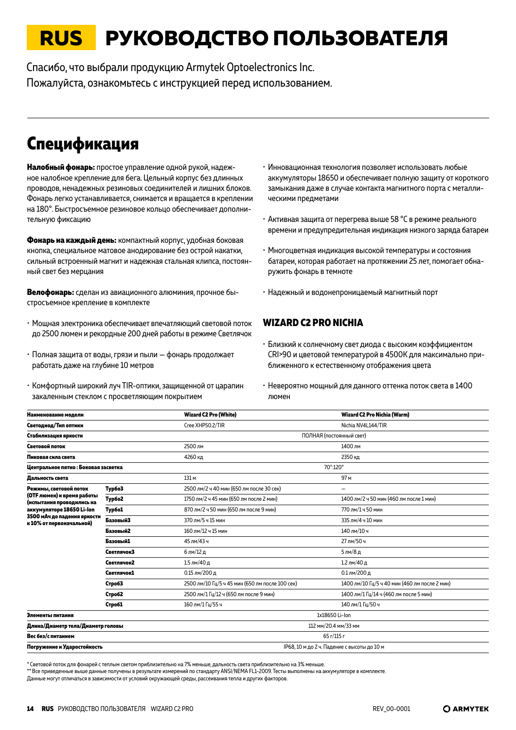# RUS РУКОВОДСТВО ПОЛЬЗОВАТЕЛЯ

Спасибо, что выбрали продукцию Armytek Optoelectronics Inc.
Пожалуйста, ознакомьтесь с инструкцией перед использованием.

## Спецификация

**Налобный фонарь:** простое управление одной рукой, надежное налобное крепление для бега. Цельный корпус без длинных проводов, ненадежных резиновых соединителей и лишних блоков. Фонарь легко устанавливается, снимается и вращается в креплении на 180°. Быстросъемное резиновое кольцо обеспечивает дополнительную фиксацию

**Фонарь на каждый день:** компактный корпус, удобная боковая кнопка, специальное матовое анодирование без острой накатки, сильный встроенный магнит и надежная стальная клипса, постоянный свет без мерцания

**Велофонарь:** сделан из авиационного алюминия, прочное быстросъемное крепление в комплекте

- Мощная электроника обеспечивает впечатляющий световой поток до 2500 люмен и рекордные 200 дней работы в режиме Светлячок
- Полная защита от воды, грязи и пыли — фонарь продолжает работать даже на глубине 10 метров
- Комфортный широкий луч TIR-оптики, защищенной от царапин закаленным стеклом с просветляющим покрытием
- Инновационная технология позволяет использовать любые аккумуляторы 18650 и обеспечивает полную защиту от короткого замыкания даже в случае контакта магнитного порта с металлическими предметами
- Активная защита от перегрева выше 58 °C в режиме реального времени и предупредительная индикация низкого заряда батареи
- Многоцветная индикация высокой температуры и состояния батареи, которая работает на протяжении 25 лет, помогает обнаружить фонарь в темноте
- Надежный и водонепроницаемый магнитный порт

### WIZARD C2 PRO NICHIA

- Близкий к солнечному свет диода с высоким коэффициентом CRI>90 и цветовой температурой в 4500K для максимально приближенного к естественному отображения цвета
- Невероятно мощный для данного оттенка поток света в 1400 люмен

| Наименование модели | | Wizard C2 Pro (White) | Wizard C2 Pro Nichia (Warm) |
|---|---|---|---|
| Светодиод/Тип оптики | | Cree XHP50.2/TIR | Nichia NV4L144/TIR |
| Стабилизация яркости | | ПОЛНАЯ (постоянный свет) | |
| Световой поток | | 2500 лм | 1400 лм |
| Пиковая сила света | | 4260 кд | 2350 кд |
| Центральное пятно : Боковая засветка | | 70°:120° | |
| Дальность света | | 131 м | 97 м |
| Режимы, световой поток (OTF люмен) и время работы (испытания проводились на аккумуляторе 18650 Li-Ion 3500 мАч до падения яркости к 10% от первоначальной) | Турбо3 | 2500 лм/2 ч 40 мин (650 лм после 30 сек) | – |
| | Турбо2 | 1750 лм/2 ч 45 мин (650 лм после 2 мин) | 1400 лм/2 ч 50 мин (460 лм после 1 мин) |
| | Турбо1 | 870 лм/2 ч 50 мин (650 лм после 9 мин) | 770 лм/1 ч 50 мин |
| | Базовый3 | 370 лм/5 ч 15 мин | 335 лм/4 ч 10 мин |
| | Базовый2 | 160 лм/12 ч 15 мин | 140 лм/10 ч |
| | Базовый1 | 45 лм/43 ч | 27 лм/50 ч |
| | Светлячок3 | 6 лм/12 д | 5 лм/8 д |
| | Светлячок2 | 1.5 лм/40 д | 1.2 лм/40 д |
| | Светлячок1 | 0.15 лм/200 д | 0.1 лм/200 д |
| | Строб3 | 2500 лм/10 Гц/5 ч 45 мин (650 лм после 100 сек) | 1400 лм/10 Гц/5 ч 40 мин (460 лм после 2 мин) |
| | Строб2 | 2500 лм/1 Гц/12 ч (650 лм после 9 мин) | 1400 лм/1 Гц/14 ч (460 лм после 5 мин) |
| | Строб1 | 160 лм/1 Гц/55 ч | 140 лм/1 Гц/50 ч |
| Элементы питания | | 1x18650 Li-Ion | |
| Длина/Диаметр тела/Диаметр головы | | 112 мм/20.4 мм/33 мм | |
| Вес без/с питанием | | 65 г/115 г | |
| Погружение и Ударостойкость | | IP68, 10 м до 2 ч. Падение с высоты до 10 м | |

\* Световой поток для фонарей с теплым светом приблизительно на 7% меньше, дальность света приблизительно на 3% меньше.
\*\* Все приведенные выше данные получены в результате измерений по стандарту ANSI/NEMA FL1-2009. Тесты выполнены на аккумуляторе в комплекте.
Данные могут отличаться в зависимости от условий окружающей среды, рассеивания тепла и других факторов.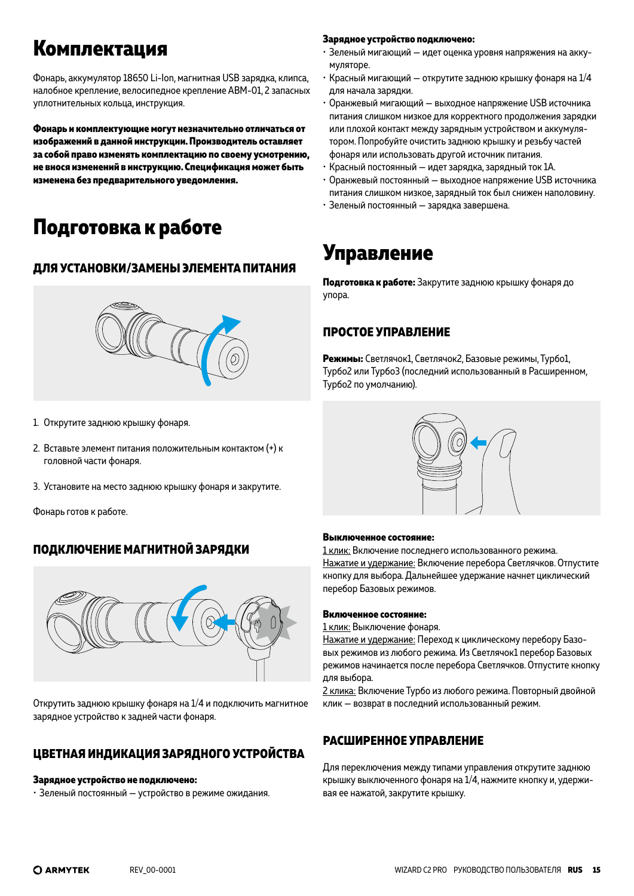# Комплектация

Фонарь, аккумулятор 18650 Li-Ion, магнитная USB зарядка, клипса, налобное крепление, велосипедное крепление ABM-01, 2 запасных уплотнительных кольца, инструкция.

**Фонарь и комплектующие могут незначительно отличаться от изображений в данной инструкции. Производитель оставляет за собой право изменять комплектацию по своему усмотрению, не внося изменений в инструкцию. Спецификация может быть изменена без предварительного уведомления.**

# Подготовка к работе

### ДЛЯ УСТАНОВКИ/ЗАМЕНЫ ЭЛЕМЕНТА ПИТАНИЯ

1. Открутите заднюю крышку фонаря.
2. Вставьте элемент питания положительным контактом (+) к головной части фонаря.
3. Установите на место заднюю крышку фонаря и закрутите.

Фонарь готов к работе.

### ПОДКЛЮЧЕНИЕ МАГНИТНОЙ ЗАРЯДКИ

Открутить заднюю крышку фонаря на 1/4 и подключить магнитное зарядное устройство к задней части фонаря.

### ЦВЕТНАЯ ИНДИКАЦИЯ ЗАРЯДНОГО УСТРОЙСТВА

**Зарядное устройство не подключено:**
- Зеленый постоянный – устройство в режиме ожидания.

**Зарядное устройство подключено:**
- Зеленый мигающий – идет оценка уровня напряжения на аккумуляторе.
- Красный мигающий – открутите заднюю крышку фонаря на 1/4 для начала зарядки.
- Оранжевый мигающий – выходное напряжение USB источника питания слишком низкое для корректного продолжения зарядки или плохой контакт между зарядным устройством и аккумулятором. Попробуйте очистить заднюю крышку и резьбу частей фонаря или использовать другой источник питания.
- Красный постоянный – идет зарядка, зарядный ток 1А.
- Оранжевый постоянный – выходное напряжение USB источника питания слишком низкое, зарядный ток был снижен наполовину.
- Зеленый постоянный – зарядка завершена.

# Управление

**Подготовка к работе:** Закрутите заднюю крышку фонаря до упора.

### ПРОСТОЕ УПРАВЛЕНИЕ

**Режимы:** Светлячок1, Светлячок2, Базовые режимы, Турбо1, Турбо2 или Турбо3 (последний использованный в Расширенном, Турбо2 по умолчанию).

**Выключенное состояние:**
<u>1 клик:</u> Включение последнего использованного режима.
<u>Нажатие и удержание:</u> Включение перебора Светлячков. Отпустите кнопку для выбора. Дальнейшее удержание начнет циклический перебор Базовых режимов.

**Включенное состояние:**
<u>1 клик:</u> Выключение фонаря.
<u>Нажатие и удержание:</u> Переход к циклическому перебору Базовых режимов из любого режима. Из Светлячок1 перебор Базовых режимов начинается после перебора Светлячков. Отпустите кнопку для выбора.
<u>2 клика:</u> Включение Турбо из любого режима. Повторный двойной клик – возврат в последний использованный режим.

### РАСШИРЕННОЕ УПРАВЛЕНИЕ

Для переключения между типами управления открутите заднюю крышку выключенного фонаря на 1/4, нажмите кнопку и, удерживая ее нажатой, закрутите крышку.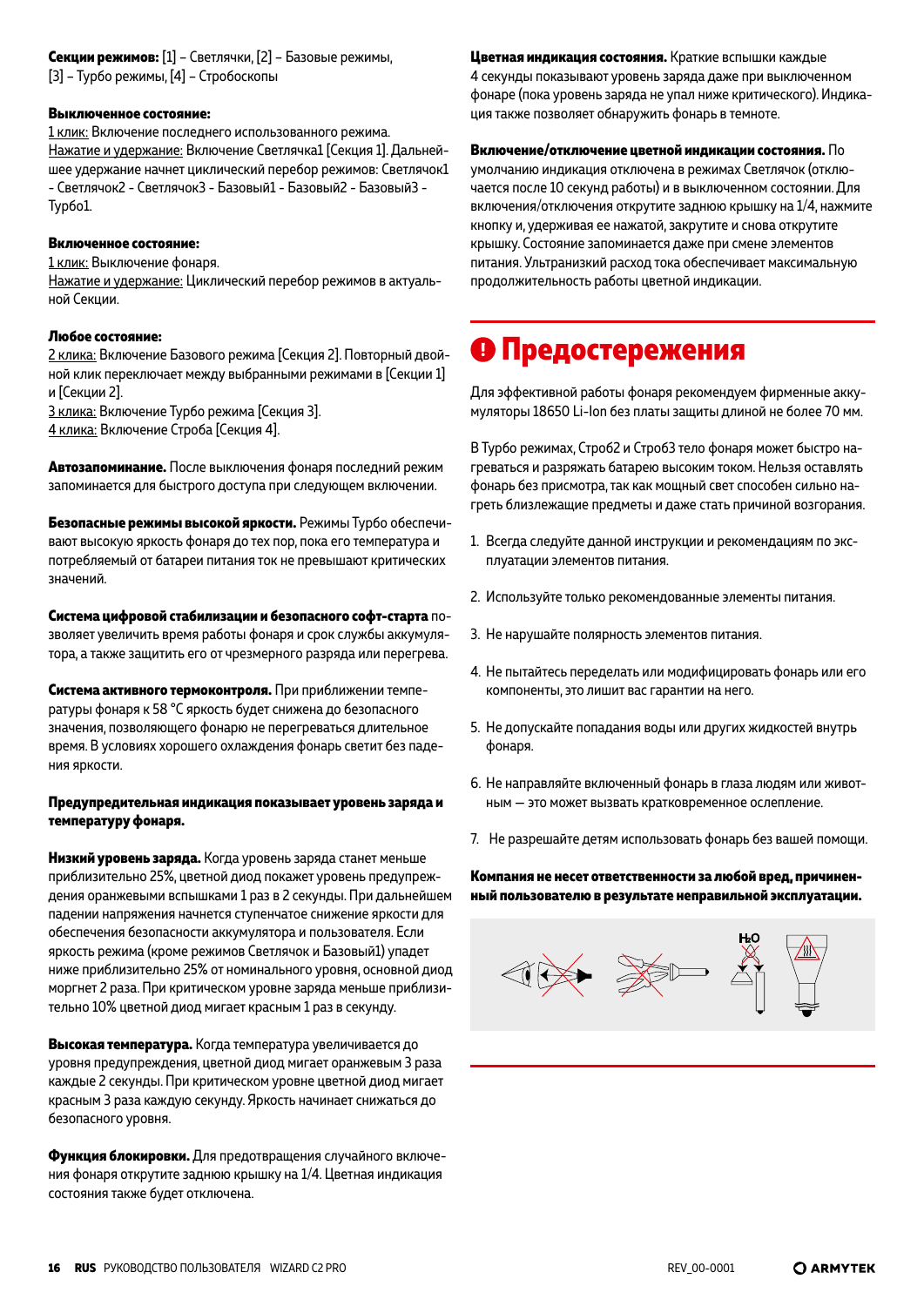**Секции режимов:** [1] – Светлячки, [2] – Базовые режимы, [3] – Турбо режимы, [4] – Стробоскопы

**Выключенное состояние:**
1 клик: Включение последнего использованного режима.
Нажатие и удержание: Включение Светлячка1 [Секция 1]. Дальнейшее удержание начнет циклический перебор режимов: Светлячок1 - Светлячок2 - Светлячок3 - Базовый1 - Базовый2 - Базовый3 - Турбо1.

**Включенное состояние:**
1 клик: Выключение фонаря.
Нажатие и удержание: Циклический перебор режимов в актуальной Секции.

**Любое состояние:**
2 клика: Включение Базового режима [Секция 2]. Повторный двойной клик переключает между выбранными режимами в [Секции 1] и [Секции 2].
3 клика: Включение Турбо режима [Секция 3].
4 клика: Включение Строба [Секция 4].

**Автозапоминание.** После выключения фонаря последний режим запоминается для быстрого доступа при следующем включении.

**Безопасные режимы высокой яркости.** Режимы Турбо обеспечивают высокую яркость фонаря до тех пор, пока его температура и потребляемый от батареи питания ток не превышают критических значений.

**Система цифровой стабилизации и безопасного софт-старта** позволяет увеличить время работы фонаря и срок службы аккумулятора, а также защитить его от чрезмерного разряда или перегрева.

**Система активного термоконтроля.** При приближении температуры фонаря к 58 °C яркость будет снижена до безопасного значения, позволяющего фонарю не перегреваться длительное время. В условиях хорошего охлаждения фонарь светит без падения яркости.

**Предупредительная индикация показывает уровень заряда и температуру фонаря.**

**Низкий уровень заряда.** Когда уровень заряда станет меньше приблизительно 25%, цветной диод покажет уровень предупреждения оранжевыми вспышками 1 раз в 2 секунды. При дальнейшем падении напряжения начнется ступенчатое снижение яркости для обеспечения безопасности аккумулятора и пользователя. Если яркость режима (кроме режимов Светлячок и Базовый1) упадет ниже приблизительно 25% от номинального уровня, основной диод моргнет 2 раза. При критическом уровне заряда меньше приблизительно 10% цветной диод мигает красным 1 раз в секунду.

**Высокая температура.** Когда температура увеличивается до уровня предупреждения, цветной диод мигает оранжевым 3 раза каждые 2 секунды. При критическом уровне цветной диод мигает красным 3 раза каждую секунду. Яркость начинает снижаться до безопасного уровня.

**Функция блокировки.** Для предотвращения случайного включения фонаря открутите заднюю крышку на 1/4. Цветная индикация состояния также будет отключена.

**Цветная индикация состояния.** Краткие вспышки каждые 4 секунды показывают уровень заряда даже при выключенном фонаре (пока уровень заряда не упал ниже критического). Индикация также позволяет обнаружить фонарь в темноте.

**Включение/отключение цветной индикации состояния.** По умолчанию индикация отключена в режимах Светлячок (отключается после 10 секунд работы) и в выключенном состоянии. Для включения/отключения открутите заднюю крышку на 1/4, нажмите кнопку и, удерживая ее нажатой, закрутите и снова открутите крышку. Состояние запоминается даже при смене элементов питания. Ультранизкий расход тока обеспечивает максимальную продолжительность работы цветной индикации.

## Предостережения

Для эффективной работы фонаря рекомендуем фирменные аккумуляторы 18650 Li-Ion без платы защиты длиной не более 70 мм.

В Турбо режимах, Строб2 и Строб3 тело фонаря может быстро нагреваться и разряжать батарею высоким током. Нельзя оставлять фонарь без присмотра, так как мощный свет способен сильно нагреть близлежащие предметы и даже стать причиной возгорания.

1. Всегда следуйте данной инструкции и рекомендациям по эксплуатации элементов питания.
2. Используйте только рекомендованные элементы питания.
3. Не нарушайте полярность элементов питания.
4. Не пытайтесь переделать или модифицировать фонарь или его компоненты, это лишит вас гарантии на него.
5. Не допускайте попадания воды или других жидкостей внутрь фонаря.
6. Не направляйте включенный фонарь в глаза людям или животным — это может вызвать кратковременное ослепление.
7. Не разрешайте детям использовать фонарь без вашей помощи.

**Компания не несет ответственности за любой вред, причиненный пользователю в результате неправильной эксплуатации.**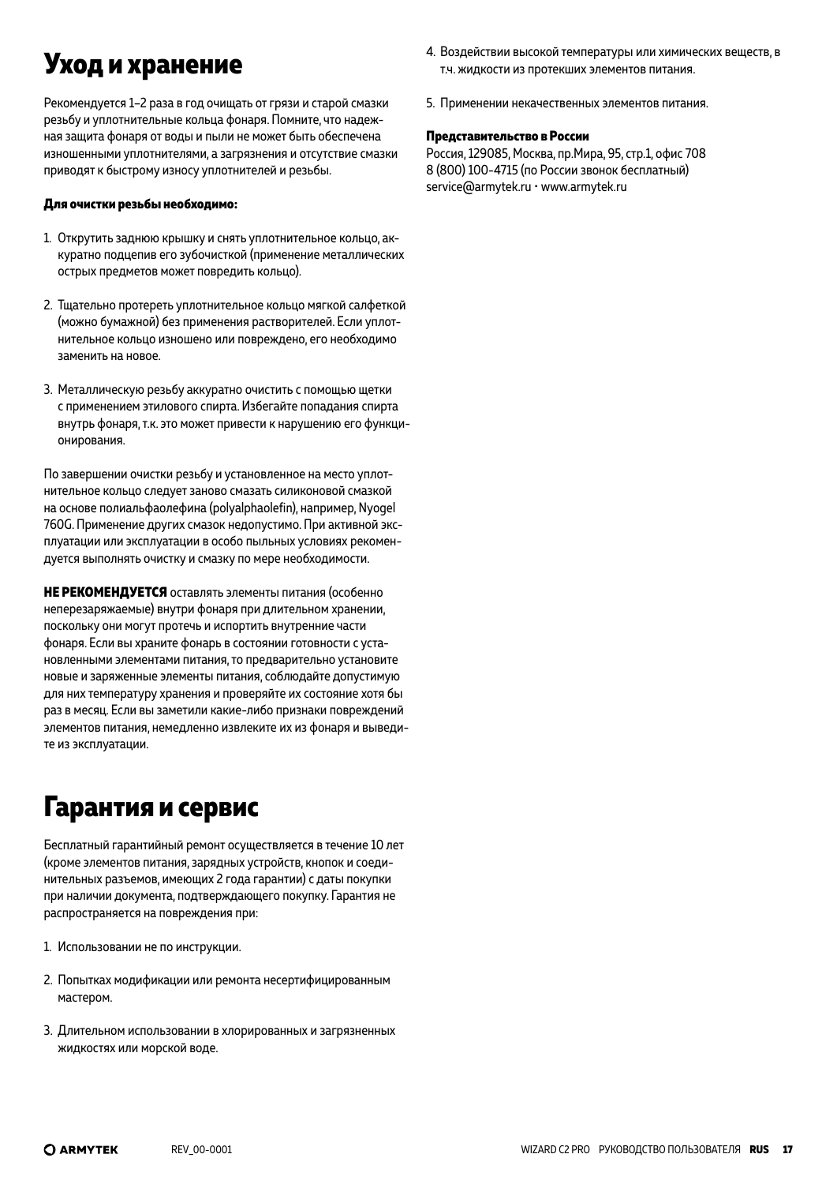# Уход и хранение

Рекомендуется 1–2 раза в год очищать от грязи и старой смазки резьбу и уплотнительные кольца фонаря. Помните, что надежная защита фонаря от воды и пыли не может быть обеспечена изношенными уплотнителями, а загрязнения и отсутствие смазки приводят к быстрому износу уплотнителей и резьбы.

**Для очистки резьбы необходимо:**

1. Открутить заднюю крышку и снять уплотнительное кольцо, аккуратно подцепив его зубочисткой (применение металлических острых предметов может повредить кольцо).

2. Тщательно протереть уплотнительное кольцо мягкой салфеткой (можно бумажной) без применения растворителей. Если уплотнительное кольцо изношено или повреждено, его необходимо заменить на новое.

3. Металлическую резьбу аккуратно очистить с помощью щетки с применением этилового спирта. Избегайте попадания спирта внутрь фонаря, т.к. это может привести к нарушению его функционирования.

По завершении очистки резьбу и установленное на место уплотнительное кольцо следует заново смазать силиконовой смазкой на основе полиальфаолефина (polyalphaolefin), например, Nyogel 760G. Применение других смазок недопустимо. При активной эксплуатации или эксплуатации в особо пыльных условиях рекомендуется выполнять очистку и смазку по мере необходимости.

**НЕ РЕКОМЕНДУЕТСЯ** оставлять элементы питания (особенно неперезаряжаемые) внутри фонаря при длительном хранении, поскольку они могут протечь и испортить внутренние части фонаря. Если вы храните фонарь в состоянии готовности с установленными элементами питания, то предварительно установите новые и заряженные элементы питания, соблюдайте допустимую для них температуру хранения и проверяйте их состояние хотя бы раз в месяц. Если вы заметили какие-либо признаки повреждений элементов питания, немедленно извлеките их из фонаря и выведите из эксплуатации.

# Гарантия и сервис

Бесплатный гарантийный ремонт осуществляется в течение 10 лет (кроме элементов питания, зарядных устройств, кнопок и соединительных разъемов, имеющих 2 года гарантии) с даты покупки при наличии документа, подтверждающего покупку. Гарантия не распространяется на повреждения при:

1. Использовании не по инструкции.

2. Попытках модификации или ремонта несертифицированным мастером.

3. Длительном использовании в хлорированных и загрязненных жидкостях или морской воде.

4. Воздействии высокой температуры или химических веществ, в т.ч. жидкости из протекших элементов питания.

5. Применении некачественных элементов питания.

**Представительство в России**

Россия, 129085, Москва, пр.Мира, 95, стр.1, офис 708
8 (800) 100-4715 (по России звонок бесплатный)
service@armytek.ru • www.armytek.ru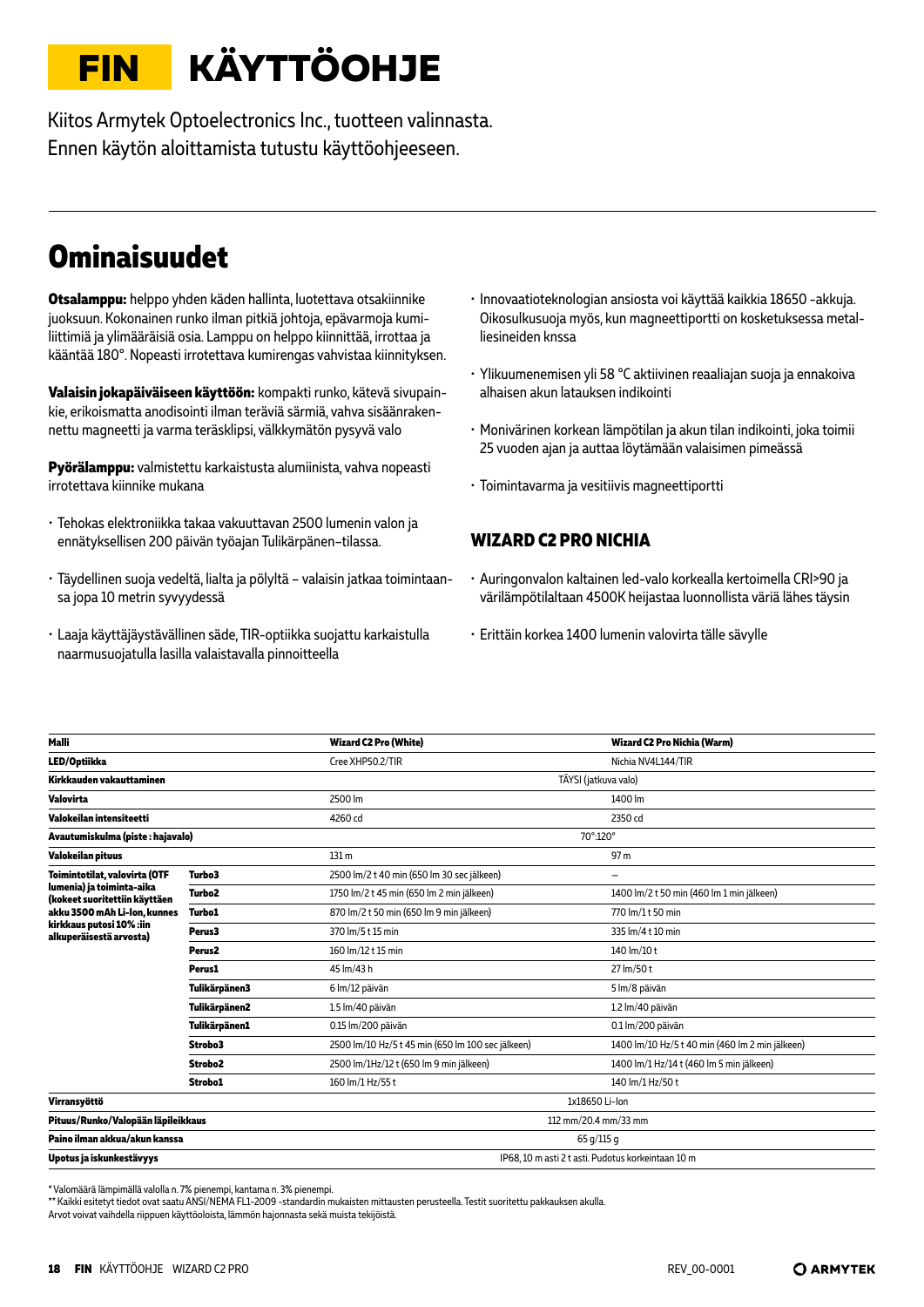# FIN KÄYTTÖOHJE

Kiitos Armytek Optoelectronics Inc., tuotteen valinnasta.
Ennen käytön aloittamista tutustu käyttöohjeeseen.

## Ominaisuudet

**Otsalamppu:** helppo yhden käden hallinta, luotettava otsakiinnike juoksuun. Kokonainen runko ilman pitkiä johtoja, epävarmoja kumiliittimiä ja ylimääräisiä osia. Lamppu on helppo kiinnittää, irrottaa ja kääntää 180°. Nopeasti irrotettava kumirengas vahvistaa kiinnityksen.

**Valaisin jokapäiväiseen käyttöön:** kompakti runko, kätevä sivupainkie, erikoismatta anodisointi ilman teräviä särmiä, vahva sisäänrakennettu magneetti ja varma teräsklipsi, välkkymätön pysyvä valo

**Pyörälamppu:** valmistettu karkaistusta alumiinista, vahva nopeasti irrotettava kiinnike mukana

- Tehokas elektroniikka takaa vakuuttavan 2500 lumenin valon ja ennätyksellisen 200 päivän työajan Tulikärpänen-tilassa.
- Täydellinen suoja vedeltä, lialta ja pölyltä – valaisin jatkaa toimintaansa jopa 10 metrin syvyydessä
- Laaja käyttäjäystävällinen säde, TIR-optiikka suojattu karkaistulla naarmusuojatulla lasilla valaistavalla pinnoitteella
- Innovaatioteknologian ansiosta voi käyttää kaikkia 18650 -akkuja. Oikosulkusuoja myös, kun magneettiportti on kosketuksessa metalliesineiden knssa
- Ylikuumenemisen yli 58 °C aktiivinen reaaliajan suoja ja ennakoiva alhaisen akun latauksen indikointi
- Monivärinen korkean lämpötilan ja akun tilan indikointi, joka toimii 25 vuoden ajan ja auttaa löytämään valaisimen pimeässä
- Toimintavarma ja vesitiivis magneettiportti

### WIZARD C2 PRO NICHIA

- Auringonvalon kaltainen led-valo korkealla kertoimella CRI>90 ja värilämpötilaltaan 4500K heijastaa luonnollista väriä lähes täysin
- Erittäin korkea 1400 lumenin valovirta tälle sävylle

| Malli | | Wizard C2 Pro (White) | Wizard C2 Pro Nichia (Warm) |
|---|---|---|---|
| LED/Optiikka | | Cree XHP50.2/TIR | Nichia NV4L144/TIR |
| Kirkkauden vakauttaminen | | TÄYSI (jatkuva valo) | |
| Valovirta | | 2500 lm | 1400 lm |
| Valokeilan intensiteetti | | 4260 cd | 2350 cd |
| Avautumiskulma (piste : hajavalo) | | 70°:120° | |
| Valokeilan pituus | | 131 m | 97 m |
| Toimintotilat, valovirta (OTF lumenia) ja toiminta-aika (kokeet suoritettiin käyttäen akku 3500 mAh Li-Ion, kunnes kirkkaus putosi 10% :iin alkuperäisestä arvosta) | Turbo3 | 2500 lm/2 t 40 min (650 lm 30 sec jälkeen) | – |
| | Turbo2 | 1750 lm/2 t 45 min (650 lm 2 min jälkeen) | 1400 lm/2 t 50 min (460 lm 1 min jälkeen) |
| | Turbo1 | 870 lm/2 t 50 min (650 lm 9 min jälkeen) | 770 lm/1 t 50 min |
| | Perus3 | 370 lm/5 t 15 min | 335 lm/4 t 10 min |
| | Perus2 | 160 lm/12 t 15 min | 140 lm/10 t |
| | Perus1 | 45 lm/43 h | 27 lm/50 t |
| | Tulikärpänen3 | 6 lm/12 päivän | 5 lm/8 päivän |
| | Tulikärpänen2 | 1.5 lm/40 päivän | 1.2 lm/40 päivän |
| | Tulikärpänen1 | 0.15 lm/200 päivän | 0.1 lm/200 päivän |
| | Strobo3 | 2500 lm/10 Hz/5 t 45 min (650 lm 100 sec jälkeen) | 1400 lm/10 Hz/5 t 40 min (460 lm 2 min jälkeen) |
| | Strobo2 | 2500 lm/1Hz/12 t (650 lm 9 min jälkeen) | 1400 lm/1 Hz/14 t (460 lm 5 min jälkeen) |
| | Strobo1 | 160 lm/1 Hz/55 t | 140 lm/1 Hz/50 t |
| Virransyöttö | | 1x18650 Li-Ion | |
| Pituus/Runko/Valopään läpileikkaus | | 112 mm/20.4 mm/33 mm | |
| Paino ilman akkua/akun kanssa | | 65 g/115 g | |
| Upotus ja iskunkestävyys | | IP68, 10 m asti 2 t asti. Pudotus korkeintaan 10 m | |

\* Valomäärä lämpimällä valolla n. 7% pienempi, kantama n. 3% pienempi.
\*\* Kaikki esitetyt tiedot ovat saatu ANSI/NEMA FL1-2009 -standardin mukaisten mittausten perusteella. Testit suoritettu pakkauksen akulla.
Arvot voivat vaihdella riippuen käyttöoloista, lämmön hajonnasta sekä muista tekijöistä.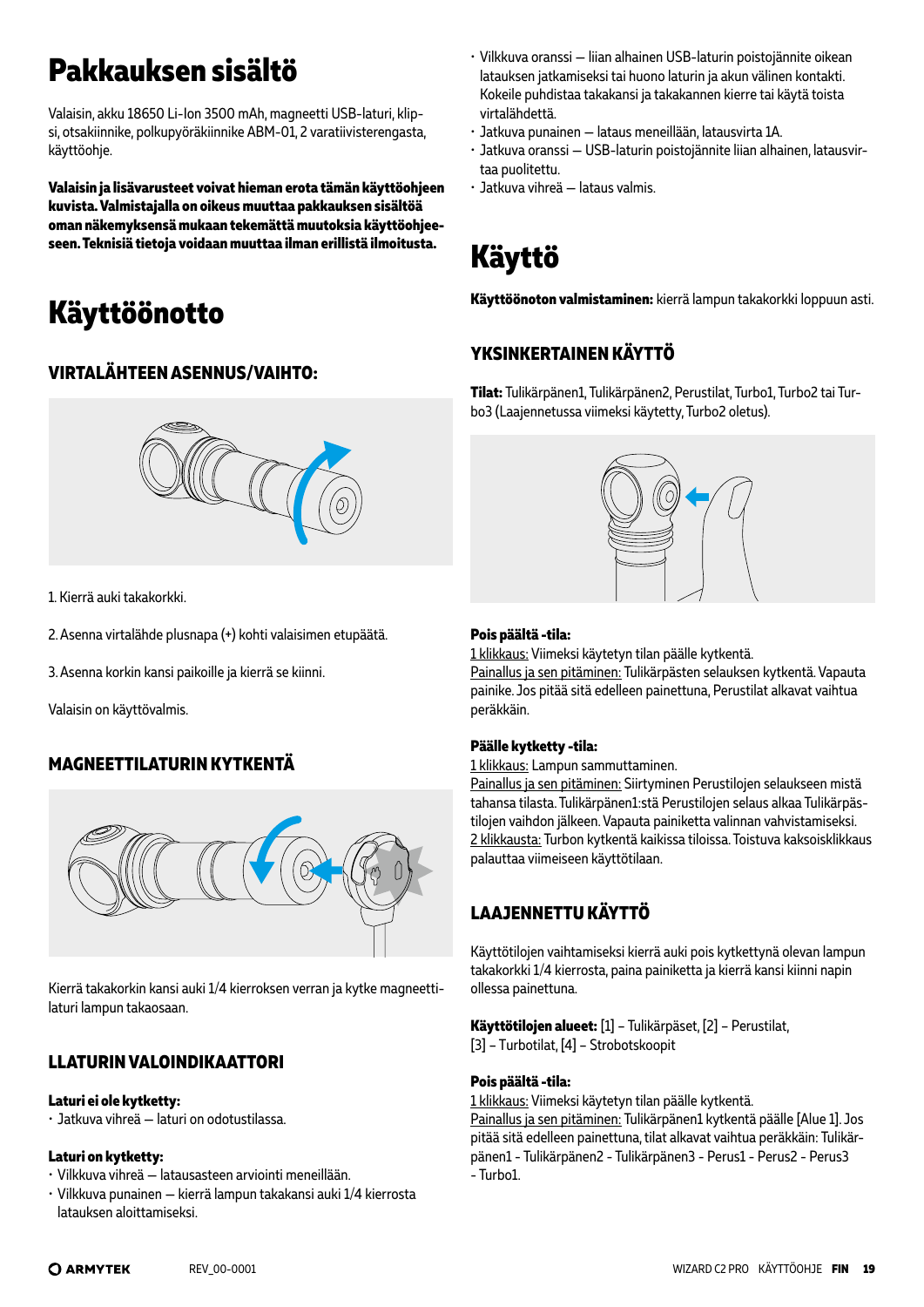# Pakkauksen sisältö

Valaisin, akku 18650 Li-Ion 3500 mAh, magneetti USB-laturi, klipsi, otsakiinnike, polkupyöräkiinnike ABM-01, 2 varatiivisterengasta, käyttöohje.

**Valaisin ja lisävarusteet voivat hieman erota tämän käyttöohjeen kuvista. Valmistajalla on oikeus muuttaa pakkauksen sisältöä oman näkemyksensä mukaan tekemättä muutoksia käyttöohjeeseen. Teknisiä tietoja voidaan muuttaa ilman erillistä ilmoitusta.**

# Käyttöönotto

### VIRTALÄHTEEN ASENNUS/VAIHTO:

1. Kierrä auki takakorkki.

2. Asenna virtalähde plusnapa (+) kohti valaisimen etupäätä.

3. Asenna korkin kansi paikoille ja kierrä se kiinni.

Valaisin on käyttövalmis.

### MAGNEETTILATURIN KYTKENTÄ

Kierrä takakorkin kansi auki 1/4 kierroksen verran ja kytke magneettilaturi lampun takaosaan.

### LLATURIN VALOINDIKAATTORI

**Laturi ei ole kytketty:**
- Jatkuva vihreä — laturi on odotustilassa.

**Laturi on kytketty:**
- Vilkkuva vihreä — latausasteen arviointi meneillään.
- Vilkkuva punainen — kierrä lampun takakansi auki 1/4 kierrosta latauksen aloittamiseksi.
- Vilkkuva oranssi — liian alhainen USB-laturin poistojännite oikean latauksen jatkamiseksi tai huono laturin ja akun välinen kontakti. Kokeile puhdistaa takakansi ja takakannen kierre tai käytä toista virtalähdettä.
- Jatkuva punainen — lataus meneillään, latausvirta 1A.
- Jatkuva oranssi — USB-laturin poistojännite liian alhainen, latausvirtaa puolitettu.
- Jatkuva vihreä — lataus valmis.

# Käyttö

**Käyttöönoton valmistaminen:** kierrä lampun takakorkki loppuun asti.

### YKSINKERTAINEN KÄYTTÖ

**Tilat:** Tulikärpänen1, Tulikärpänen2, Perustilat, Turbo1, Turbo2 tai Turbo3 (Laajennetussa viimeksi käytetty, Turbo2 oletus).

**Pois päältä -tila:**
1 klikkaus: Viimeksi käytetyn tilan päälle kytkentä.
Painallus ja sen pitäminen: Tulikärpästen selauksen kytkentä. Vapauta painike. Jos pitää sitä edelleen painettuna, Perustilat alkavat vaihtua peräkkäin.

**Päälle kytketty -tila:**
1 klikkaus: Lampun sammuttaminen.
Painallus ja sen pitäminen: Siirtyminen Perustilojen selaukseen mistä tahansa tilasta. Tulikärpänen1:stä Perustilojen selaus alkaa Tulikärpästilojen vaihdon jälkeen. Vapauta painiketta valinnan vahvistamiseksi.
2 klikkausta: Turbon kytkentä kaikissa tiloissa. Toistuva kaksoisklikkaus palauttaa viimeiseen käyttötilaan.

### LAAJENNETTU KÄYTTÖ

Käyttötilojen vaihtamiseksi kierrä auki pois kytkettynä olevan lampun takakorkki 1/4 kierrosta, paina painiketta ja kierrä kansi kiinni napin ollessa painettuna.

**Käyttötilojen alueet:** [1] – Tulikärpäset, [2] – Perustilat, [3] – Turbotilat, [4] – Strobotskoopit

**Pois päältä -tila:**
1 klikkaus: Viimeksi käytetyn tilan päälle kytkentä.
Painallus ja sen pitäminen: Tulikärpänen1 kytkentä päälle [Alue 1]. Jos pitää sitä edelleen painettuna, tilat alkavat vaihtua peräkkäin: Tulikärpänen1 - Tulikärpänen2 - Tulikärpänen3 - Perus1 - Perus2 - Perus3 - Turbo1.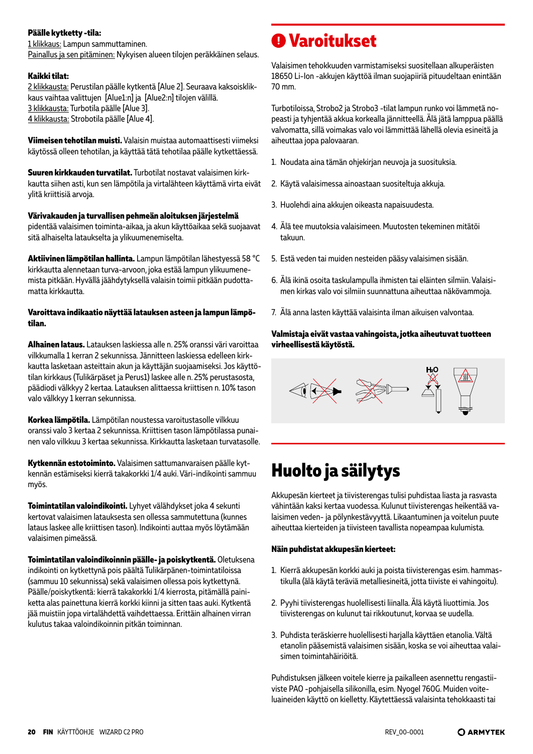**Päälle kytketty -tila:**
1 klikkaus: Lampun sammuttaminen.
Painallus ja sen pitäminen: Nykyisen alueen tilojen peräkkäinen selaus.

**Kaikki tilat:**
2 klikkausta: Perustilan päälle kytkentä [Alue 2]. Seuraava kaksoisklikkaus vaihtaa valittujen [Alue1:n] ja [Alue2:n] tilojen välillä.
3 klikkausta: Turbotila päälle [Alue 3].
4 klikkausta: Strobotila päälle [Alue 4].

**Viimeisen tehotilan muisti.** Valaisin muistaa automaattisesti viimeksi käytössä olleen tehotilan, ja käyttää tätä tehotilaa päälle kytkettäessä.

**Suuren kirkkauden turvatilat.** Turbotilat nostavat valaisimen kirkkautta siihen asti, kun sen lämpötila ja virtalähteen käyttämä virta eivät ylitä kriittisiä arvoja.

**Värivakauden ja turvallisen pehmeän aloituksen järjestelmä** pidentää valaisimen toiminta-aikaa, ja akun käyttöaikaa sekä suojaavat sitä alhaiselta lataukselta ja ylikuumenemiselta.

**Aktiivinen lämpötilan hallinta.** Lampun lämpötilan lähestyessä 58 °C kirkkautta alennetaan turva-arvoon, joka estää lampun ylikuumenemista pitkään. Hyvällä jäähdytyksellä valaisin toimii pitkään pudottamatta kirkkautta.

**Varoittava indikaatio näyttää latauksen asteen ja lampun lämpötilan.**

**Alhainen lataus.** Latauksen laskiessa alle n. 25% oranssi väri varoittaa vilkkumalla 1 kerran 2 sekunnissa. Jännitteen laskiessa edelleen kirkkautta lasketaan asteittain akun ja käyttäjän suojaamiseksi. Jos käyttötilan kirkkaus (Tulikärpäset ja Perus1) laskee alle n. 25% perustasosta, päädiodi välkkyy 2 kertaa. Latauksen alittaessa kriittisen n. 10% tason valo välkkyy 1 kerran sekunnissa.

**Korkea lämpötila.** Lämpötilan noustessa varoitustasolle vilkkuu oranssi valo 3 kertaa 2 sekunnissa. Kriittisen tason lämpötilassa punainen valo vilkkuu 3 kertaa sekunnissa. Kirkkautta lasketaan turvatasolle.

**Kytkennän estotoiminto.** Valaisimen sattumanvaraisen päälle kytkennän estämiseksi kierrä takakorkki 1/4 auki. Väri-indikointi sammuu myös.

**Toimintatilan valoindikointi.** Lyhyet välähdykset joka 4 sekunti kertovat valaisimen latauksesta sen ollessa sammutettuna (kunnes lataus laskee alle kriittisen tason). Indikointi auttaa myös löytämään valaisimen pimeässä.

**Toimintatilan valoindikoinnin päälle- ja poiskytkentä.** Oletuksena indikointi on kytkettynä pois päältä Tulikärpänen-toimintatiloissa (sammuu 10 sekunnissa) sekä valaisimen ollessa pois kytkettynä. Päälle/poiskytkentä: kierrä takakorkki 1/4 kierrosta, pitämällä painiketta alas painettuna kierrä korkki kiinni ja sitten taas auki. Kytkentä jää muistiin jopa virtalähdettä vaihdettaessa. Erittäin alhainen virran kulutus takaa valoindikoinnin pitkän toiminnan.

# Varoitukset

Valaisimen tehokkuuden varmistamiseksi suositellaan alkuperäisten 18650 Li-Ion -akkujen käyttöä ilman suojapiiriä pituudeltaan enintään 70 mm.

Turbotiloissa, Strobo2 ja Strobo3 -tilat lampun runko voi lämmetä nopeasti ja tyhjentää akkua korkealla jännitteellä. Älä jätä lamppua päällä valvomatta, sillä voimakas valo voi lämmittää lähellä olevia esineitä ja aiheuttaa jopa palovaaran.

1. Noudata aina tämän ohjekirjan neuvoja ja suosituksia.
2. Käytä valaisimessa ainoastaan suositeltuja akkuja.
3. Huolehdi aina akkujen oikeasta napaisuudesta.
4. Älä tee muutoksia valaisimeen. Muutosten tekeminen mitätöi takuun.
5. Estä veden tai muiden nesteiden pääsy valaisimen sisään.
6. Älä ikinä osoita taskulampulla ihmisten tai eläinten silmiin. Valaisimen kirkas valo voi silmiin suunnattuna aiheuttaa näkövammoja.
7. Älä anna lasten käyttää valaisinta ilman aikuisen valvontaa.

**Valmistaja eivät vastaa vahingoista, jotka aiheutuvat tuotteen virheellisestä käytöstä.**

# Huolto ja säilytys

Akkupesän kierteet ja tiivisterengas tulisi puhdistaa liasta ja rasvasta vähintään kaksi kertaa vuodessa. Kulunut tiivisterengas heikentää valaisimen veden- ja pölynkestävyyttä. Likaantuminen ja voitelun puute aiheuttaa kierteiden ja tiivisteen tavallista nopeampaa kulumista.

**Näin puhdistat akkupesän kierteet:**

1. Kierrä akkupesän korkki auki ja poista tiivisterengas esim. hammastikulla (älä käytä teräviä metalliesineitä, jotta tiiviste ei vahingoitu).
2. Pyyhi tiivisterengas huolellisesti liinalla. Älä käytä liuottimia. Jos tiivisterengas on kulunut tai rikkoutunut, korvaa se uudella.
3. Puhdista teräskierre huolellisesti harjalla käyttäen etanolia. Vältä etanolin pääsemistä valaisimen sisään, koska se voi aiheuttaa valaisimen toimintahäiriöitä.

Puhdistuksen jälkeen voitele kierre ja paikalleen asennettu rengastiiviste PAO -pohjaisella silikonilla, esim. Nyogel 760G. Muiden voiteluaineiden käyttö on kielletty. Käytettäessä valaisinta tehokkaasti tai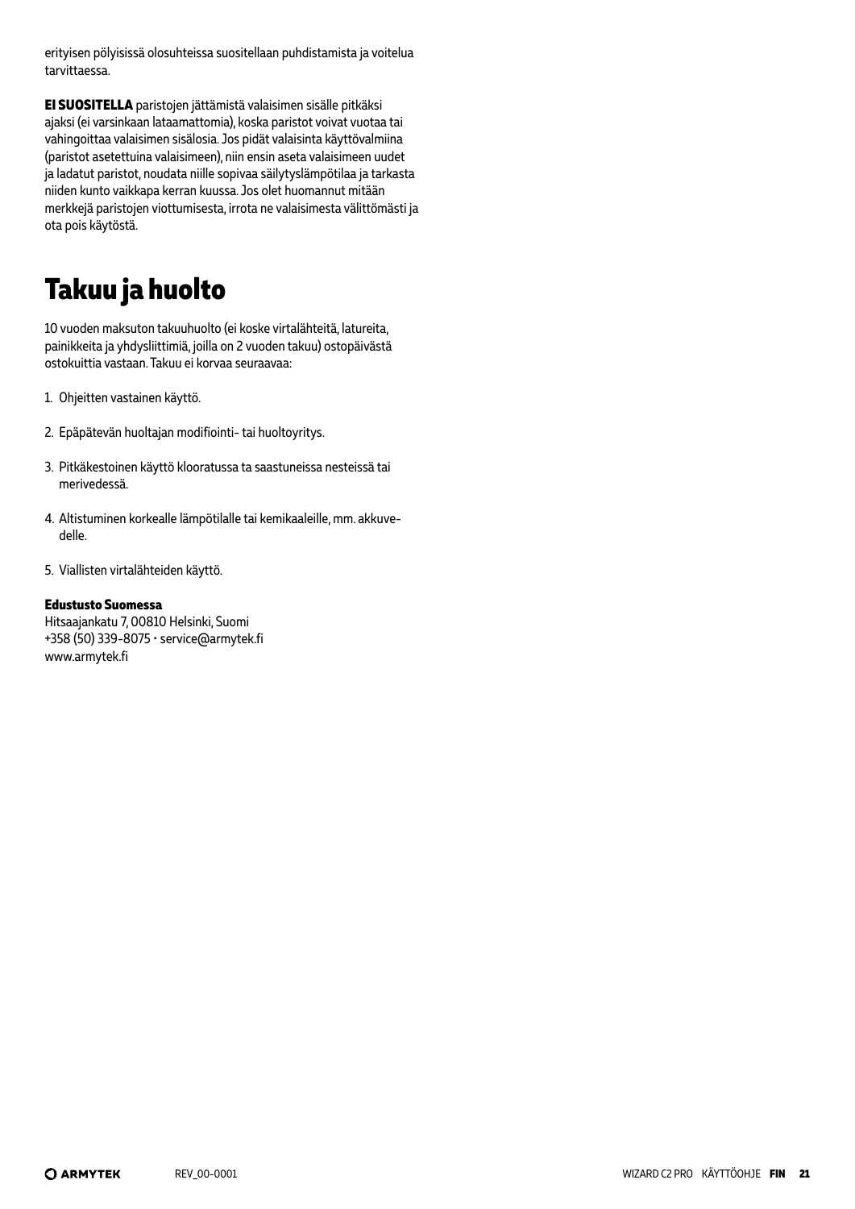erityisen pölyisissä olosuhteissa suositellaan puhdistamista ja voitelua tarvittaessa.

**EI SUOSITELLA** paristojen jättämistä valaisimen sisälle pitkäksi ajaksi (ei varsinkaan lataamattomia), koska paristot voivat vuotaa tai vahingoittaa valaisimen sisälosia. Jos pidät valaisinta käyttövalmiina (paristot asetettuina valaisimeen), niin ensin aseta valaisimeen uudet ja ladatut paristot, noudata niille sopivaa säilytyslämpötilaa ja tarkasta niiden kunto vaikkapa kerran kuussa. Jos olet huomannut mitään merkkejä paristojen viottumisesta, irrota ne valaisimesta välittömästi ja ota pois käytöstä.

# Takuu ja huolto

10 vuoden maksuton takuuhuolto (ei koske virtalähteitä, latureita, painikkeita ja yhdysliittimiä, joilla on 2 vuoden takuu) ostopäivästä ostokuittia vastaan. Takuu ei korvaa seuraavaa:

1. Ohjeitten vastainen käyttö.
2. Epäpätevän huoltajan modifiointi- tai huoltoyritys.
3. Pitkäkestoinen käyttö klooratussa ta saastuneissa nesteissä tai merivedessä.
4. Altistuminen korkealle lämpötilalle tai kemikaaleille, mm. akkuvedelle.
5. Viallisten virtalähteiden käyttö.

**Edustusto Suomessa**
Hitsaajankatu 7, 00810 Helsinki, Suomi
+358 (50) 339-8075 • service@armytek.fi
www.armytek.fi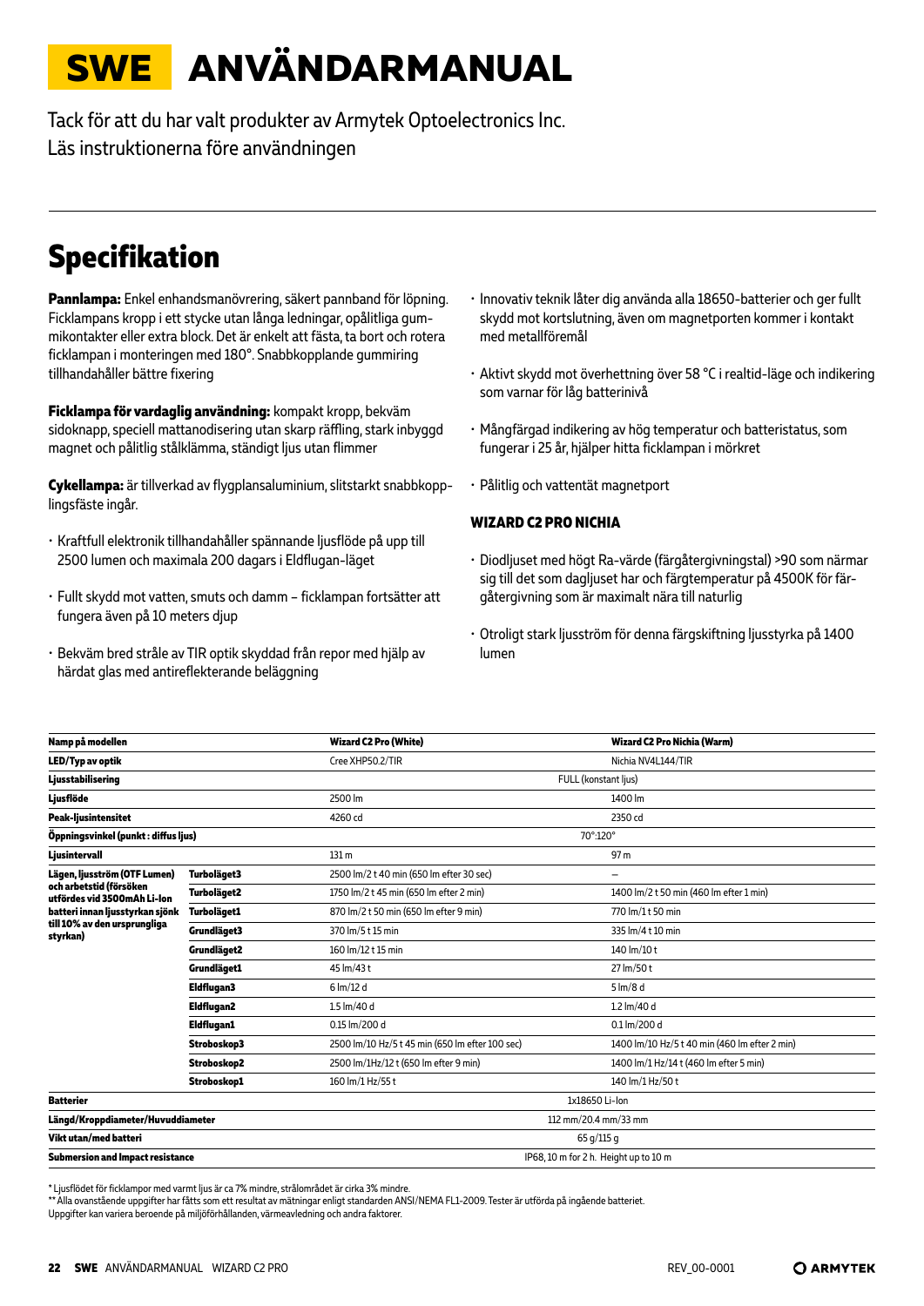# SWE ANVÄNDARMANUAL

Tack för att du har valt produkter av Armytek Optoelectronics Inc.
Läs instruktionerna före användningen

## Specifikation

**Pannlampa:** Enkel enhandsmanövrering, säkert pannband för löpning. Ficklampans kropp i ett stycke utan långa ledningar, opålitliga gummikontakter eller extra block. Det är enkelt att fästa, ta bort och rotera ficklampan i monteringen med 180°. Snabbkopplande gummiring tillhandahåller bättre fixering

**Ficklampa för vardaglig användning:** kompakt kropp, bekväm sidoknapp, speciell mattanodisering utan skarp räffling, stark inbyggd magnet och pålitlig stålklämma, ständigt ljus utan flimmer

**Cykellampa:** är tillverkad av flygplansaluminium, slitstarkt snabbkopplingsfäste ingår.

- Kraftfull elektronik tillhandahåller spännande ljusflöde på upp till 2500 lumen och maximala 200 dagars i Eldflugan-läget
- Fullt skydd mot vatten, smuts och damm – ficklampan fortsätter att fungera även på 10 meters djup
- Bekväm bred stråle av TIR optik skyddad från repor med hjälp av härdat glas med antireflekterande beläggning
- Innovativ teknik låter dig använda alla 18650-batterier och ger fullt skydd mot kortslutning, även om magnetporten kommer i kontakt med metallföremål
- Aktivt skydd mot överhettning över 58 °C i realtid-läge och indikering som varnar för låg batterinivå
- Mångfärgad indikering av hög temperatur och batteristatus, som fungerar i 25 år, hjälper hitta ficklampan i mörkret
- Pålitlig och vattentät magnetport

### WIZARD C2 PRO NICHIA

- Diodljuset med högt Ra-värde (färgåtergivningstal) >90 som närmar sig till det som dagljuset har och färgtemperatur på 4500K för färgåtergivning som är maximalt nära till naturlig
- Otroligt stark ljusström för denna färgskiftning ljusstyrka på 1400 lumen

| Namp på modellen | | Wizard C2 Pro (White) | Wizard C2 Pro Nichia (Warm) |
|---|---|---|---|
| LED/Typ av optik | | Cree XHP50.2/TIR | Nichia NV4L144/TIR |
| Ljusstabilisering | | FULL (konstant ljus) | |
| Ljusflöde | | 2500 lm | 1400 lm |
| Peak-ljusintensitet | | 4260 cd | 2350 cd |
| Öppningsvinkel (punkt : diffus ljus) | | 70°:120° | |
| Ljusintervall | | 131 m | 97 m |
| Lägen, ljusström (OTF Lumen) och arbetstid (försöken utfördes vid 3500mAh Li-Ion batteri innan ljusstyrkan sjönk till 10% av den ursprungliga styrkan) | Turboläget3 | 2500 lm/2 t 40 min (650 lm efter 30 sec) | – |
| | Turboläget2 | 1750 lm/2 t 45 min (650 lm efter 2 min) | 1400 lm/2 t 50 min (460 lm efter 1 min) |
| | Turboläget1 | 870 lm/2 t 50 min (650 lm efter 9 min) | 770 lm/1 t 50 min |
| | Grundläget3 | 370 lm/5 t 15 min | 335 lm/4 t 10 min |
| | Grundläget2 | 160 lm/12 t 15 min | 140 lm/10 t |
| | Grundläget1 | 45 lm/43 t | 27 lm/50 t |
| | Eldflugan3 | 6 lm/12 d | 5 lm/8 d |
| | Eldflugan2 | 1.5 lm/40 d | 1.2 lm/40 d |
| | Eldflugan1 | 0.15 lm/200 d | 0.1 lm/200 d |
| | Stroboskop3 | 2500 lm/10 Hz/5 t 45 min (650 lm efter 100 sec) | 1400 lm/10 Hz/5 t 40 min (460 lm efter 2 min) |
| | Stroboskop2 | 2500 lm/1Hz/12 t (650 lm efter 9 min) | 1400 lm/1 Hz/14 t (460 lm efter 5 min) |
| | Stroboskop1 | 160 lm/1 Hz/55 t | 140 lm/1 Hz/50 t |
| Batterier | | 1x18650 Li-Ion | |
| Längd/Kroppdiameter/Huvuddiameter | | 112 mm/20.4 mm/33 mm | |
| Vikt utan/med batteri | | 65 g/115 g | |
| Submersion and Impact resistance | | IP68, 10 m for 2 h. Height up to 10 m | |

\* Ljusflödet för ficklampor med varmt ljus är ca 7% mindre, strålområdet är cirka 3% mindre.
\*\* Alla ovanstående uppgifter har fåtts som ett resultat av mätningar enligt standarden ANSI/NEMA FL1-2009. Tester är utförda på ingående batteriet.
Uppgifter kan variera beroende på miljöförhållanden, värmeavledning och andra faktorer.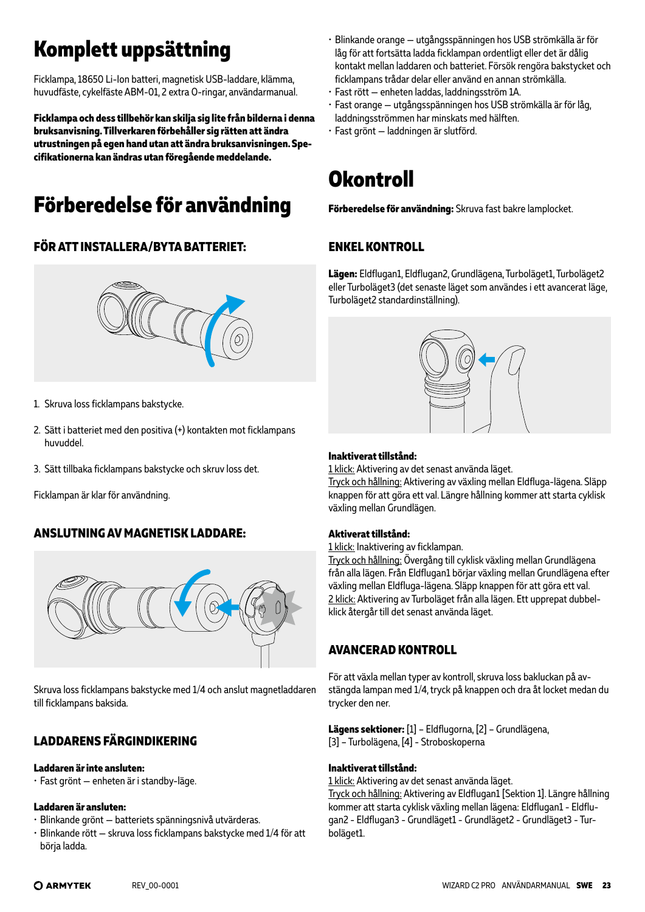# Komplett uppsättning

Ficklampa, 18650 Li-Ion batteri, magnetisk USB-laddare, klämma, huvudfäste, cykelfäste ABM-01, 2 extra O-ringar, användarmanual.

**Ficklampa och dess tillbehör kan skilja sig lite från bilderna i denna bruksanvisning. Tillverkaren förbehåller sig rätten att ändra utrustningen på egen hand utan att ändra bruksanvisningen. Specifikationerna kan ändras utan föregående meddelande.**

# Förberedelse för användning

### FÖR ATT INSTALLERA/BYTA BATTERIET:

1. Skruva loss ficklampans bakstycke.
2. Sätt i batteriet med den positiva (+) kontakten mot ficklampans huvuddel.
3. Sätt tillbaka ficklampans bakstycke och skruv loss det.

Ficklampan är klar för användning.

### ANSLUTNING AV MAGNETISK LADDARE:

Skruva loss ficklampans bakstycke med 1/4 och anslut magnetladdaren till ficklampans baksida.

### LADDARENS FÄRGINDIKERING

**Laddaren är inte ansluten:**
- Fast grönt — enheten är i standby-läge.

**Laddaren är ansluten:**
- Blinkande grönt — batteriets spänningsnivå utvärderas.
- Blinkande rött — skruva loss ficklampans bakstycke med 1/4 för att börja ladda.
- Blinkande orange — utgångsspänningen hos USB strömkälla är för låg för att fortsätta ladda ficklampan ordentligt eller det är dålig kontakt mellan laddaren och batteriet. Försök rengöra bakstycket och ficklampans trådar delar eller använd en annan strömkälla.
- Fast rött — enheten laddas, laddningsström 1A.
- Fast orange — utgångsspänningen hos USB strömkälla är för låg, laddningsströmmen har minskats med hälften.
- Fast grönt — laddningen är slutförd.

# Okontroll

**Förberedelse för användning:** Skruva fast bakre lamplocket.

### ENKEL KONTROLL

**Lägen:** Eldflugan1, Eldflugan2, Grundlägena, Turboläget1, Turboläget2 eller Turboläget3 (det senaste läget som användes i ett avancerat läge, Turboläget2 standardinställning).

**Inaktiverat tillstånd:**
1 klick: Aktivering av det senast använda läget.
Tryck och hållning: Aktivering av växling mellan Eldfluga-lägena. Släpp knappen för att göra ett val. Längre hållning kommer att starta cyklisk växling mellan Grundlägen.

**Aktiverat tillstånd:**
1 klick: Inaktivering av ficklampan.
Tryck och hållning: Övergång till cyklisk växling mellan Grundlägena från alla lägen. Från Eldflugan1 börjar växling mellan Grundlägena efter växling mellan Eldfluga-lägena. Släpp knappen för att göra ett val.
2 klick: Aktivering av Turboläget från alla lägen. Ett upprepat dubbelklick återgår till det senast använda läget.

### AVANCERAD KONTROLL

För att växla mellan typer av kontroll, skruva loss bakluckan på avstängda lampan med 1/4, tryck på knappen och dra åt locket medan du trycker den ner.

**Lägens sektioner:** [1] – Eldflugorna, [2] – Grundlägena, [3] – Turbolägena, [4] - Stroboskoperna

**Inaktiverat tillstånd:**
1 klick: Aktivering av det senast använda läget.
Tryck och hållning: Aktivering av Eldflugan1 [Sektion 1]. Längre hållning kommer att starta cyklisk växling mellan lägena: Eldflugan1 - Eldflugan2 - Eldflugan3 - Grundläget1 - Grundläget2 - Grundläget3 - Turboläget1.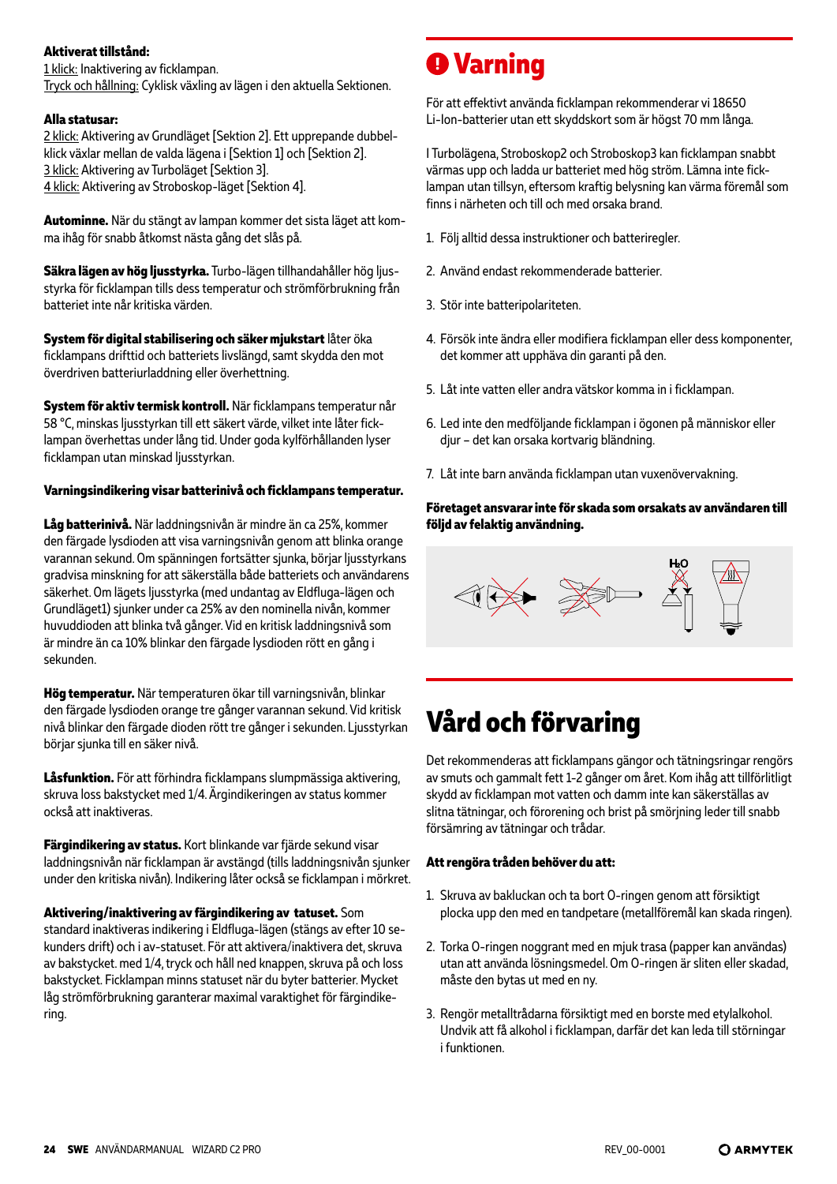**Aktiverat tillstånd:**
1 klick: Inaktivering av ficklampan.
Tryck och hållning: Cyklisk växling av lägen i den aktuella Sektionen.

**Alla statusar:**
2 klick: Aktivering av Grundläget [Sektion 2]. Ett upprepande dubbelklick växlar mellan de valda lägena i [Sektion 1] och [Sektion 2].
3 klick: Aktivering av Turboläget [Sektion 3].
4 klick: Aktivering av Stroboskop-läget [Sektion 4].

**Autominne.** När du stängt av lampan kommer det sista läget att komma ihåg för snabb åtkomst nästa gång det slås på.

**Säkra lägen av hög ljusstyrka.** Turbo-lägen tillhandahåller hög ljusstyrka för ficklampan tills dess temperatur och strömförbrukning från batteriet inte når kritiska värden.

**System för digital stabilisering och säker mjukstart** låter öka ficklampans drifttid och batteriets livslängd, samt skydda den mot överdriven batteriurladdning eller överhettning.

**System för aktiv termisk kontroll.** När ficklampans temperatur når 58 °C, minskas ljusstyrkan till ett säkert värde, vilket inte låter ficklampan överhettas under lång tid. Under goda kylförhållanden lyser ficklampan utan minskad ljusstyrkan.

**Varningsindikering visar batterinivå och ficklampans temperatur.**

**Låg batterinivå.** När laddningsnivån är mindre än ca 25%, kommer den färgade lysdioden att visa varningsnivån genom att blinka orange varannan sekund. Om spänningen fortsätter sjunka, börjar ljusstyrkans gradvisa minskning for att säkerställa både batteriets och användarens säkerhet. Om lägets ljusstyrka (med undantag av Eldfluga-lägen och Grundläget1) sjunker under ca 25% av den nominella nivån, kommer huvuddioden att blinka två gånger. Vid en kritisk laddningsnivå som är mindre än ca 10% blinkar den färgade lysdioden rött en gång i sekunden.

**Hög temperatur.** När temperaturen ökar till varningsnivån, blinkar den färgade lysdioden orange tre gånger varannan sekund. Vid kritisk nivå blinkar den färgade dioden rött tre gånger i sekunden. Ljusstyrkan börjar sjunka till en säker nivå.

**Låsfunktion.** För att förhindra ficklampans slumpmässiga aktivering, skruva loss bakstycket med 1/4. Ärgindikeringen av status kommer också att inaktiveras.

**Färgindikering av status.** Kort blinkande var fjärde sekund visar laddningsnivån när ficklampan är avstängd (tills laddningsnivån sjunker under den kritiska nivån). Indikering låter också se ficklampan i mörkret.

**Aktivering/inaktivering av färgindikering av tatuset.** Som standard inaktiveras indikering i Eldfluga-lägen (stängs av efter 10 sekunders drift) och i av-statuset. För att aktivera/inaktivera det, skruva av bakstycket. med 1/4, tryck och håll ned knappen, skruva på och loss bakstycket. Ficklampan minns statuset när du byter batterier. Mycket låg strömförbrukning garanterar maximal varaktighet för färgindikering.

# Varning

För att effektivt använda ficklampan rekommenderar vi 18650 Li-Ion-batterier utan ett skyddskort som är högst 70 mm långa.

I Turbolägena, Stroboskop2 och Stroboskop3 kan ficklampan snabbt värmas upp och ladda ur batteriet med hög ström. Lämna inte ficklampan utan tillsyn, eftersom kraftig belysning kan värma föremål som finns i närheten och till och med orsaka brand.

1. Följ alltid dessa instruktioner och batteriregler.
2. Använd endast rekommenderade batterier.
3. Stör inte batteripolariteten.
4. Försök inte ändra eller modifiera ficklampan eller dess komponenter, det kommer att upphäva din garanti på den.
5. Låt inte vatten eller andra vätskor komma in i ficklampan.
6. Led inte den medföljande ficklampan i ögonen på människor eller djur – det kan orsaka kortvarig bländning.
7. Låt inte barn använda ficklampan utan vuxenövervakning.

**Företaget ansvarar inte för skada som orsakats av användaren till följd av felaktig användning.**

# Vård och förvaring

Det rekommenderas att ficklampans gängor och tätningsringar rengörs av smuts och gammalt fett 1-2 gånger om året. Kom ihåg att tillförlitligt skydd av ficklampan mot vatten och damm inte kan säkerställas av slitna tätningar, och förorening och brist på smörjning leder till snabb försämring av tätningar och trådar.

**Att rengöra tråden behöver du att:**

1. Skruva av bakluckan och ta bort O-ringen genom att försiktigt plocka upp den med en tandpetare (metallföremål kan skada ringen).
2. Torka O-ringen noggrant med en mjuk trasa (papper kan användas) utan att använda lösningsmedel. Om O-ringen är sliten eller skadad, måste den bytas ut med en ny.
3. Rengör metalltrådarna försiktigt med en borste med etylalkohol. Undvik att få alkohol i ficklampan, darfär det kan leda till störningar i funktionen.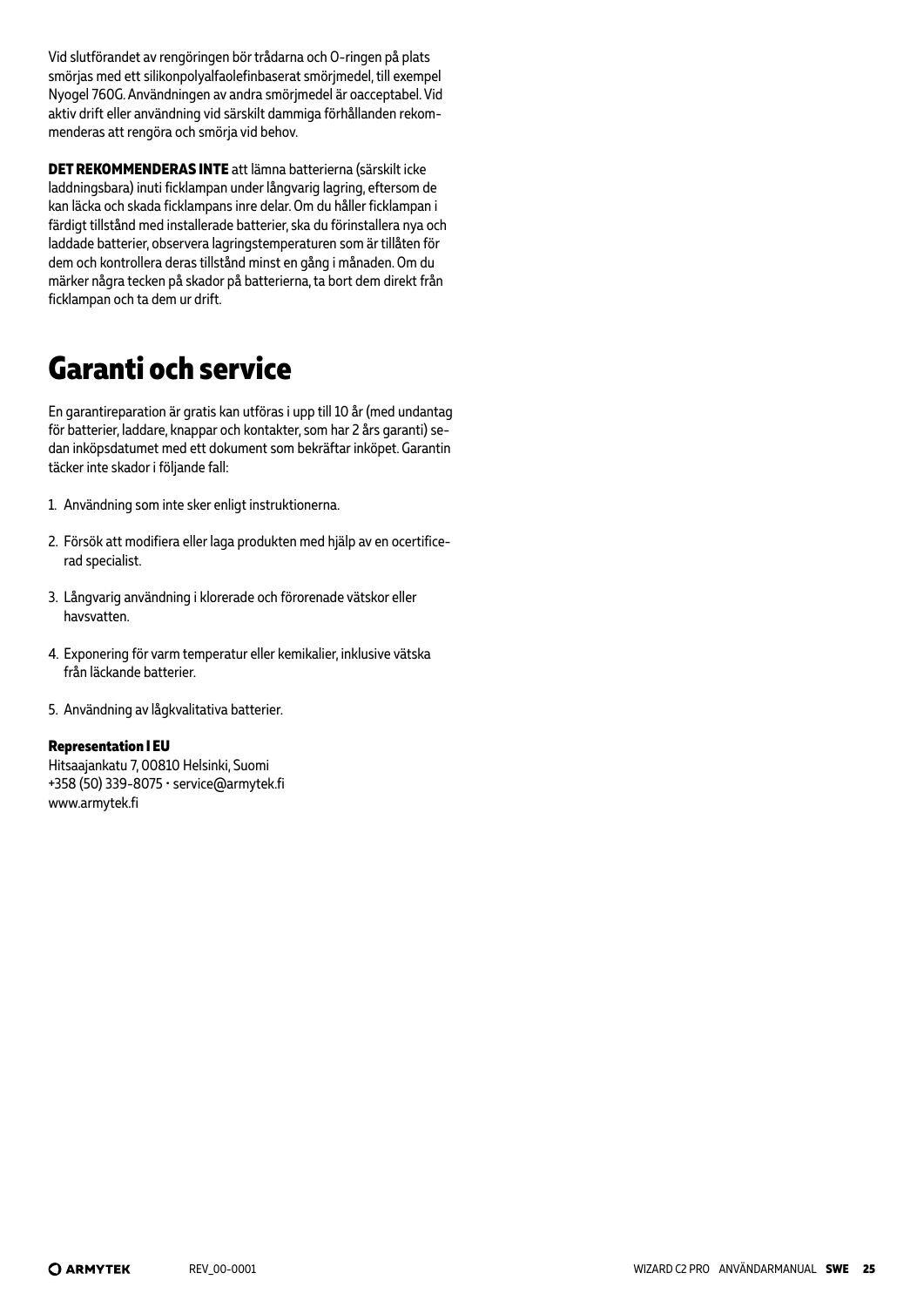Vid slutförandet av rengöringen bör trådarna och O-ringen på plats smörjas med ett silikonpolyalfaolefinbaserat smörjmedel, till exempel Nyogel 760G. Användningen av andra smörjmedel är oacceptabel. Vid aktiv drift eller användning vid särskilt dammiga förhållanden rekommenderas att rengöra och smörja vid behov.

**DET REKOMMENDERAS INTE** att lämna batterierna (särskilt icke laddningsbara) inuti ficklampan under långvarig lagring, eftersom de kan läcka och skada ficklampans inre delar. Om du håller ficklampan i färdigt tillstånd med installerade batterier, ska du förinstallera nya och laddade batterier, observera lagringstemperaturen som är tillåten för dem och kontrollera deras tillstånd minst en gång i månaden. Om du märker några tecken på skador på batterierna, ta bort dem direkt från ficklampan och ta dem ur drift.

# Garanti och service

En garantireparation är gratis kan utföras i upp till 10 år (med undantag för batterier, laddare, knappar och kontakter, som har 2 års garanti) sedan inköpsdatumet med ett dokument som bekräftar inköpet. Garantin täcker inte skador i följande fall:

1. Användning som inte sker enligt instruktionerna.
2. Försök att modifiera eller laga produkten med hjälp av en ocertifierad specialist.
3. Långvarig användning i klorerade och förorenade vätskor eller havsvatten.
4. Exponering för varm temperatur eller kemikalier, inklusive vätska från läckande batterier.
5. Användning av lågkvalitativa batterier.

**Representation I EU**
Hitsaajankatu 7, 00810 Helsinki, Suomi
+358 (50) 339-8075 • service@armytek.fi
www.armytek.fi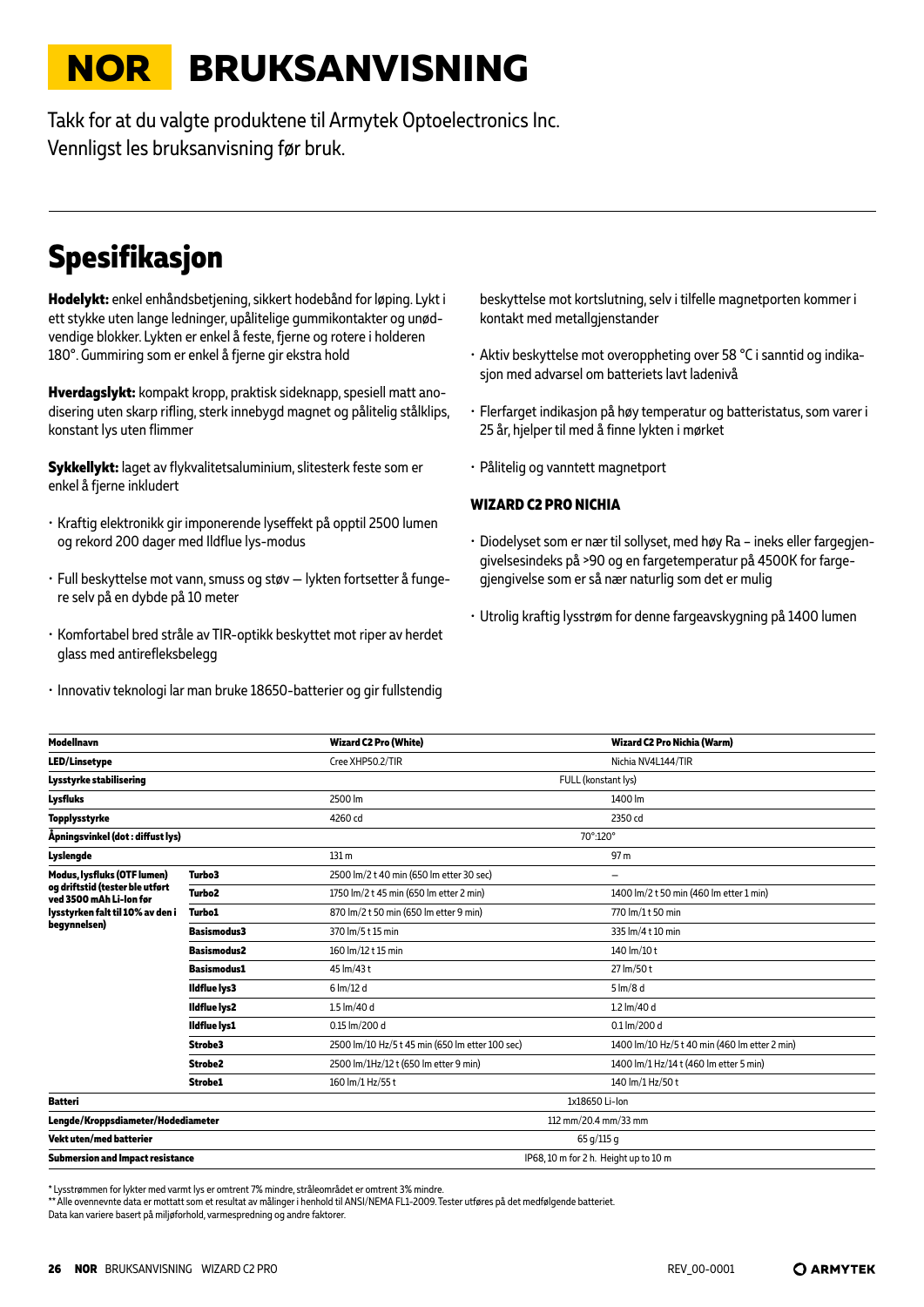# NOR BRUKSANVISNING

Takk for at du valgte produktene til Armytek Optoelectronics Inc.
Vennligst les bruksanvisning før bruk.

## Spesifikasjon

**Hodelykt:** enkel enhåndsbetjening, sikkert hodebånd for løping. Lykt i ett stykke uten lange ledninger, upålitelige gummikontakter og unødvendige blokker. Lykten er enkel å feste, fjerne og rotere i holderen 180°. Gummiring som er enkel å fjerne gir ekstra hold

**Hverdagslykt:** kompakt kropp, praktisk sideknapp, spesiell matt anodisering uten skarp rifling, sterk innebygd magnet og pålitelig stålklips, konstant lys uten flimmer

**Sykkellykt:** laget av flykvalitetsaluminium, slitesterk feste som er enkel å fjerne inkludert

- Kraftig elektronikk gir imponerende lyseffekt på opptil 2500 lumen og rekord 200 dager med Ildflue lys-modus
- Full beskyttelse mot vann, smuss og støv — lykten fortsetter å fungere selv på en dybde på 10 meter
- Komfortabel bred stråle av TIR-optikk beskyttet mot riper av herdet glass med antirefleksbelegg
- Innovativ teknologi lar man bruke 18650-batterier og gir fullstendig beskyttelse mot kortslutning, selv i tilfelle magnetporten kommer i kontakt med metallgjenstander
- Aktiv beskyttelse mot overoppheting over 58 °C i sanntid og indikasjon med advarsel om batteriets lavt ladenivå
- Flerfarget indikasjon på høy temperatur og batteristatus, som varer i 25 år, hjelper til med å finne lykten i mørket
- Pålitelig og vanntett magnetport

### WIZARD C2 PRO NICHIA

- Diodelyset som er nær til sollyset, med høy Ra – ineks eller fargegjengivelsesindeks på >90 og en fargetemperatur på 4500K for fargegjengivelse som er så nær naturlig som det er mulig
- Utrolig kraftig lysstrøm for denne fargeavskygning på 1400 lumen

| Modellnavn | | Wizard C2 Pro (White) | Wizard C2 Pro Nichia (Warm) |
|---|---|---|---|
| LED/Linsetype | | Cree XHP50.2/TIR | Nichia NV4L144/TIR |
| Lysstyrke stabilisering | | FULL (konstant lys) | |
| Lysfluks | | 2500 lm | 1400 lm |
| Topplysstyrke | | 4260 cd | 2350 cd |
| Åpningsvinkel (dot : diffust lys) | | 70°:120° | |
| Lyslengde | | 131 m | 97 m |
| Modus, lysfluks (OTF lumen) og driftstid (tester ble utført ved 3500 mAh Li-Ion før lysstyrken falt til 10% av den i begynnelsen) | Turbo3 | 2500 lm/2 t 40 min (650 lm etter 30 sec) | – |
| | Turbo2 | 1750 lm/2 t 45 min (650 lm etter 2 min) | 1400 lm/2 t 50 min (460 lm etter 1 min) |
| | Turbo1 | 870 lm/2 t 50 min (650 lm etter 9 min) | 770 lm/1 t 50 min |
| | Basismodus3 | 370 lm/5 t 15 min | 335 lm/4 t 10 min |
| | Basismodus2 | 160 lm/12 t 15 min | 140 lm/10 t |
| | Basismodus1 | 45 lm/43 t | 27 lm/50 t |
| | Ildflue lys3 | 6 lm/12 d | 5 lm/8 d |
| | Ildflue lys2 | 1.5 lm/40 d | 1.2 lm/40 d |
| | Ildflue lys1 | 0.15 lm/200 d | 0.1 lm/200 d |
| | Strobe3 | 2500 lm/10 Hz/5 t 45 min (650 lm etter 100 sec) | 1400 lm/10 Hz/5 t 40 min (460 lm etter 2 min) |
| | Strobe2 | 2500 lm/1Hz/12 t (650 lm etter 9 min) | 1400 lm/1 Hz/14 t (460 lm etter 5 min) |
| | Strobe1 | 160 lm/1 Hz/55 t | 140 lm/1 Hz/50 t |
| Batteri | | 1x18650 Li-Ion | |
| Lengde/Kroppsdiameter/Hodediameter | | 112 mm/20.4 mm/33 mm | |
| Vekt uten/med batterier | | 65 g/115 g | |
| Submersion and Impact resistance | | IP68, 10 m for 2 h. Height up to 10 m | |

\* Lysstrømmen for lykter med varmt lys er omtrent 7% mindre, stråleområdet er omtrent 3% mindre.
\*\* Alle ovennevnte data er mottatt som et resultat av målinger i henhold til ANSI/NEMA FL1-2009. Tester utføres på det medfølgende batteriet.
Data kan variere basert på miljøforhold, varmespredning og andre faktorer.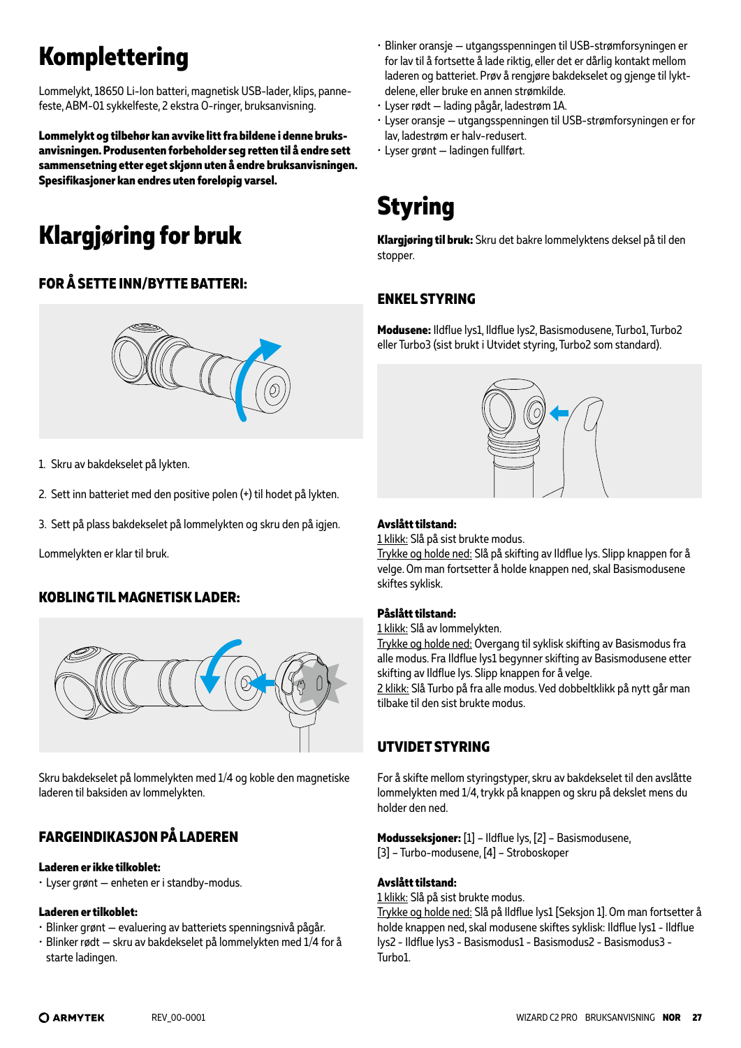# Komplettering

Lommelykt, 18650 Li-Ion batteri, magnetisk USB-lader, klips, pannefeste, ABM-01 sykkelfeste, 2 ekstra O-ringer, bruksanvisning.

**Lommelykt og tilbehør kan avvike litt fra bildene i denne bruksanvisningen. Produsenten forbeholder seg retten til å endre sett sammensetning etter eget skjønn uten å endre bruksanvisningen. Spesifikasjoner kan endres uten foreløpig varsel.**

# Klargjøring for bruk

## FOR Å SETTE INN/BYTTE BATTERI:

1. Skru av bakdekselet på lykten.
2. Sett inn batteriet med den positive polen (+) til hodet på lykten.
3. Sett på plass bakdekselet på lommelykten og skru den på igjen.

Lommelykten er klar til bruk.

## KOBLING TIL MAGNETISK LADER:

Skru bakdekselet på lommelykten med 1/4 og koble den magnetiske laderen til baksiden av lommelykten.

## FARGEINDIKASJON PÅ LADEREN

**Laderen er ikke tilkoblet:**

- Lyser grønt — enheten er i standby-modus.

**Laderen er tilkoblet:**

- Blinker grønt — evaluering av batteriets spenningsnivå pågår.
- Blinker rødt — skru av bakdekselet på lommelykten med 1/4 for å starte ladingen.
- Blinker oransje — utgangsspenningen til USB-strømforsyningen er for lav til å fortsette å lade riktig, eller det er dårlig kontakt mellom laderen og batteriet. Prøv å rengjøre bakdekselet og gjenge til lyktdelene, eller bruke en annen strømkilde.
- Lyser rødt — lading pågår, ladestrøm 1A.
- Lyser oransje — utgangsspenningen til USB-strømforsyningen er for lav, ladestrøm er halv-redusert.
- Lyser grønt — ladingen fullført.

# Styring

**Klargjøring til bruk:** Skru det bakre lommelyktens deksel på til den stopper.

## ENKEL STYRING

**Modusene:** Ildflue lys1, Ildflue lys2, Basismodusene, Turbo1, Turbo2 eller Turbo3 (sist brukt i Utvidet styring, Turbo2 som standard).

**Avslått tilstand:**
1 klikk: Slå på sist brukte modus.
Trykke og holde ned: Slå på skifting av Ildflue lys. Slipp knappen for å velge. Om man fortsetter å holde knappen ned, skal Basismodusene skiftes syklisk.

**Påslått tilstand:**
1 klikk: Slå av lommelykten.
Trykke og holde ned: Overgang til syklisk skifting av Basismodus fra alle modus. Fra Ildflue lys1 begynner skifting av Basismodusene etter skifting av Ildflue lys. Slipp knappen for å velge.
2 klikk: Slå Turbo på fra alle modus. Ved dobbeltklikk på nytt går man tilbake til den sist brukte modus.

## UTVIDET STYRING

For å skifte mellom styringstyper, skru av bakdekselet til den avslåtte lommelykten med 1/4, trykk på knappen og skru på dekslet mens du holder den ned.

**Modusseksjoner:** [1] – Ildflue lys, [2] – Basismodusene, [3] – Turbo-modusene, [4] – Stroboskoper

**Avslått tilstand:**
1 klikk: Slå på sist brukte modus.
Trykke og holde ned: Slå på Ildflue lys1 [Seksjon 1]. Om man fortsetter å holde knappen ned, skal modusene skiftes syklisk: Ildflue lys1 - Ildflue lys2 - Ildflue lys3 - Basismodus1 - Basismodus2 - Basismodus3 - Turbo1.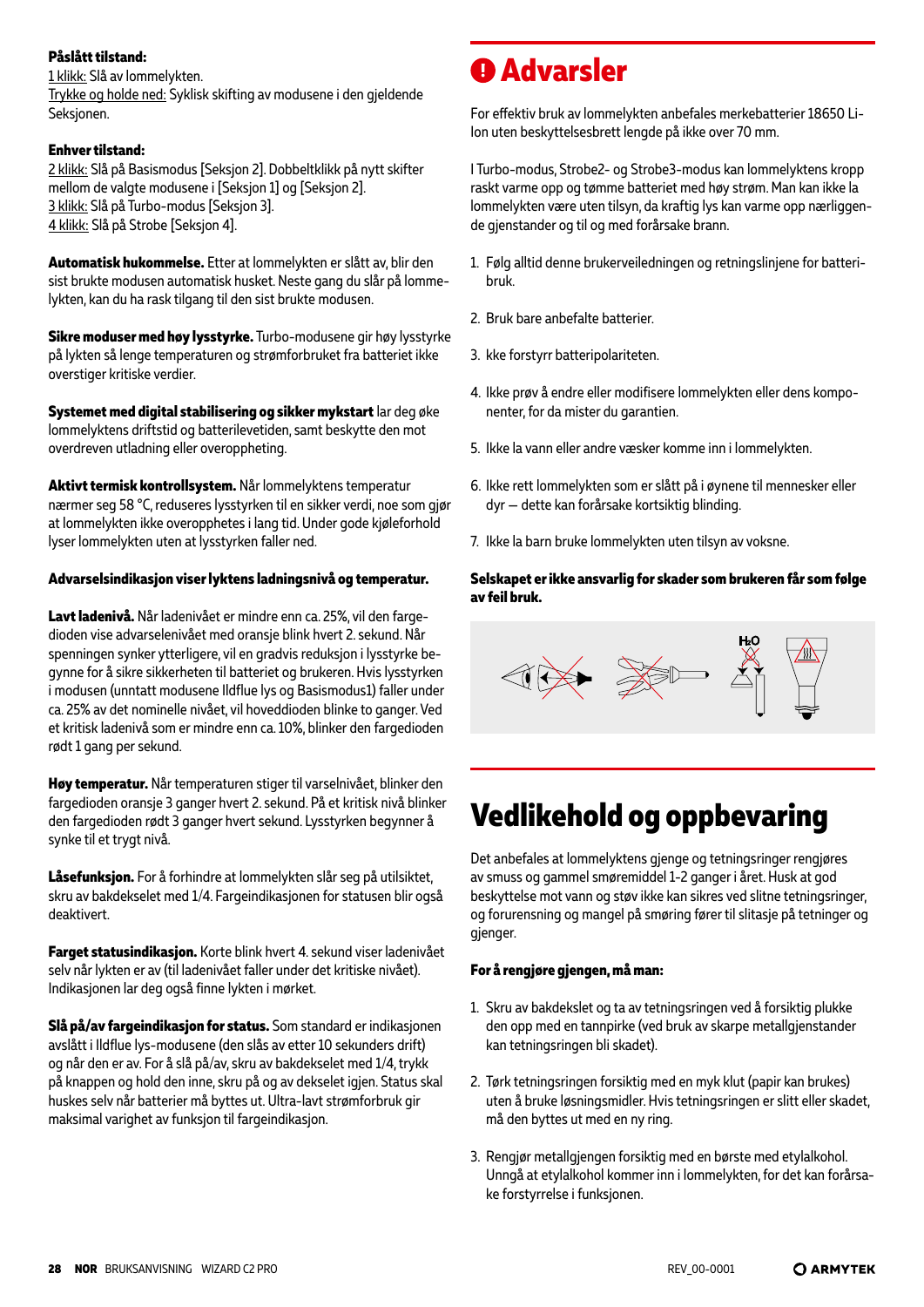**Påslått tilstand:**
1 klikk: Slå av lommelykten.
Trykke og holde ned: Syklisk skifting av modusene i den gjeldende Seksjonen.

**Enhver tilstand:**
2 klikk: Slå på Basismodus [Seksjon 2]. Dobbeltklikk på nytt skifter mellom de valgte modusene i [Seksjon 1] og [Seksjon 2].
3 klikk: Slå på Turbo-modus [Seksjon 3].
4 klikk: Slå på Strobe [Seksjon 4].

**Automatisk hukommelse.** Etter at lommelykten er slått av, blir den sist brukte modusen automatisk husket. Neste gang du slår på lommelykten, kan du ha rask tilgang til den sist brukte modusen.

**Sikre moduser med høy lysstyrke.** Turbo-modusene gir høy lysstyrke på lykten så lenge temperaturen og strømforbruket fra batteriet ikke overstiger kritiske verdier.

**Systemet med digital stabilisering og sikker mykstart** lar deg øke lommelyktens driftstid og batterilevetiden, samt beskytte den mot overdreven utladning eller overoppheting.

**Aktivt termisk kontrollsystem.** Når lommelyktens temperatur nærmer seg 58 °C, reduseres lysstyrken til en sikker verdi, noe som gjør at lommelykten ikke overopphetes i lang tid. Under gode kjøleforhold lyser lommelykten uten at lysstyrken faller ned.

**Advarselsindikasjon viser lyktens ladningsnivå og temperatur.**

**Lavt ladenivå.** Når ladenivået er mindre enn ca. 25%, vil den fargedioden vise advarselenivået med oransje blink hvert 2. sekund. Når spenningen synker ytterligere, vil en gradvis reduksjon i lysstyrke begynne for å sikre sikkerheten til batteriet og brukeren. Hvis lysstyrken i modusen (unntatt modusene Ildflue lys og Basismodus1) faller under ca. 25% av det nominelle nivået, vil hoveddioden blinke to ganger. Ved et kritisk ladenivå som er mindre enn ca. 10%, blinker den fargedioden rødt 1 gang per sekund.

**Høy temperatur.** Når temperaturen stiger til varselnivået, blinker den fargedioden oransje 3 ganger hvert 2. sekund. På et kritisk nivå blinker den fargedioden rødt 3 ganger hvert sekund. Lysstyrken begynner å synke til et trygt nivå.

**Låsefunksjon.** For å forhindre at lommelykten slår seg på utilsiktet, skru av bakdekselet med 1/4. Fargeindikasjonen for statusen blir også deaktivert.

**Farget statusindikasjon.** Korte blink hvert 4. sekund viser ladenivået selv når lykten er av (til ladenivået faller under det kritiske nivået). Indikasjonen lar deg også finne lykten i mørket.

**Slå på/av fargeindikasjon for status.** Som standard er indikasjonen avslått i Ildflue lys-modusene (den slås av etter 10 sekunders drift) og når den er av. For å slå på/av, skru av bakdekselet med 1/4, trykk på knappen og hold den inne, skru på og av dekselet igjen. Status skal huskes selv når batterier må byttes ut. Ultra-lavt strømforbruk gir maksimal varighet av funksjon til fargeindikasjon.

# Advarsler

For effektiv bruk av lommelykten anbefales merkebatterier 18650 Li-Ion uten beskyttelsesbrett lengde på ikke over 70 mm.

I Turbo-modus, Strobe2- og Strobe3-modus kan lommelyktens kropp raskt varme opp og tømme batteriet med høy strøm. Man kan ikke la lommelykten være uten tilsyn, da kraftig lys kan varme opp nærliggende gjenstander og til og med forårsake brann.

1. Følg alltid denne brukerveiledningen og retningslinjene for batteribruk.
2. Bruk bare anbefalte batterier.
3. kke forstyrr batteripolariteten.
4. Ikke prøv å endre eller modifisere lommelykten eller dens komponenter, for da mister du garantien.
5. Ikke la vann eller andre væsker komme inn i lommelykten.
6. Ikke rett lommelykten som er slått på i øynene til mennesker eller dyr — dette kan forårsake kortsiktig blinding.
7. Ikke la barn bruke lommelykten uten tilsyn av voksne.

**Selskapet er ikke ansvarlig for skader som brukeren får som følge av feil bruk.**

# Vedlikehold og oppbevaring

Det anbefales at lommelyktens gjenge og tetningsringer rengjøres av smuss og gammel smøremiddel 1-2 ganger i året. Husk at god beskyttelse mot vann og støv ikke kan sikres ved slitne tetningsringer, og forurensning og mangel på smøring fører til slitasje på tetninger og gjenger.

**For å rengjøre gjengen, må man:**

1. Skru av bakdekslet og ta av tetningsringen ved å forsiktig plukke den opp med en tannpirke (ved bruk av skarpe metallgjenstander kan tetningsringen bli skadet).
2. Tørk tetningsringen forsiktig med en myk klut (papir kan brukes) uten å bruke løsningsmidler. Hvis tetningsringen er slitt eller skadet, må den byttes ut med en ny ring.
3. Rengjør metallgjengen forsiktig med en børste med etylalkohol. Unngå at etylalkohol kommer inn i lommelykten, for det kan forårsake forstyrrelse i funksjonen.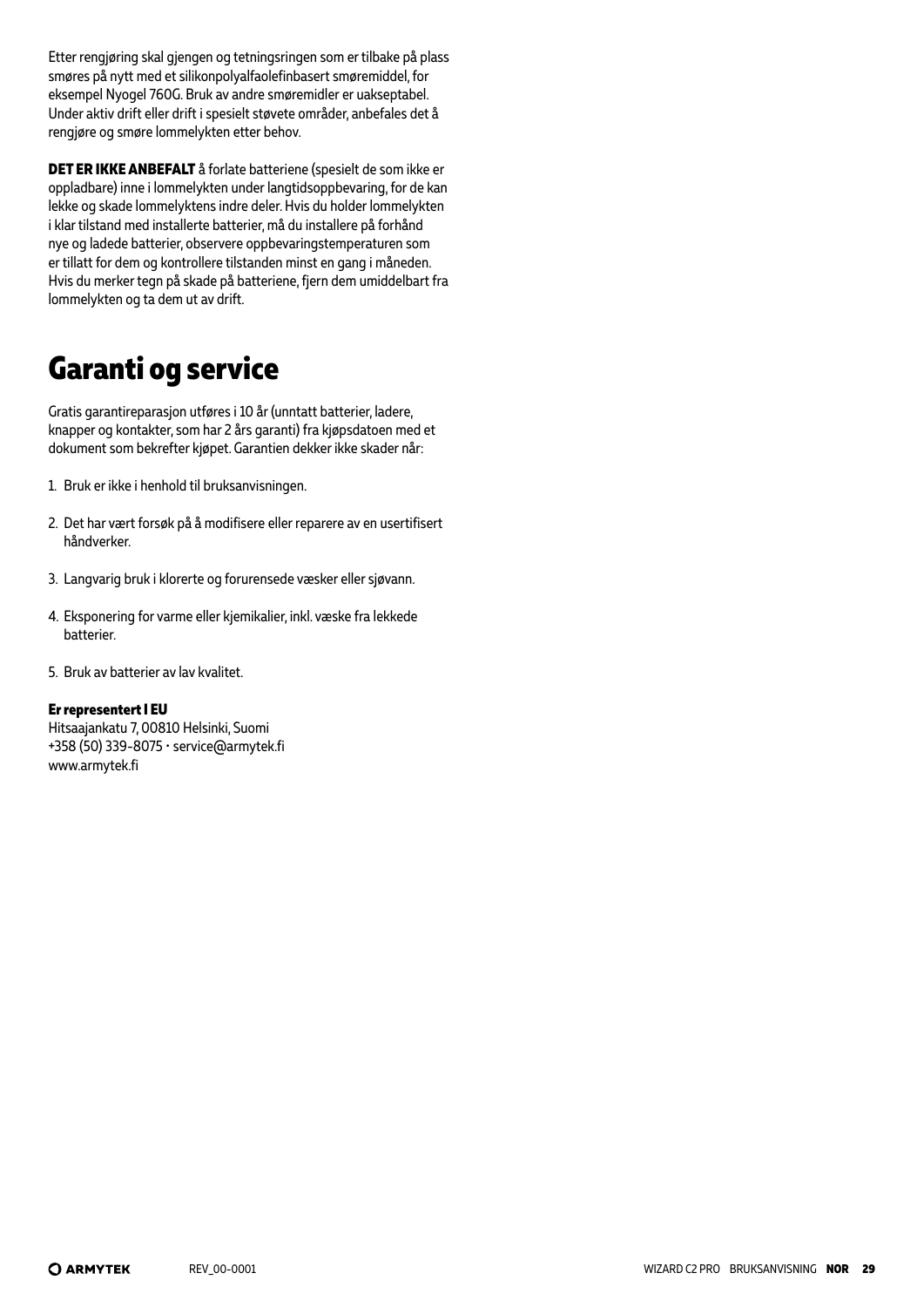Etter rengjøring skal gjengen og tetningsringen som er tilbake på plass smøres på nytt med et silikonpolyalfaolefinbasert smøremiddel, for eksempel Nyogel 760G. Bruk av andre smøremidler er uakseptabel. Under aktiv drift eller drift i spesielt støvete områder, anbefales det å rengjøre og smøre lommelykten etter behov.

**DET ER IKKE ANBEFALT** å forlate batteriene (spesielt de som ikke er oppladbare) inne i lommelykten under langtidsoppbevaring, for de kan lekke og skade lommelyktens indre deler. Hvis du holder lommelykten i klar tilstand med installerte batterier, må du installere på forhånd nye og ladede batterier, observere oppbevaringstemperaturen som er tillatt for dem og kontrollere tilstanden minst en gang i måneden. Hvis du merker tegn på skade på batteriene, fjern dem umiddelbart fra lommelykten og ta dem ut av drift.

# Garanti og service

Gratis garantireparasjon utføres i 10 år (unntatt batterier, ladere, knapper og kontakter, som har 2 års garanti) fra kjøpsdatoen med et dokument som bekrefter kjøpet. Garantien dekker ikke skader når:

1. Bruk er ikke i henhold til bruksanvisningen.
2. Det har vært forsøk på å modifisere eller reparere av en usertifisert håndverker.
3. Langvarig bruk i klorerte og forurensede væsker eller sjøvann.
4. Eksponering for varme eller kjemikalier, inkl. væske fra lekkede batterier.
5. Bruk av batterier av lav kvalitet.

**Er representert I EU**
Hitsaajankatu 7, 00810 Helsinki, Suomi
+358 (50) 339-8075 • service@armytek.fi
www.armytek.fi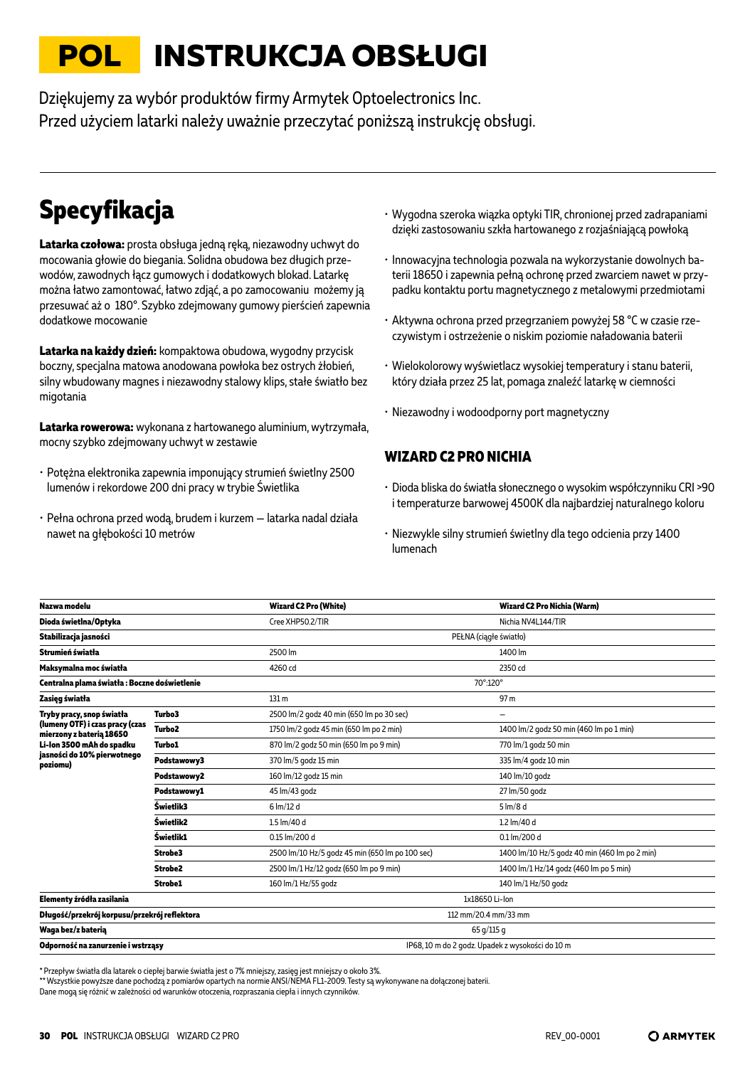# POL INSTRUKCJA OBSŁUGI

Dziękujemy za wybór produktów firmy Armytek Optoelectronics Inc.
Przed użyciem latarki należy uważnie przeczytać poniższą instrukcję obsługi.

## Specyfikacja

**Latarka czołowa:** prosta obsługa jedną ręką, niezawodny uchwyt do mocowania głowie do biegania. Solidna obudowa bez długich przewodów, zawodnych łącz gumowych i dodatkowych blokad. Latarkę można łatwo zamontować, łatwo zdjąć, a po zamocowaniu możemy ją przesuwać aż o 180°. Szybko zdejmowany gumowy pierścień zapewnia dodatkowe mocowanie

**Latarka na każdy dzień:** kompaktowa obudowa, wygodny przycisk boczny, specjalna matowa anodowana powłoka bez ostrych żłobień, silny wbudowany magnes i niezawodny stalowy klips, stałe światło bez migotania

**Latarka rowerowa:** wykonana z hartowanego aluminium, wytrzymała, mocny szybko zdejmowany uchwyt w zestawie

- Potężna elektronika zapewnia imponujący strumień świetlny 2500 lumenów i rekordowe 200 dni pracy w trybie Świetlika
- Pełna ochrona przed wodą, brudem i kurzem — latarka nadal działa nawet na głębokości 10 metrów
- Wygodna szeroka wiązka optyki TIR, chronionej przed zadrapaniami dzięki zastosowaniu szkła hartowanego z rozjaśniającą powłoką
- Innowacyjna technologia pozwala na wykorzystanie dowolnych baterii 18650 i zapewnia pełną ochronę przed zwarciem nawet w przypadku kontaktu portu magnetycznego z metalowymi przedmiotami
- Aktywna ochrona przed przegrzaniem powyżej 58 °C w czasie rzeczywistym i ostrzeżenie o niskim poziomie naładowania baterii
- Wielokolorowy wyświetlacz wysokiej temperatury i stanu baterii, który działa przez 25 lat, pomaga znaleźć latarkę w ciemności
- Niezawodny i wodoodporny port magnetyczny

### WIZARD C2 PRO NICHIA

- Dioda bliska do światła słonecznego o wysokim współczynniku CRI >90 i temperaturze barwowej 4500K dla najbardziej naturalnego koloru
- Niezwykle silny strumień świetlny dla tego odcienia przy 1400 lumenach

| Nazwa modelu | | Wizard C2 Pro (White) | Wizard C2 Pro Nichia (Warm) |
|---|---|---|---|
| Dioda świetlna/Optyka | | Cree XHP50.2/TIR | Nichia NV4L144/TIR |
| Stabilizacja jasności | | PEŁNA (ciągłe światło) | |
| Strumień światła | | 2500 lm | 1400 lm |
| Maksymalna moc światła | | 4260 cd | 2350 cd |
| Centralna plama światła : Boczne doświetlenie | | 70°:120° | |
| Zasięg światła | | 131 m | 97 m |
| Tryby pracy, snop światła (lumeny OTF) i czas pracy (czas mierzony z baterią 18650 Li-Ion 3500 mAh do spadku jasności do 10% pierwotnego poziomu) | Turbo3 | 2500 lm/2 godz 40 min (650 lm po 30 sec) | – |
| | Turbo2 | 1750 lm/2 godz 45 min (650 lm po 2 min) | 1400 lm/2 godz 50 min (460 lm po 1 min) |
| | Turbo1 | 870 lm/2 godz 50 min (650 lm po 9 min) | 770 lm/1 godz 50 min |
| | Podstawowy3 | 370 lm/5 godz 15 min | 335 lm/4 godz 10 min |
| | Podstawowy2 | 160 lm/12 godz 15 min | 140 lm/10 godz |
| | Podstawowy1 | 45 lm/43 godz | 27 lm/50 godz |
| | Świetlik3 | 6 lm/12 d | 5 lm/8 d |
| | Świetlik2 | 1.5 lm/40 d | 1.2 lm/40 d |
| | Świetlik1 | 0.15 lm/200 d | 0.1 lm/200 d |
| | Strobe3 | 2500 lm/10 Hz/5 godz 45 min (650 lm po 100 sec) | 1400 lm/10 Hz/5 godz 40 min (460 lm po 2 min) |
| | Strobe2 | 2500 lm/1 Hz/12 godz (650 lm po 9 min) | 1400 lm/1 Hz/14 godz (460 lm po 5 min) |
| | Strobe1 | 160 lm/1 Hz/55 godz | 140 lm/1 Hz/50 godz |
| Elementy źródła zasilania | | 1x18650 Li-Ion | |
| Długość/przekrój korpusu/przekrój reflektora | | 112 mm/20.4 mm/33 mm | |
| Waga bez/z baterią | | 65 g/115 g | |
| Odporność na zanurzenie i wstrząsy | | IP68, 10 m do 2 godz. Upadek z wysokości do 10 m | |

\* Przepływ światła dla latarek o ciepłej barwie światła jest o 7% mniejszy, zasięg jest mniejszy o około 3%.
\*\* Wszystkie powyższe dane pochodzą z pomiarów opartych na normie ANSI/NEMA FL1-2009. Testy są wykonywane na dołączonej baterii.
Dane mogą się różnić w zależności od warunków otoczenia, rozpraszania ciepła i innych czynników.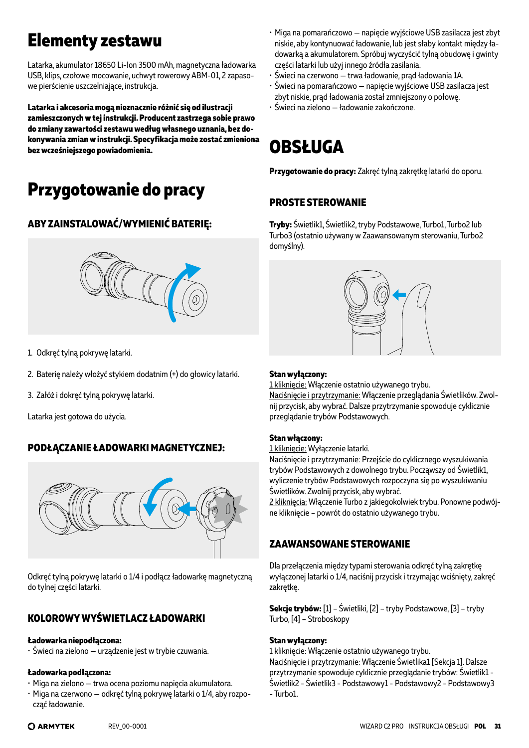# Elementy zestawu

Latarka, akumulator 18650 Li-Ion 3500 mAh, magnetyczna ładowarka USB, klips, czołowe mocowanie, uchwyt rowerowy ABM-01, 2 zapasowe pierścienie uszczelniające, instrukcja.

**Latarka i akcesoria mogą nieznacznie różnić się od ilustracji zamieszczonych w tej instrukcji. Producent zastrzega sobie prawo do zmiany zawartości zestawu według własnego uznania, bez dokonywania zmian w instrukcji. Specyfikacja może zostać zmieniona bez wcześniejszego powiadomienia.**

# Przygotowanie do pracy

## ABY ZAINSTALOWAĆ/WYMIENIĆ BATERIĘ:

1. Odkręć tylną pokrywę latarki.
2. Baterię należy włożyć stykiem dodatnim (+) do głowicy latarki.
3. Załóż i dokręć tylną pokrywę latarki.

Latarka jest gotowa do użycia.

## PODŁĄCZANIE ŁADOWARKI MAGNETYCZNEJ:

Odkręć tylną pokrywę latarki o 1/4 i podłącz ładowarkę magnetyczną do tylnej części latarki.

## KOLOROWY WYŚWIETLACZ ŁADOWARKI

**Ładowarka niepodłączona:**
- Świeci na zielono — urządzenie jest w trybie czuwania.

**Ładowarka podłączona:**
- Miga na zielono — trwa ocena poziomu napięcia akumulatora.
- Miga na czerwono — odkręć tylną pokrywę latarki o 1/4, aby rozpocząć ładowanie.
- Miga na pomarańczowo — napięcie wyjściowe USB zasilacza jest zbyt niskie, aby kontynuować ładowanie, lub jest słaby kontakt między ładowarką a akumulatorem. Spróbuj wyczyścić tylną obudowę i gwinty części latarki lub użyj innego źródła zasilania.
- Świeci na czerwono — trwa ładowanie, prąd ładowania 1A.
- Świeci na pomarańczowo — napięcie wyjściowe USB zasilacza jest zbyt niskie, prąd ładowania został zmniejszony o połowę.
- Świeci na zielono — ładowanie zakończone.

# OBSŁUGA

**Przygotowanie do pracy:** Zakręć tylną zakrętkę latarki do oporu.

## PROSTE STEROWANIE

**Tryby:** Świetlik1, Świetlik2, tryby Podstawowe, Turbo1, Turbo2 lub Turbo3 (ostatnio używany w Zaawansowanym sterowaniu, Turbo2 domyślny).

**Stan wyłączony:**
1 kliknięcie: Włączenie ostatnio używanego trybu.
Naciśnięcie i przytrzymanie: Włączenie przeglądania Świetlików. Zwolnij przycisk, aby wybrać. Dalsze przytrzymanie spowoduje cyklicznie przeglądanie trybów Podstawowych.

**Stan włączony:**
1 kliknięcie: Wyłączenie latarki.
Naciśnięcie i przytrzymanie: Przejście do cyklicznego wyszukiwania trybów Podstawowych z dowolnego trybu. Począwszy od Świetlik1, wyliczenie trybów Podstawowych rozpoczyna się po wyszukiwaniu Świetlików. Zwolnij przycisk, aby wybrać.
2 kliknięcia: Włączenie Turbo z jakiegokolwiek trybu. Ponowne podwójne kliknięcie – powrót do ostatnio używanego trybu.

## ZAAWANSOWANE STEROWANIE

Dla przełączenia między typami sterowania odkręć tylną zakrętkę wyłączonej latarki o 1/4, naciśnij przycisk i trzymając wciśnięty, zakręć zakrętkę.

**Sekcje trybów:** [1] – Świetliki, [2] – tryby Podstawowe, [3] – tryby Turbo, [4] – Stroboskopy

**Stan wyłączony:**
1 kliknięcie: Włączenie ostatnio używanego trybu.
Naciśnięcie i przytrzymanie: Włączenie Świetlika1 [Sekcja 1]. Dalsze przytrzymanie spowoduje cyklicznie przeglądanie trybów: Świetlik1 - Świetlik2 - Świetlik3 - Podstawowy1 - Podstawowy2 - Podstawowy3 - Turbo1.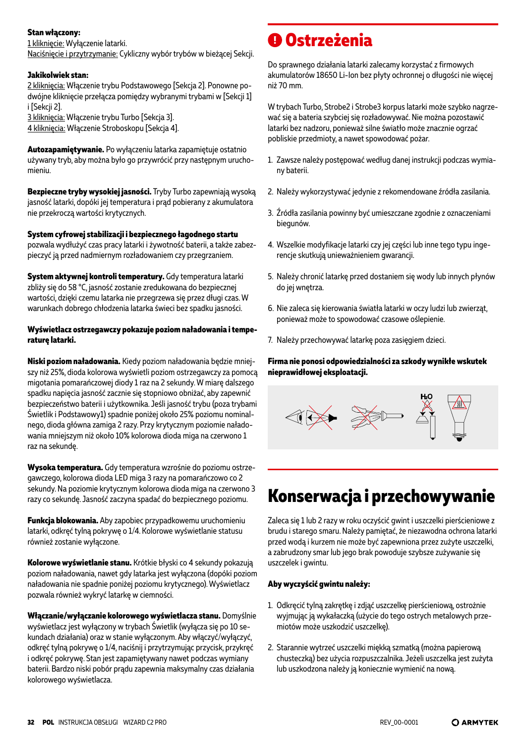**Stan włączony:**
1 kliknięcie: Wyłączenie latarki.
Naciśnięcie i przytrzymanie: Cykliczny wybór trybów w bieżącej Sekcji.

**Jakikolwiek stan:**
2 kliknięcia: Włączenie trybu Podstawowego [Sekcja 2]. Ponowne podwójne kliknięcie przełącza pomiędzy wybranymi trybami w [Sekcji 1] i [Sekcji 2].
3 kliknięcia: Włączenie trybu Turbo [Sekcja 3].
4 kliknięcia: Włączenie Stroboskopu [Sekcja 4].

**Autozapamiętywanie.** Po wyłączeniu latarka zapamiętuje ostatnio używany tryb, aby można było go przywrócić przy następnym uruchomieniu.

**Bezpieczne tryby wysokiej jasności.** Tryby Turbo zapewniają wysoką jasność latarki, dopóki jej temperatura i prąd pobierany z akumulatora nie przekroczą wartości krytycznych.

**System cyfrowej stabilizacji i bezpiecznego łagodnego startu** pozwala wydłużyć czas pracy latarki i żywotność baterii, a także zabezpieczyć ją przed nadmiernym rozładowaniem czy przegrzaniem.

**System aktywnej kontroli temperatury.** Gdy temperatura latarki zbliży się do 58 °C, jasność zostanie zredukowana do bezpiecznej wartości, dzięki czemu latarka nie przegrzewa się przez długi czas. W warunkach dobrego chłodzenia latarka świeci bez spadku jasności.

**Wyświetlacz ostrzegawczy pokazuje poziom naładowania i temperaturę latarki.**

**Niski poziom naładowania.** Kiedy poziom naładowania będzie mniejszy niż 25%, dioda kolorowa wyświetli poziom ostrzegawczy za pomocą migotania pomarańczowej diody 1 raz na 2 sekundy. W miarę dalszego spadku napięcia jasność zacznie się stopniowo obniżać, aby zapewnić bezpieczeństwo baterii i użytkownika. Jeśli jasność trybu (poza trybami Świetlik i Podstawowy1) spadnie poniżej około 25% poziomu nominalnego, dioda główna zamiga 2 razy. Przy krytycznym poziomie naładowania mniejszym niż około 10% kolorowa dioda miga na czerwono 1 raz na sekundę.

**Wysoka temperatura.** Gdy temperatura wzrośnie do poziomu ostrzegawczego, kolorowa dioda LED miga 3 razy na pomarańczowo co 2 sekundy. Na poziomie krytycznym kolorowa dioda miga na czerwono 3 razy co sekundę. Jasność zaczyna spadać do bezpiecznego poziomu.

**Funkcja blokowania.** Aby zapobiec przypadkowemu uruchomieniu latarki, odkręć tylną pokrywę o 1/4. Kolorowe wyświetlanie statusu również zostanie wyłączone.

**Kolorowe wyświetlanie stanu.** Krótkie błyski co 4 sekundy pokazują poziom naładowania, nawet gdy latarka jest wyłączona (dopóki poziom naładowania nie spadnie poniżej poziomu krytycznego). Wyświetlacz pozwala również wykryć latarkę w ciemności.

**Włączanie/wyłączanie kolorowego wyświetlacza stanu.** Domyślnie wyświetlacz jest wyłączony w trybach Świetlik (wyłącza się po 10 sekundach działania) oraz w stanie wyłączonym. Aby włączyć/wyłączyć, odkręć tylną pokrywę o 1/4, naciśnij i przytrzymując przycisk, przykręć i odkręć pokrywę. Stan jest zapamiętywany nawet podczas wymiany baterii. Bardzo niski pobór prądu zapewnia maksymalny czas działania kolorowego wyświetlacza.

# Ostrzeżenia

Do sprawnego działania latarki zalecamy korzystać z firmowych akumulatorów 18650 Li-Ion bez płyty ochronnej o długości nie więcej niż 70 mm.

W trybach Turbo, Strobe2 i Strobe3 korpus latarki może szybko nagrzewać się a bateria szybciej się rozładowywać. Nie można pozostawić latarki bez nadzoru, ponieważ silne światło może znacznie ograć pobliskie przedmioty, a nawet spowodować pożar.

1. Zawsze należy postępować według danej instrukcji podczas wymiany baterii.
2. Należy wykorzystywać jedynie z rekomendowane źródła zasilania.
3. Źródła zasilania powinny być umieszczane zgodnie z oznaczeniami biegunów.
4. Wszelkie modyfikacje latarki czy jej części lub inne tego typu ingerencje skutkują unieważnieniem gwarancji.
5. Należy chronić latarkę przed dostaniem się wody lub innych płynów do jej wnętrza.
6. Nie zaleca się kierowania światła latarki w oczy ludzi lub zwierząt, ponieważ może to spowodować czasowe oślepienie.
7. Należy przechowywać latarkę poza zasięgiem dzieci.

**Firma nie ponosi odpowiedzialności za szkody wynikłe wskutek nieprawidłowej eksploatacji.**

# Konserwacja i przechowywanie

Zaleca się 1 lub 2 razy w roku oczyścić gwint i uszczelki pierścieniowe z brudu i starego smaru. Należy pamiętać, że niezawodna ochrona latarki przed wodą i kurzem nie może być zapewniona przez zużyte uszczelki, a zabrudzony smar lub jego brak powoduje szybsze zużywanie się uszczelek i gwintu.

**Aby wyczyścić gwintu należy:**

1. Odkręcić tylną zakrętkę i zdjąć uszczelkę pierścieniową, ostrożnie wyjmując ją wykałaczką (użycie do tego ostrych metalowych przedmiotów może uszkodzić uszczelkę).
2. Starannie wytrzeć uszczelki miękką szmatką (można papierową chusteczką) bez użycia rozpuszczalnika. Jeżeli uszczelka jest zużyta lub uszkodzona należy ją koniecznie wymienić na nową.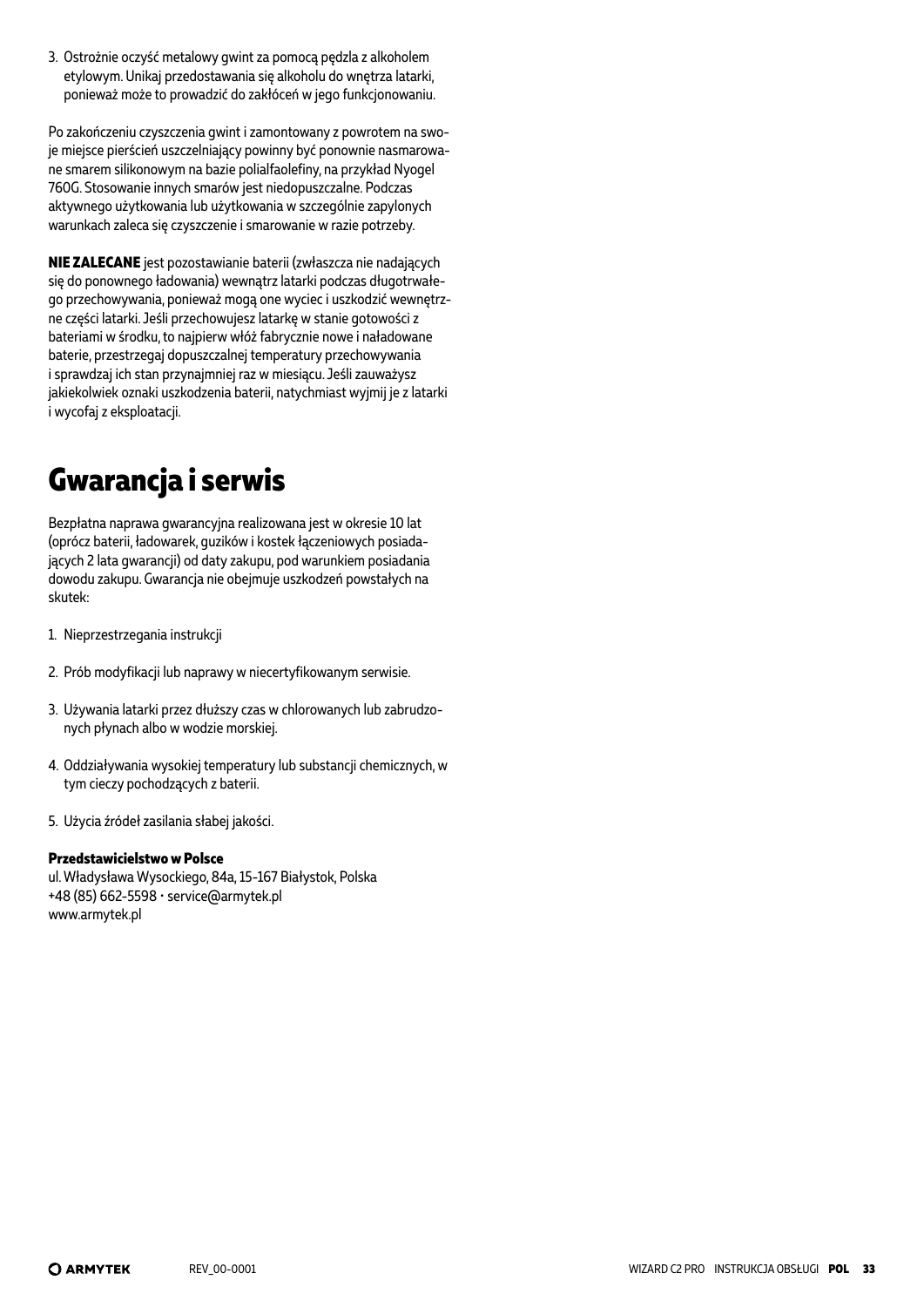3. Ostrożnie oczyść metalowy gwint za pomocą pędzla z alkoholem etylowym. Unikaj przedostawania się alkoholu do wnętrza latarki, ponieważ może to prowadzić do zakłóceń w jego funkcjonowaniu.

Po zakończeniu czyszczenia gwint i zamontowany z powrotem na swoje miejsce pierścień uszczelniający powinny być ponownie nasmarowane smarem silikonowym na bazie polialfaolefiny, na przykład Nyogel 760G. Stosowanie innych smarów jest niedopuszczalne. Podczas aktywnego użytkowania lub użytkowania w szczególnie zapylonych warunkach zaleca się czyszczenie i smarowanie w razie potrzeby.

**NIE ZALECANE** jest pozostawianie baterii (zwłaszcza nie nadających się do ponownego ładowania) wewnątrz latarki podczas długotrwałego przechowywania, ponieważ mogą one wyciec i uszkodzić wewnętrzne części latarki. Jeśli przechowujesz latarkę w stanie gotowości z bateriami w środku, to najpierw włóż fabrycznie nowe i naładowane baterie, przestrzegaj dopuszczalnej temperatury przechowywania i sprawdzaj ich stan przynajmniej raz w miesiącu. Jeśli zauważysz jakiekolwiek oznaki uszkodzenia baterii, natychmiast wyjmij je z latarki i wycofaj z eksploatacji.

# Gwarancja i serwis

Bezpłatna naprawa gwarancyjna realizowana jest w okresie 10 lat (oprócz baterii, ładowarek, guzików i kostek łączeniowych posiadających 2 lata gwarancji) od daty zakupu, pod warunkiem posiadania dowodu zakupu. Gwarancja nie obejmuje uszkodzeń powstałych na skutek:

1. Nieprzestrzegania instrukcji
2. Prób modyfikacji lub naprawy w niecertyfikowanym serwisie.
3. Używania latarki przez dłuższy czas w chlorowanych lub zabrudzonych płynach albo w wodzie morskiej.
4. Oddziaływania wysokiej temperatury lub substancji chemicznych, w tym cieczy pochodzących z baterii.
5. Użycia źródeł zasilania słabej jakości.

**Przedstawicielstwo w Polsce**
ul. Władysława Wysockiego, 84a, 15-167 Białystok, Polska
+48 (85) 662-5598 • service@armytek.pl
www.armytek.pl